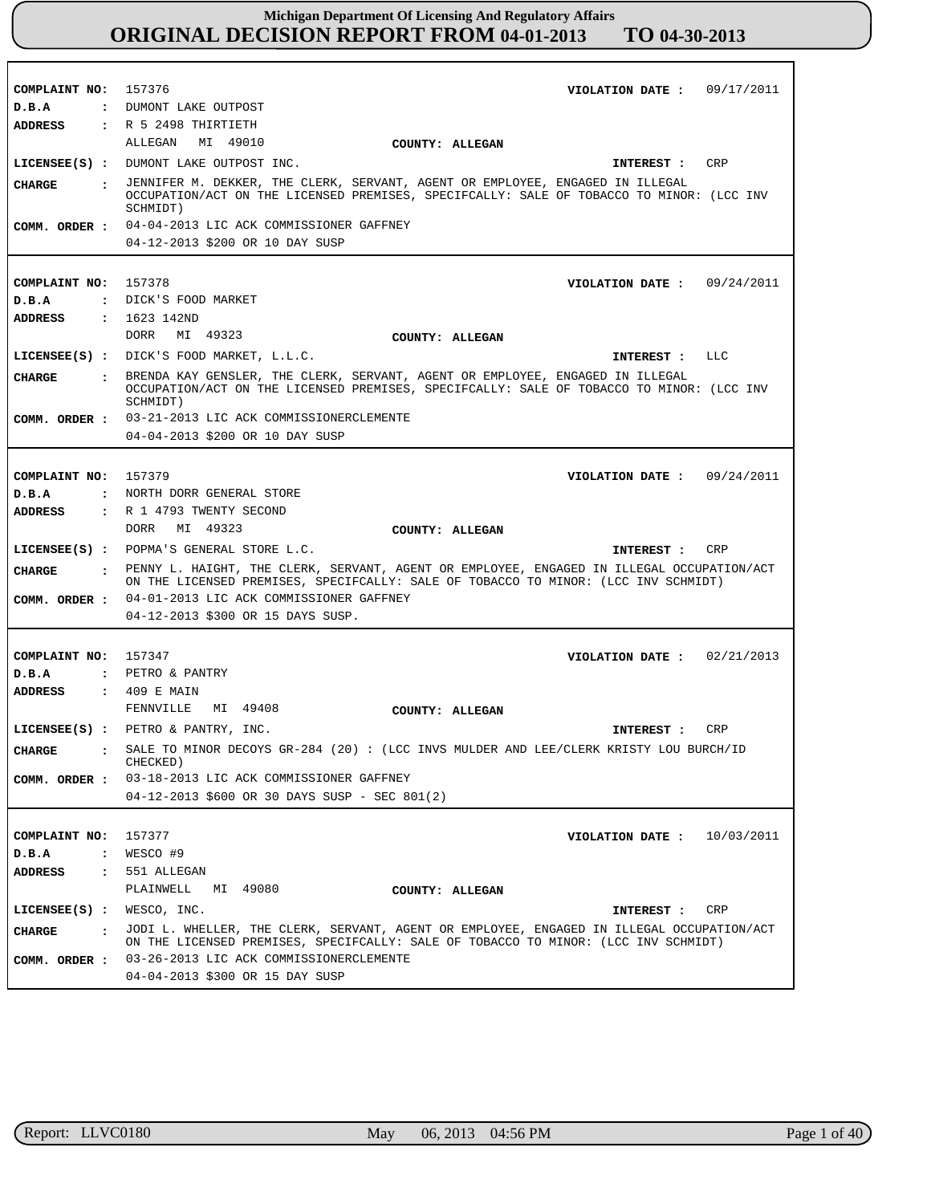# Michigan Department Of Licensing And Regulatory Affairs

## ORIGINAL DECISION REPORT FROM 04-01-2013 TO 04-30-2013

---

**COMPLAINT NO:** 157376
**VIOLATION DATE :** 09/17/2011
**D.B.A :** DUMONT LAKE OUTPOST
**ADDRESS :** R 5 2498 THIRTIETH
ALLEGAN MI 49010
**COUNTY:** ALLEGAN
**LICENSEE(S) :** DUMONT LAKE OUTPOST INC.
**INTEREST :** CRP
**CHARGE :** JENNIFER M. DEKKER, THE CLERK, SERVANT, AGENT OR EMPLOYEE, ENGAGED IN ILLEGAL OCCUPATION/ACT ON THE LICENSED PREMISES, SPECIFCALLY: SALE OF TOBACCO TO MINOR: (LCC INV SCHMIDT)
**COMM. ORDER :** 04-04-2013 LIC ACK COMMISSIONER GAFFNEY
04-12-2013 $200 OR 10 DAY SUSP

---

**COMPLAINT NO:** 157378
**VIOLATION DATE :** 09/24/2011
**D.B.A :** DICK'S FOOD MARKET
**ADDRESS :** 1623 142ND
DORR MI 49323
**COUNTY:** ALLEGAN
**LICENSEE(S) :** DICK'S FOOD MARKET, L.L.C.
**INTEREST :** LLC
**CHARGE :** BRENDA KAY GENSLER, THE CLERK, SERVANT, AGENT OR EMPLOYEE, ENGAGED IN ILLEGAL OCCUPATION/ACT ON THE LICENSED PREMISES, SPECIFCALLY: SALE OF TOBACCO TO MINOR: (LCC INV SCHMIDT)
**COMM. ORDER :** 03-21-2013 LIC ACK COMMISSIONERCLEMENTE
04-04-2013 $200 OR 10 DAY SUSP

---

**COMPLAINT NO:** 157379
**VIOLATION DATE :** 09/24/2011
**D.B.A :** NORTH DORR GENERAL STORE
**ADDRESS :** R 1 4793 TWENTY SECOND
DORR MI 49323
**COUNTY:** ALLEGAN
**LICENSEE(S) :** POPMA'S GENERAL STORE L.C.
**INTEREST :** CRP
**CHARGE :** PENNY L. HAIGHT, THE CLERK, SERVANT, AGENT OR EMPLOYEE, ENGAGED IN ILLEGAL OCCUPATION/ACT ON THE LICENSED PREMISES, SPECIFCALLY: SALE OF TOBACCO TO MINOR: (LCC INV SCHMIDT)
**COMM. ORDER :** 04-01-2013 LIC ACK COMMISSIONER GAFFNEY
04-12-2013 $300 OR 15 DAYS SUSP.

---

**COMPLAINT NO:** 157347
**VIOLATION DATE :** 02/21/2013
**D.B.A :** PETRO & PANTRY
**ADDRESS :** 409 E MAIN
FENNVILLE MI 49408
**COUNTY:** ALLEGAN
**LICENSEE(S) :** PETRO & PANTRY, INC.
**INTEREST :** CRP
**CHARGE :** SALE TO MINOR DECOYS GR-284 (20) : (LCC INVS MULDER AND LEE/CLERK KRISTY LOU BURCH/ID CHECKED)
**COMM. ORDER :** 03-18-2013 LIC ACK COMMISSIONER GAFFNEY
04-12-2013 $600 OR 30 DAYS SUSP - SEC 801(2)

---

**COMPLAINT NO:** 157377
**VIOLATION DATE :** 10/03/2011
**D.B.A :** WESCO #9
**ADDRESS :** 551 ALLEGAN
PLAINWELL MI 49080
**COUNTY:** ALLEGAN
**LICENSEE(S) :** WESCO, INC.
**INTEREST :** CRP
**CHARGE :** JODI L. WHELLER, THE CLERK, SERVANT, AGENT OR EMPLOYEE, ENGAGED IN ILLEGAL OCCUPATION/ACT ON THE LICENSED PREMISES, SPECIFCALLY: SALE OF TOBACCO TO MINOR: (LCC INV SCHMIDT)
**COMM. ORDER :** 03-26-2013 LIC ACK COMMISSIONERCLEMENTE
04-04-2013 $300 OR 15 DAY SUSP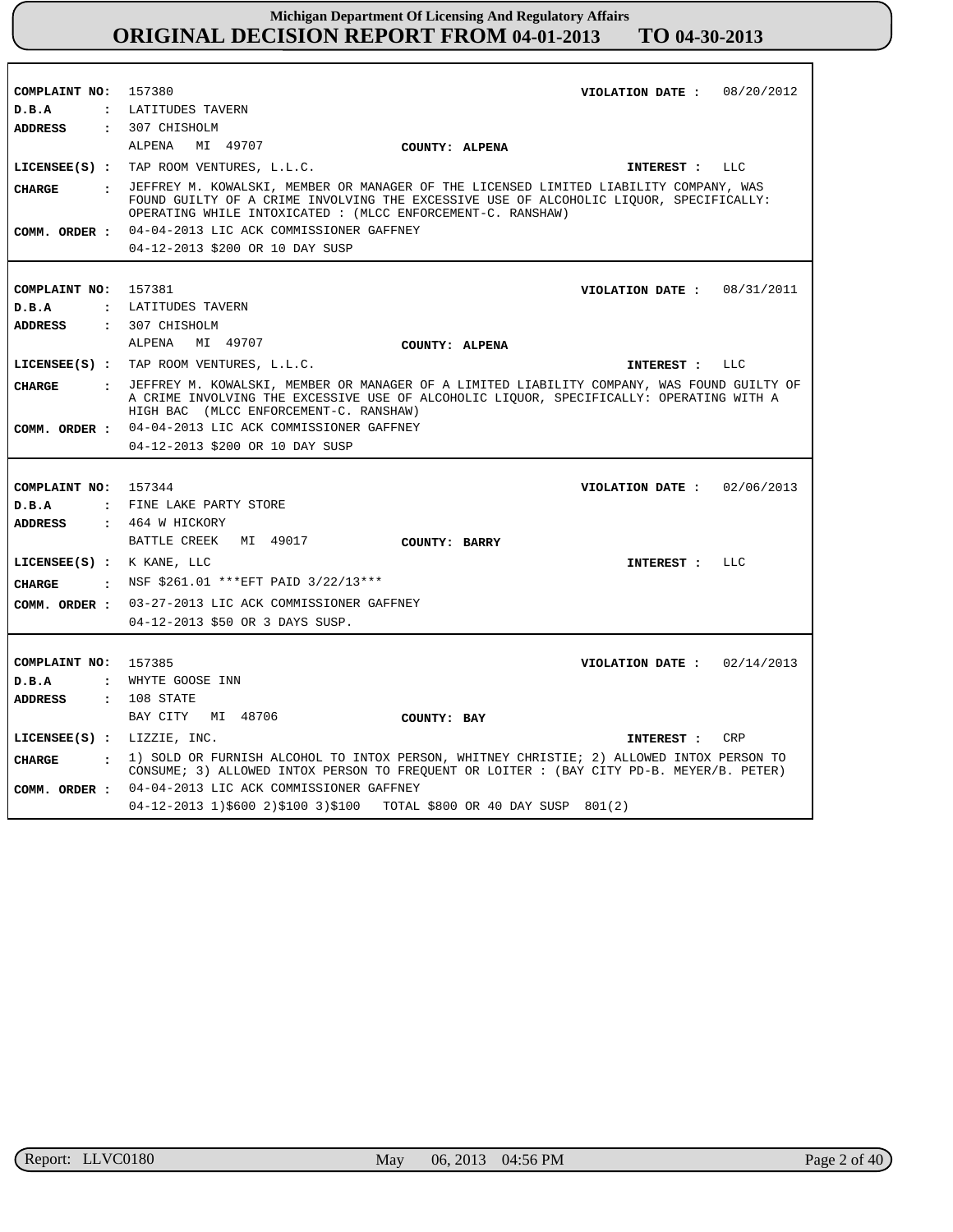**COMPLAINT NO:** 157380 **VIOLATION DATE :** 08/20/2012
**D.B.A :** LATITUDES TAVERN
**ADDRESS :** 307 CHISHOLM
ALPENA MI 49707 **COUNTY: ALPENA**
**LICENSEE(S) :** TAP ROOM VENTURES, L.L.C. **INTEREST :** LLC
**CHARGE :** JEFFREY M. KOWALSKI, MEMBER OR MANAGER OF THE LICENSED LIMITED LIABILITY COMPANY, WAS FOUND GUILTY OF A CRIME INVOLVING THE EXCESSIVE USE OF ALCOHOLIC LIQUOR, SPECIFICALLY: OPERATING WHILE INTOXICATED : (MLCC ENFORCEMENT-C. RANSHAW)
**COMM. ORDER :** 04-04-2013 LIC ACK COMMISSIONER GAFFNEY
04-12-2013 $200 OR 10 DAY SUSP

---

**COMPLAINT NO:** 157381 **VIOLATION DATE :** 08/31/2011
**D.B.A :** LATITUDES TAVERN
**ADDRESS :** 307 CHISHOLM
ALPENA MI 49707 **COUNTY: ALPENA**
**LICENSEE(S) :** TAP ROOM VENTURES, L.L.C. **INTEREST :** LLC
**CHARGE :** JEFFREY M. KOWALSKI, MEMBER OR MANAGER OF A LIMITED LIABILITY COMPANY, WAS FOUND GUILTY OF A CRIME INVOLVING THE EXCESSIVE USE OF ALCOHOLIC LIQUOR, SPECIFICALLY: OPERATING WITH A HIGH BAC (MLCC ENFORCEMENT-C. RANSHAW)
**COMM. ORDER :** 04-04-2013 LIC ACK COMMISSIONER GAFFNEY
04-12-2013 $200 OR 10 DAY SUSP

---

**COMPLAINT NO:** 157344 **VIOLATION DATE :** 02/06/2013
**D.B.A :** FINE LAKE PARTY STORE
**ADDRESS :** 464 W HICKORY
BATTLE CREEK MI 49017 **COUNTY: BARRY**
**LICENSEE(S) :** K KANE, LLC **INTEREST :** LLC
**CHARGE :** NSF $261.01 ***EFT PAID 3/22/13***
**COMM. ORDER :** 03-27-2013 LIC ACK COMMISSIONER GAFFNEY
04-12-2013 $50 OR 3 DAYS SUSP.

---

**COMPLAINT NO:** 157385 **VIOLATION DATE :** 02/14/2013
**D.B.A :** WHYTE GOOSE INN
**ADDRESS :** 108 STATE
BAY CITY MI 48706 **COUNTY: BAY**
**LICENSEE(S) :** LIZZIE, INC. **INTEREST :** CRP
**CHARGE :** 1) SOLD OR FURNISH ALCOHOL TO INTOX PERSON, WHITNEY CHRISTIE; 2) ALLOWED INTOX PERSON TO CONSUME; 3) ALLOWED INTOX PERSON TO FREQUENT OR LOITER : (BAY CITY PD-B. MEYER/B. PETER)
**COMM. ORDER :** 04-04-2013 LIC ACK COMMISSIONER GAFFNEY
04-12-2013 1)$600 2)$100 3)$100 TOTAL $800 OR 40 DAY SUSP 801(2)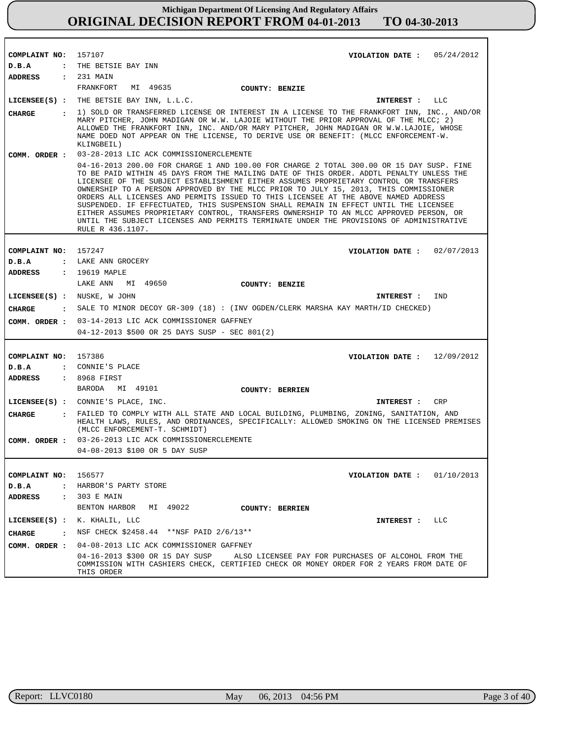**Michigan Department Of Licensing And Regulatory Affairs**
**ORIGINAL DECISION REPORT FROM 04-01-2013 TO 04-30-2013**

---

**COMPLAINT NO:** 157107 **VIOLATION DATE :** 05/24/2012
**D.B.A :** THE BETSIE BAY INN
**ADDRESS :** 231 MAIN
FRANKFORT MI 49635 **COUNTY: BENZIE**
**LICENSEE(S) :** THE BETSIE BAY INN, L.L.C. **INTEREST :** LLC
**CHARGE :** 1) SOLD OR TRANSFERRED LICENSE OR INTEREST IN A LICENSE TO THE FRANKFORT INN, INC., AND/OR MARY PITCHER, JOHN MADIGAN OR W.W. LAJOIE WITHOUT THE PRIOR APPROVAL OF THE MLCC; 2) ALLOWED THE FRANKFORT INN, INC. AND/OR MARY PITCHER, JOHN MADIGAN OR W.W.LAJOIE, WHOSE NAME DOED NOT APPEAR ON THE LICENSE, TO DERIVE USE OR BENEFIT: (MLCC ENFORCEMENT-W. KLINGBEIL)
**COMM. ORDER :** 03-28-2013 LIC ACK COMMISSIONERCLEMENTE
04-16-2013 200.00 FOR CHARGE 1 AND 100.00 FOR CHARGE 2 TOTAL 300.00 OR 15 DAY SUSP. FINE TO BE PAID WITHIN 45 DAYS FROM THE MAILING DATE OF THIS ORDER. ADDTL PENALTY UNLESS THE LICENSEE OF THE SUBJECT ESTABLISHMENT EITHER ASSUMES PROPRIETARY CONTROL OR TRANSFERS OWNERSHIP TO A PERSON APPROVED BY THE MLCC PRIOR TO JULY 15, 2013, THIS COMMISSIONER ORDERS ALL LICENSES AND PERMITS ISSUED TO THIS LICENSEE AT THE ABOVE NAMED ADDRESS SUSPENDED. IF EFFECTUATED, THIS SUSPENSION SHALL REMAIN IN EFFECT UNTIL THE LICENSEE EITHER ASSUMES PROPRIETARY CONTROL, TRANSFERS OWNERSHIP TO AN MLCC APPROVED PERSON, OR UNTIL THE SUBJECT LICENSES AND PERMITS TERMINATE UNDER THE PROVISIONS OF ADMINISTRATIVE RULE R 436.1107.

---

**COMPLAINT NO:** 157247 **VIOLATION DATE :** 02/07/2013
**D.B.A :** LAKE ANN GROCERY
**ADDRESS :** 19619 MAPLE
LAKE ANN MI 49650 **COUNTY: BENZIE**
**LICENSEE(S) :** NUSKE, W JOHN **INTEREST :** IND
**CHARGE :** SALE TO MINOR DECOY GR-309 (18) : (INV OGDEN/CLERK MARSHA KAY MARTH/ID CHECKED)
**COMM. ORDER :** 03-14-2013 LIC ACK COMMISSIONER GAFFNEY
04-12-2013 $500 OR 25 DAYS SUSP - SEC 801(2)

---

**COMPLAINT NO:** 157386 **VIOLATION DATE :** 12/09/2012
**D.B.A :** CONNIE'S PLACE
**ADDRESS :** 8968 FIRST
BARODA MI 49101 **COUNTY: BERRIEN**
**LICENSEE(S) :** CONNIE'S PLACE, INC. **INTEREST :** CRP
**CHARGE :** FAILED TO COMPLY WITH ALL STATE AND LOCAL BUILDING, PLUMBING, ZONING, SANITATION, AND HEALTH LAWS, RULES, AND ORDINANCES, SPECIFICALLY: ALLOWED SMOKING ON THE LICENSED PREMISES (MLCC ENFORCEMENT-T. SCHMIDT)
**COMM. ORDER :** 03-26-2013 LIC ACK COMMISSIONERCLEMENTE
04-08-2013 $100 OR 5 DAY SUSP

---

**COMPLAINT NO:** 156577 **VIOLATION DATE :** 01/10/2013
**D.B.A :** HARBOR'S PARTY STORE
**ADDRESS :** 303 E MAIN
BENTON HARBOR MI 49022 **COUNTY: BERRIEN**
**LICENSEE(S) :** K. KHALIL, LLC **INTEREST :** LLC
**CHARGE :** NSF CHECK $2458.44 **NSF PAID 2/6/13**
**COMM. ORDER :** 04-08-2013 LIC ACK COMMISSIONER GAFFNEY
04-16-2013 $300 OR 15 DAY SUSP ALSO LICENSEE PAY FOR PURCHASES OF ALCOHOL FROM THE COMMISSION WITH CASHIERS CHECK, CERTIFIED CHECK OR MONEY ORDER FOR 2 YEARS FROM DATE OF THIS ORDER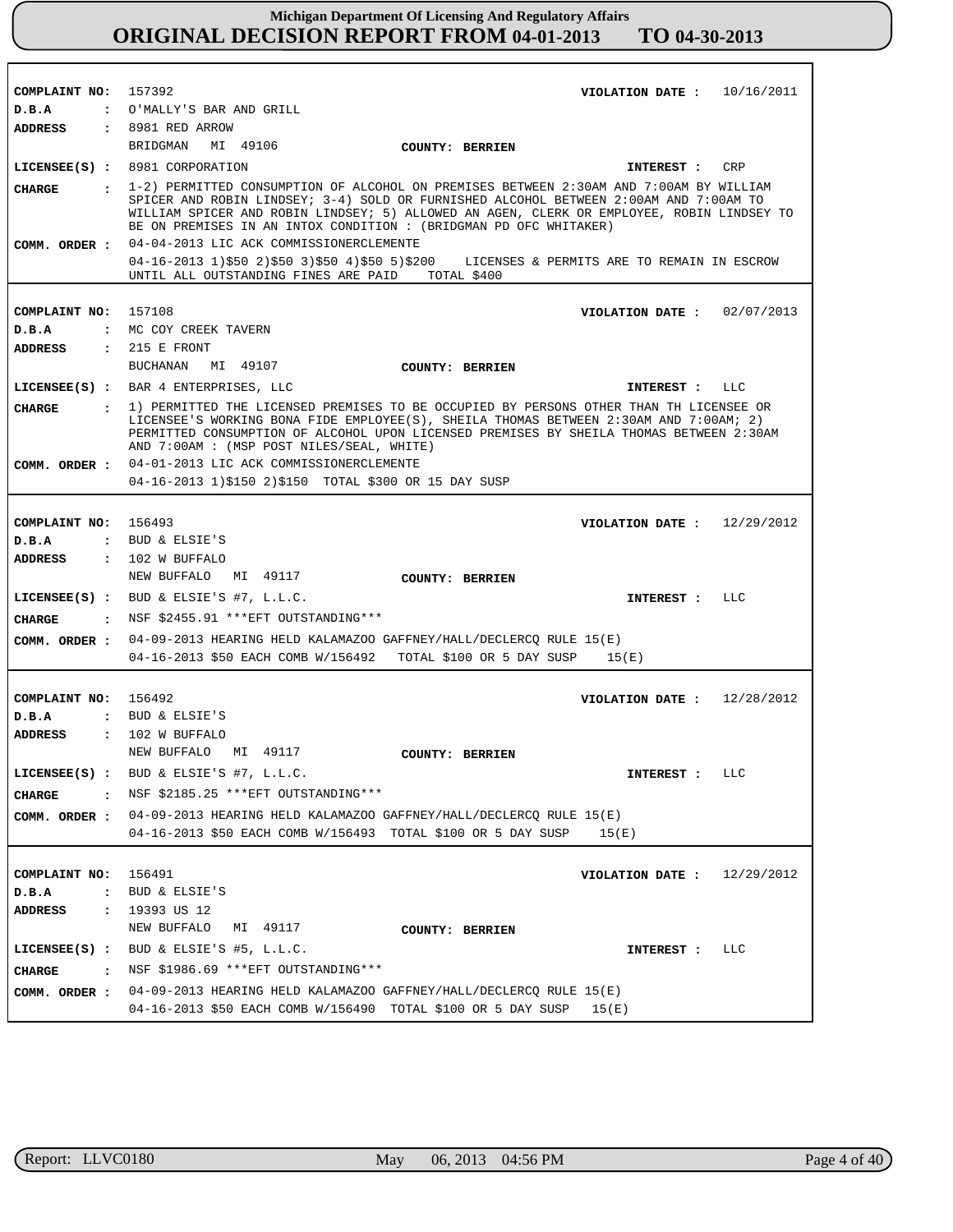# Michigan Department Of Licensing And Regulatory Affairs
## ORIGINAL DECISION REPORT FROM 04-01-2013 TO 04-30-2013

---

**COMPLAINT NO:** 157392 **VIOLATION DATE :** 10/16/2011
**D.B.A :** O'MALLY'S BAR AND GRILL
**ADDRESS :** 8981 RED ARROW
BRIDGMAN MI 49106 **COUNTY: BERRIEN**
**LICENSEE(S) :** 8981 CORPORATION **INTEREST :** CRP
**CHARGE :** 1-2) PERMITTED CONSUMPTION OF ALCOHOL ON PREMISES BETWEEN 2:30AM AND 7:00AM BY WILLIAM SPICER AND ROBIN LINDSEY; 3-4) SOLD OR FURNISHED ALCOHOL BETWEEN 2:00AM AND 7:00AM TO WILLIAM SPICER AND ROBIN LINDSEY; 5) ALLOWED AN AGEN, CLERK OR EMPLOYEE, ROBIN LINDSEY TO BE ON PREMISES IN AN INTOX CONDITION : (BRIDGMAN PD OFC WHITAKER)
**COMM. ORDER :** 04-04-2013 LIC ACK COMMISSIONERCLEMENTE
04-16-2013 1)$50 2)$50 3)$50 4)$50 5)$200 LICENSES & PERMITS ARE TO REMAIN IN ESCROW UNTIL ALL OUTSTANDING FINES ARE PAID TOTAL $400

---

**COMPLAINT NO:** 157108 **VIOLATION DATE :** 02/07/2013
**D.B.A :** MC COY CREEK TAVERN
**ADDRESS :** 215 E FRONT
BUCHANAN MI 49107 **COUNTY: BERRIEN**
**LICENSEE(S) :** BAR 4 ENTERPRISES, LLC **INTEREST :** LLC
**CHARGE :** 1) PERMITTED THE LICENSED PREMISES TO BE OCCUPIED BY PERSONS OTHER THAN TH LICENSEE OR LICENSEE'S WORKING BONA FIDE EMPLOYEE(S), SHEILA THOMAS BETWEEN 2:30AM AND 7:00AM; 2) PERMITTED CONSUMPTION OF ALCOHOL UPON LICENSED PREMISES BY SHEILA THOMAS BETWEEN 2:30AM AND 7:00AM : (MSP POST NILES/SEAL, WHITE)
**COMM. ORDER :** 04-01-2013 LIC ACK COMMISSIONERCLEMENTE
04-16-2013 1)$150 2)$150 TOTAL $300 OR 15 DAY SUSP

---

**COMPLAINT NO:** 156493 **VIOLATION DATE :** 12/29/2012
**D.B.A :** BUD & ELSIE'S
**ADDRESS :** 102 W BUFFALO
NEW BUFFALO MI 49117 **COUNTY: BERRIEN**
**LICENSEE(S) :** BUD & ELSIE'S #7, L.L.C. **INTEREST :** LLC
**CHARGE :** NSF $2455.91 ***EFT OUTSTANDING***
**COMM. ORDER :** 04-09-2013 HEARING HELD KALAMAZOO GAFFNEY/HALL/DECLERCQ RULE 15(E)
04-16-2013 $50 EACH COMB W/156492 TOTAL $100 OR 5 DAY SUSP 15(E)

---

**COMPLAINT NO:** 156492 **VIOLATION DATE :** 12/28/2012
**D.B.A :** BUD & ELSIE'S
**ADDRESS :** 102 W BUFFALO
NEW BUFFALO MI 49117 **COUNTY: BERRIEN**
**LICENSEE(S) :** BUD & ELSIE'S #7, L.L.C. **INTEREST :** LLC
**CHARGE :** NSF $2185.25 ***EFT OUTSTANDING***
**COMM. ORDER :** 04-09-2013 HEARING HELD KALAMAZOO GAFFNEY/HALL/DECLERCQ RULE 15(E)
04-16-2013 $50 EACH COMB W/156493 TOTAL $100 OR 5 DAY SUSP 15(E)

---

**COMPLAINT NO:** 156491 **VIOLATION DATE :** 12/29/2012
**D.B.A :** BUD & ELSIE'S
**ADDRESS :** 19393 US 12
NEW BUFFALO MI 49117 **COUNTY: BERRIEN**
**LICENSEE(S) :** BUD & ELSIE'S #5, L.L.C. **INTEREST :** LLC
**CHARGE :** NSF $1986.69 ***EFT OUTSTANDING***
**COMM. ORDER :** 04-09-2013 HEARING HELD KALAMAZOO GAFFNEY/HALL/DECLERCQ RULE 15(E)
04-16-2013 $50 EACH COMB W/156490 TOTAL $100 OR 5 DAY SUSP 15(E)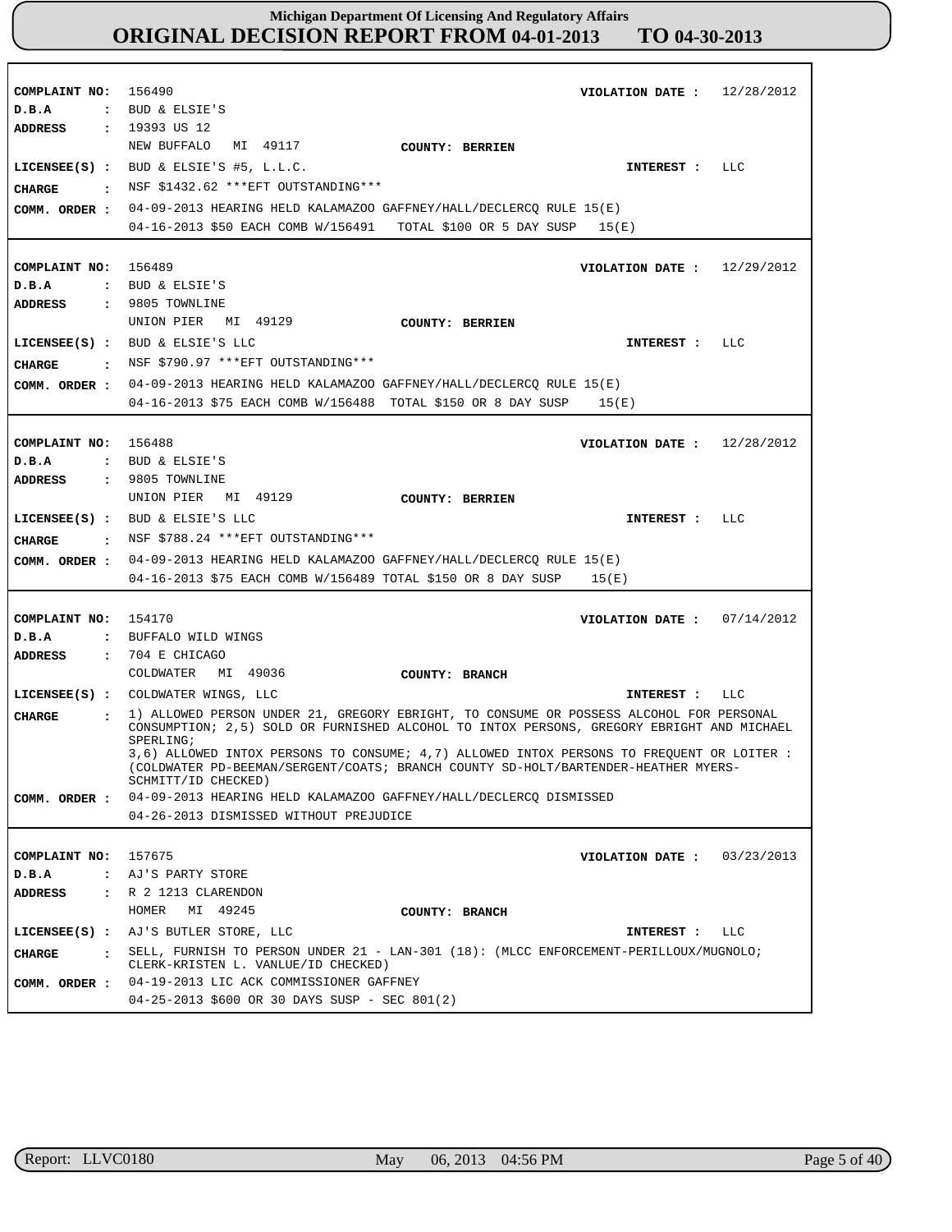# Michigan Department Of Licensing And Regulatory Affairs
## ORIGINAL DECISION REPORT FROM 04-01-2013 TO 04-30-2013

**COMPLAINT NO:** 156490 — **VIOLATION DATE :** 12/28/2012
**D.B.A :** BUD & ELSIE'S
**ADDRESS :** 19393 US 12, NEW BUFFALO MI 49117 — **COUNTY:** BERRIEN
**LICENSEE(S) :** BUD & ELSIE'S #5, L.L.C. — **INTEREST :** LLC
**CHARGE :** NSF $1432.62 ***EFT OUTSTANDING***
**COMM. ORDER :** 04-09-2013 HEARING HELD KALAMAZOO GAFFNEY/HALL/DECLERCQ RULE 15(E)
04-16-2013 $50 EACH COMB W/156491 TOTAL $100 OR 5 DAY SUSP 15(E)

---

**COMPLAINT NO:** 156489 — **VIOLATION DATE :** 12/29/2012
**D.B.A :** BUD & ELSIE'S
**ADDRESS :** 9805 TOWNLINE, UNION PIER MI 49129 — **COUNTY:** BERRIEN
**LICENSEE(S) :** BUD & ELSIE'S LLC — **INTEREST :** LLC
**CHARGE :** NSF $790.97 ***EFT OUTSTANDING***
**COMM. ORDER :** 04-09-2013 HEARING HELD KALAMAZOO GAFFNEY/HALL/DECLERCQ RULE 15(E)
04-16-2013 $75 EACH COMB W/156488 TOTAL $150 OR 8 DAY SUSP 15(E)

---

**COMPLAINT NO:** 156488 — **VIOLATION DATE :** 12/28/2012
**D.B.A :** BUD & ELSIE'S
**ADDRESS :** 9805 TOWNLINE, UNION PIER MI 49129 — **COUNTY:** BERRIEN
**LICENSEE(S) :** BUD & ELSIE'S LLC — **INTEREST :** LLC
**CHARGE :** NSF $788.24 ***EFT OUTSTANDING***
**COMM. ORDER :** 04-09-2013 HEARING HELD KALAMAZOO GAFFNEY/HALL/DECLERCQ RULE 15(E)
04-16-2013 $75 EACH COMB W/156489 TOTAL $150 OR 8 DAY SUSP 15(E)

---

**COMPLAINT NO:** 154170 — **VIOLATION DATE :** 07/14/2012
**D.B.A :** BUFFALO WILD WINGS
**ADDRESS :** 704 E CHICAGO, COLDWATER MI 49036 — **COUNTY:** BRANCH
**LICENSEE(S) :** COLDWATER WINGS, LLC — **INTEREST :** LLC
**CHARGE :** 1) ALLOWED PERSON UNDER 21, GREGORY EBRIGHT, TO CONSUME OR POSSESS ALCOHOL FOR PERSONAL CONSUMPTION; 2,5) SOLD OR FURNISHED ALCOHOL TO INTOX PERSONS, GREGORY EBRIGHT AND MICHAEL SPERLING;
3,6) ALLOWED INTOX PERSONS TO CONSUME; 4,7) ALLOWED INTOX PERSONS TO FREQUENT OR LOITER : (COLDWATER PD-BEEMAN/SERGENT/COATS; BRANCH COUNTY SD-HOLT/BARTENDER-HEATHER MYERS-SCHMITT/ID CHECKED)
**COMM. ORDER :** 04-09-2013 HEARING HELD KALAMAZOO GAFFNEY/HALL/DECLERCQ DISMISSED
04-26-2013 DISMISSED WITHOUT PREJUDICE

---

**COMPLAINT NO:** 157675 — **VIOLATION DATE :** 03/23/2013
**D.B.A :** AJ'S PARTY STORE
**ADDRESS :** R 2 1213 CLARENDON, HOMER MI 49245 — **COUNTY:** BRANCH
**LICENSEE(S) :** AJ'S BUTLER STORE, LLC — **INTEREST :** LLC
**CHARGE :** SELL, FURNISH TO PERSON UNDER 21 - LAN-301 (18): (MLCC ENFORCEMENT-PERILLOUX/MUGNOLO; CLERK-KRISTEN L. VANLUE/ID CHECKED)
**COMM. ORDER :** 04-19-2013 LIC ACK COMMISSIONER GAFFNEY
04-25-2013 $600 OR 30 DAYS SUSP - SEC 801(2)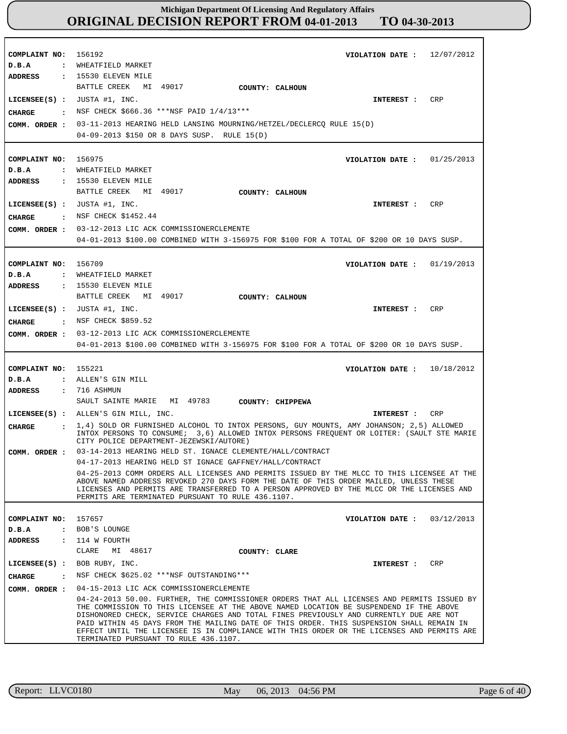# Michigan Department Of Licensing And Regulatory Affairs

## ORIGINAL DECISION REPORT FROM 04-01-2013 TO 04-30-2013

---

**COMPLAINT NO:** 156192
**VIOLATION DATE :** 12/07/2012
**D.B.A :** WHEATFIELD MARKET
**ADDRESS :** 15530 ELEVEN MILE
BATTLE CREEK MI 49017
**COUNTY:** CALHOUN
**LICENSEE(S) :** JUSTA #1, INC.
**INTEREST :** CRP
**CHARGE :** NSF CHECK $666.36 ***NSF PAID 1/4/13***
**COMM. ORDER :** 03-11-2013 HEARING HELD LANSING MOURNING/HETZEL/DECLERCQ RULE 15(D)
04-09-2013 $150 OR 8 DAYS SUSP. RULE 15(D)

---

**COMPLAINT NO:** 156975
**VIOLATION DATE :** 01/25/2013
**D.B.A :** WHEATFIELD MARKET
**ADDRESS :** 15530 ELEVEN MILE
BATTLE CREEK MI 49017
**COUNTY:** CALHOUN
**LICENSEE(S) :** JUSTA #1, INC.
**INTEREST :** CRP
**CHARGE :** NSF CHECK $1452.44
**COMM. ORDER :** 03-12-2013 LIC ACK COMMISSIONERCLEMENTE
04-01-2013 $100.00 COMBINED WITH 3-156975 FOR $100 FOR A TOTAL OF $200 OR 10 DAYS SUSP.

---

**COMPLAINT NO:** 156709
**VIOLATION DATE :** 01/19/2013
**D.B.A :** WHEATFIELD MARKET
**ADDRESS :** 15530 ELEVEN MILE
BATTLE CREEK MI 49017
**COUNTY:** CALHOUN
**LICENSEE(S) :** JUSTA #1, INC.
**INTEREST :** CRP
**CHARGE :** NSF CHECK $859.52
**COMM. ORDER :** 03-12-2013 LIC ACK COMMISSIONERCLEMENTE
04-01-2013 $100.00 COMBINED WITH 3-156975 FOR $100 FOR A TOTAL OF $200 OR 10 DAYS SUSP.

---

**COMPLAINT NO:** 155221
**VIOLATION DATE :** 10/18/2012
**D.B.A :** ALLEN'S GIN MILL
**ADDRESS :** 716 ASHMUN
SAULT SAINTE MARIE MI 49783
**COUNTY:** CHIPPEWA
**LICENSEE(S) :** ALLEN'S GIN MILL, INC.
**INTEREST :** CRP
**CHARGE :** 1,4) SOLD OR FURNISHED ALCOHOL TO INTOX PERSONS, GUY MOUNTS, AMY JOHANSON; 2,5) ALLOWED INTOX PERSONS TO CONSUME; 3,6) ALLOWED INTOX PERSONS FREQUENT OR LOITER: (SAULT STE MARIE CITY POLICE DEPARTMENT-JEZEWSKI/AUTORE)
**COMM. ORDER :** 03-14-2013 HEARING HELD ST. IGNACE CLEMENTE/HALL/CONTRACT
04-17-2013 HEARING HELD ST IGNACE GAFFNEY/HALL/CONTRACT
04-25-2013 COMM ORDERS ALL LICENSES AND PERMITS ISSUED BY THE MLCC TO THIS LICENSEE AT THE ABOVE NAMED ADDRESS REVOKED 270 DAYS FORM THE DATE OF THIS ORDER MAILED, UNLESS THESE LICENSES AND PERMITS ARE TRANSFERRED TO A PERSON APPROVED BY THE MLCC OR THE LICENSES AND PERMITS ARE TERMINATED PURSUANT TO RULE 436.1107.

---

**COMPLAINT NO:** 157657
**VIOLATION DATE :** 03/12/2013
**D.B.A :** BOB'S LOUNGE
**ADDRESS :** 114 W FOURTH
CLARE MI 48617
**COUNTY:** CLARE
**LICENSEE(S) :** BOB RUBY, INC.
**INTEREST :** CRP
**CHARGE :** NSF CHECK $625.02 ***NSF OUTSTANDING***
**COMM. ORDER :** 04-15-2013 LIC ACK COMMISSIONERCLEMENTE
04-24-2013 50.00. FURTHER, THE COMMISSIONER ORDERS THAT ALL LICENSES AND PERMITS ISSUED BY THE COMMISSION TO THIS LICENSEE AT THE ABOVE NAMED LOCATION BE SUSPENDEND IF THE ABOVE DISHONORED CHECK, SERVICE CHARGES AND TOTAL FINES PREVIOUSLY AND CURRENTLY DUE ARE NOT PAID WITHIN 45 DAYS FROM THE MAILING DATE OF THIS ORDER. THIS SUSPENSION SHALL REMAIN IN EFFECT UNTIL THE LICENSEE IS IN COMPLIANCE WITH THIS ORDER OR THE LICENSES AND PERMITS ARE TERMINATED PURSUANT TO RULE 436.1107.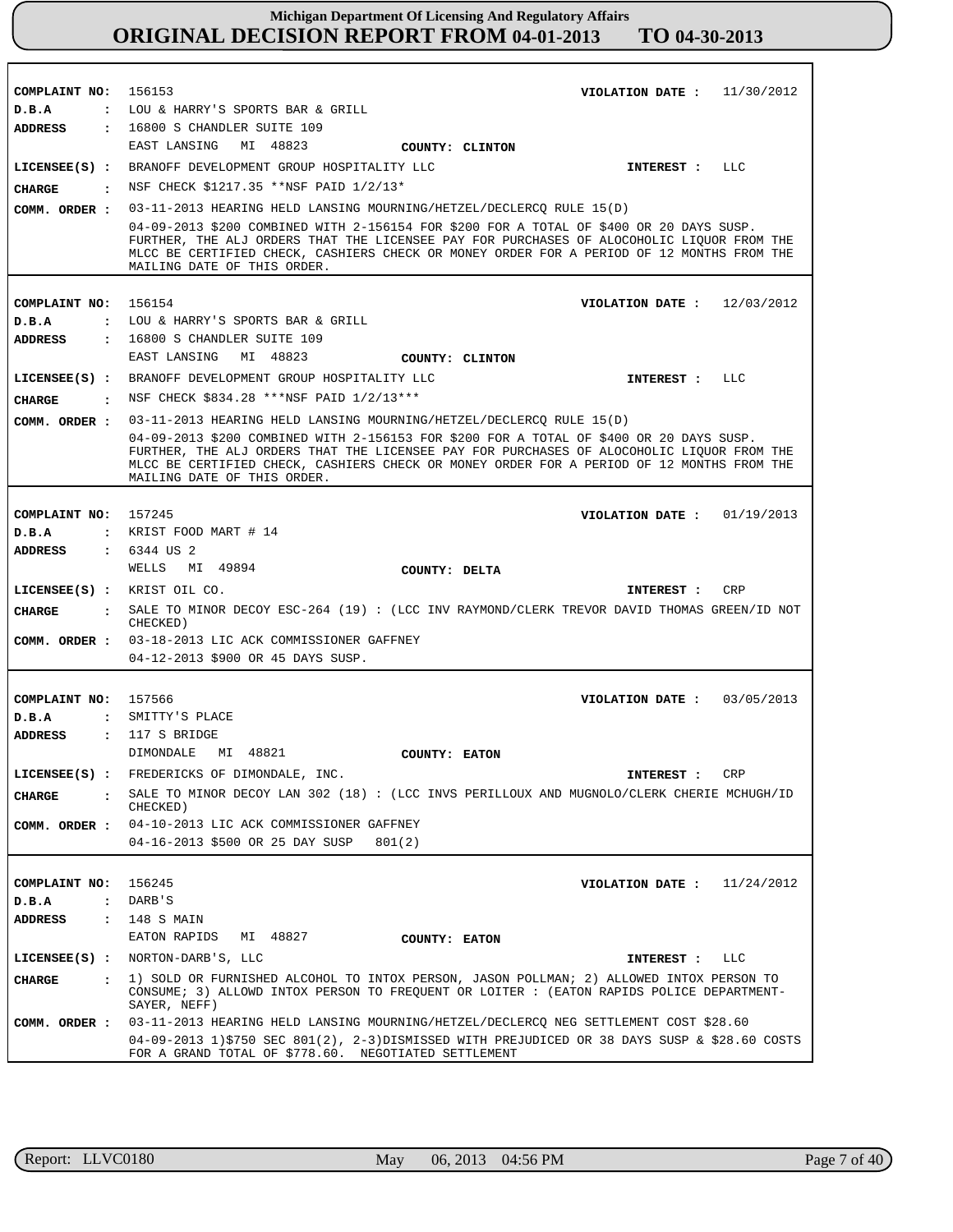**COMPLAINT NO:** 156153 **VIOLATION DATE :** 11/30/2012
**D.B.A :** LOU & HARRY'S SPORTS BAR & GRILL
**ADDRESS :** 16800 S CHANDLER SUITE 109
EAST LANSING MI 48823 **COUNTY: CLINTON**
**LICENSEE(S) :** BRANOFF DEVELOPMENT GROUP HOSPITALITY LLC **INTEREST :** LLC
**CHARGE :** NSF CHECK $1217.35 **NSF PAID 1/2/13*
**COMM. ORDER :** 03-11-2013 HEARING HELD LANSING MOURNING/HETZEL/DECLERCQ RULE 15(D)
04-09-2013 $200 COMBINED WITH 2-156154 FOR $200 FOR A TOTAL OF $400 OR 20 DAYS SUSP. FURTHER, THE ALJ ORDERS THAT THE LICENSEE PAY FOR PURCHASES OF ALOCOHOLIC LIQUOR FROM THE MLCC BE CERTIFIED CHECK, CASHIERS CHECK OR MONEY ORDER FOR A PERIOD OF 12 MONTHS FROM THE MAILING DATE OF THIS ORDER.

---

**COMPLAINT NO:** 156154 **VIOLATION DATE :** 12/03/2012
**D.B.A :** LOU & HARRY'S SPORTS BAR & GRILL
**ADDRESS :** 16800 S CHANDLER SUITE 109
EAST LANSING MI 48823 **COUNTY: CLINTON**
**LICENSEE(S) :** BRANOFF DEVELOPMENT GROUP HOSPITALITY LLC **INTEREST :** LLC
**CHARGE :** NSF CHECK $834.28 ***NSF PAID 1/2/13***
**COMM. ORDER :** 03-11-2013 HEARING HELD LANSING MOURNING/HETZEL/DECLERCQ RULE 15(D)
04-09-2013 $200 COMBINED WITH 2-156153 FOR $200 FOR A TOTAL OF $400 OR 20 DAYS SUSP. FURTHER, THE ALJ ORDERS THAT THE LICENSEE PAY FOR PURCHASES OF ALOCOHOLIC LIQUOR FROM THE MLCC BE CERTIFIED CHECK, CASHIERS CHECK OR MONEY ORDER FOR A PERIOD OF 12 MONTHS FROM THE MAILING DATE OF THIS ORDER.

---

**COMPLAINT NO:** 157245 **VIOLATION DATE :** 01/19/2013
**D.B.A :** KRIST FOOD MART # 14
**ADDRESS :** 6344 US 2
WELLS MI 49894 **COUNTY: DELTA**
**LICENSEE(S) :** KRIST OIL CO. **INTEREST :** CRP
**CHARGE :** SALE TO MINOR DECOY ESC-264 (19) : (LCC INV RAYMOND/CLERK TREVOR DAVID THOMAS GREEN/ID NOT CHECKED)
**COMM. ORDER :** 03-18-2013 LIC ACK COMMISSIONER GAFFNEY
04-12-2013 $900 OR 45 DAYS SUSP.

---

**COMPLAINT NO:** 157566 **VIOLATION DATE :** 03/05/2013
**D.B.A :** SMITTY'S PLACE
**ADDRESS :** 117 S BRIDGE
DIMONDALE MI 48821 **COUNTY: EATON**
**LICENSEE(S) :** FREDERICKS OF DIMONDALE, INC. **INTEREST :** CRP
**CHARGE :** SALE TO MINOR DECOY LAN 302 (18) : (LCC INVS PERILLOUX AND MUGNOLO/CLERK CHERIE MCHUGH/ID CHECKED)
**COMM. ORDER :** 04-10-2013 LIC ACK COMMISSIONER GAFFNEY
04-16-2013 $500 OR 25 DAY SUSP 801(2)

---

**COMPLAINT NO:** 156245 **VIOLATION DATE :** 11/24/2012
**D.B.A :** DARB'S
**ADDRESS :** 148 S MAIN
EATON RAPIDS MI 48827 **COUNTY: EATON**
**LICENSEE(S) :** NORTON-DARB'S, LLC **INTEREST :** LLC
**CHARGE :** 1) SOLD OR FURNISHED ALCOHOL TO INTOX PERSON, JASON POLLMAN; 2) ALLOWED INTOX PERSON TO CONSUME; 3) ALLOWD INTOX PERSON TO FREQUENT OR LOITER : (EATON RAPIDS POLICE DEPARTMENT-SAYER, NEFF)
**COMM. ORDER :** 03-11-2013 HEARING HELD LANSING MOURNING/HETZEL/DECLERCQ NEG SETTLEMENT COST $28.60
04-09-2013 1)$750 SEC 801(2), 2-3)DISMISSED WITH PREJUDICED OR 38 DAYS SUSP & $28.60 COSTS FOR A GRAND TOTAL OF $778.60. NEGOTIATED SETTLEMENT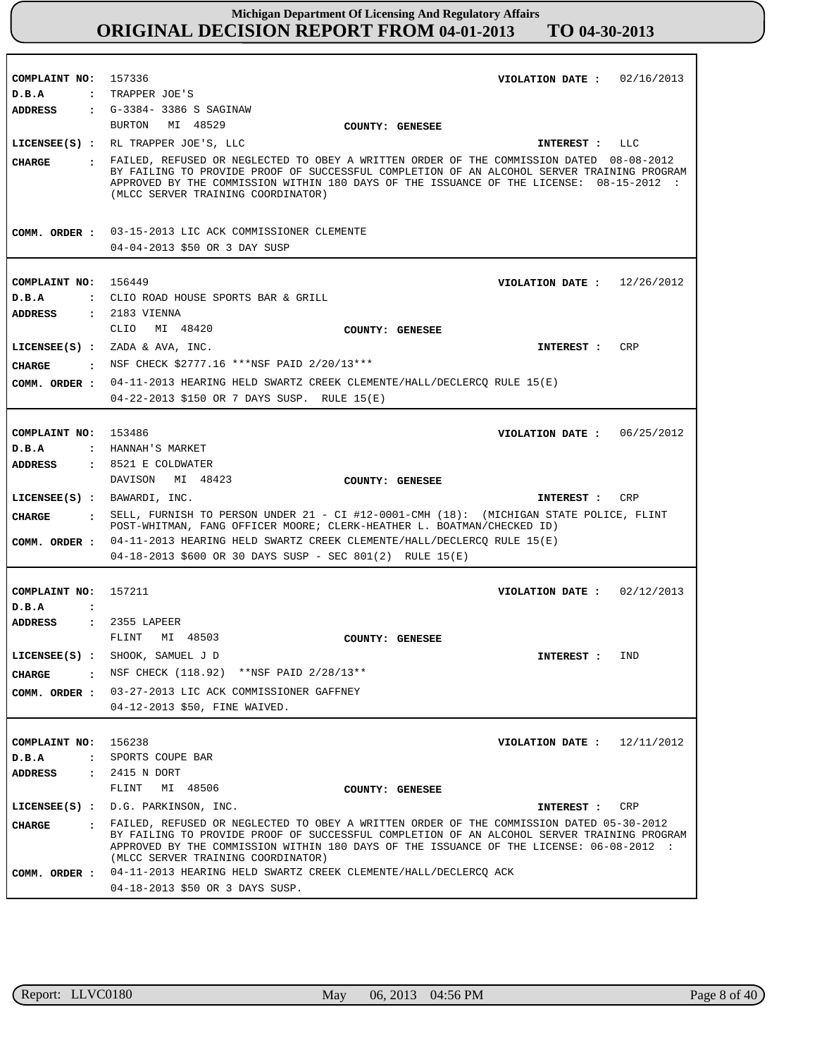# Michigan Department Of Licensing And Regulatory Affairs

## ORIGINAL DECISION REPORT FROM 04-01-2013 TO 04-30-2013

---

**COMPLAINT NO:** 157336  
**VIOLATION DATE :** 02/16/2013  
**D.B.A :** TRAPPER JOE'S  
**ADDRESS :** G-3384- 3386 S SAGINAW  
BURTON MI 48529  
**COUNTY:** GENESEE  
**LICENSEE(S) :** RL TRAPPER JOE'S, LLC  
**INTEREST :** LLC  
**CHARGE :** FAILED, REFUSED OR NEGLECTED TO OBEY A WRITTEN ORDER OF THE COMMISSION DATED 08-08-2012 BY FAILING TO PROVIDE PROOF OF SUCCESSFUL COMPLETION OF AN ALCOHOL SERVER TRAINING PROGRAM APPROVED BY THE COMMISSION WITHIN 180 DAYS OF THE ISSUANCE OF THE LICENSE: 08-15-2012 : (MLCC SERVER TRAINING COORDINATOR)  
**COMM. ORDER :** 03-15-2013 LIC ACK COMMISSIONER CLEMENTE  
04-04-2013 $50 OR 3 DAY SUSP

---

**COMPLAINT NO:** 156449  
**VIOLATION DATE :** 12/26/2012  
**D.B.A :** CLIO ROAD HOUSE SPORTS BAR & GRILL  
**ADDRESS :** 2183 VIENNA  
CLIO MI 48420  
**COUNTY:** GENESEE  
**LICENSEE(S) :** ZADA & AVA, INC.  
**INTEREST :** CRP  
**CHARGE :** NSF CHECK $2777.16 ***NSF PAID 2/20/13***  
**COMM. ORDER :** 04-11-2013 HEARING HELD SWARTZ CREEK CLEMENTE/HALL/DECLERCQ RULE 15(E)  
04-22-2013 $150 OR 7 DAYS SUSP. RULE 15(E)

---

**COMPLAINT NO:** 153486  
**VIOLATION DATE :** 06/25/2012  
**D.B.A :** HANNAH'S MARKET  
**ADDRESS :** 8521 E COLDWATER  
DAVISON MI 48423  
**COUNTY:** GENESEE  
**LICENSEE(S) :** BAWARDI, INC.  
**INTEREST :** CRP  
**CHARGE :** SELL, FURNISH TO PERSON UNDER 21 - CI #12-0001-CMH (18): (MICHIGAN STATE POLICE, FLINT POST-WHITMAN, FANG OFFICER MOORE; CLERK-HEATHER L. BOATMAN/CHECKED ID)  
**COMM. ORDER :** 04-11-2013 HEARING HELD SWARTZ CREEK CLEMENTE/HALL/DECLERCQ RULE 15(E)  
04-18-2013 $600 OR 30 DAYS SUSP - SEC 801(2) RULE 15(E)

---

**COMPLAINT NO:** 157211  
**VIOLATION DATE :** 02/12/2013  
**D.B.A :**  
**ADDRESS :** 2355 LAPEER  
FLINT MI 48503  
**COUNTY:** GENESEE  
**LICENSEE(S) :** SHOOK, SAMUEL J D  
**INTEREST :** IND  
**CHARGE :** NSF CHECK (118.92) **NSF PAID 2/28/13**  
**COMM. ORDER :** 03-27-2013 LIC ACK COMMISSIONER GAFFNEY  
04-12-2013 $50, FINE WAIVED.

---

**COMPLAINT NO:** 156238  
**VIOLATION DATE :** 12/11/2012  
**D.B.A :** SPORTS COUPE BAR  
**ADDRESS :** 2415 N DORT  
FLINT MI 48506  
**COUNTY:** GENESEE  
**LICENSEE(S) :** D.G. PARKINSON, INC.  
**INTEREST :** CRP  
**CHARGE :** FAILED, REFUSED OR NEGLECTED TO OBEY A WRITTEN ORDER OF THE COMMISSION DATED 05-30-2012 BY FAILING TO PROVIDE PROOF OF SUCCESSFUL COMPLETION OF AN ALCOHOL SERVER TRAINING PROGRAM APPROVED BY THE COMMISSION WITHIN 180 DAYS OF THE ISSUANCE OF THE LICENSE: 06-08-2012 : (MLCC SERVER TRAINING COORDINATOR)  
**COMM. ORDER :** 04-11-2013 HEARING HELD SWARTZ CREEK CLEMENTE/HALL/DECLERCQ ACK  
04-18-2013 $50 OR 3 DAYS SUSP.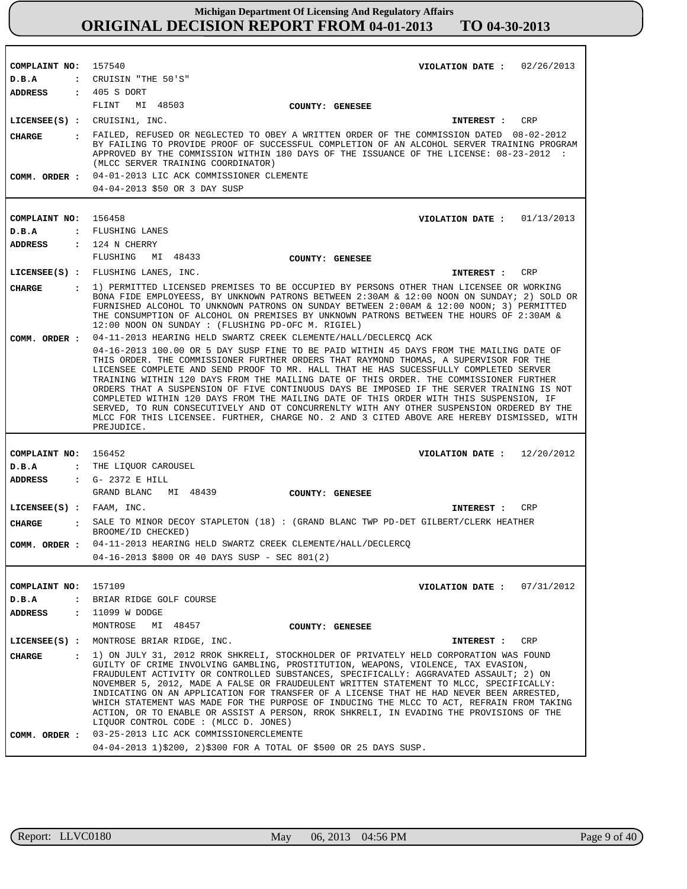**Michigan Department Of Licensing And Regulatory Affairs**
# ORIGINAL DECISION REPORT FROM 04-01-2013 TO 04-30-2013

---

**COMPLAINT NO:** 157540 **VIOLATION DATE :** 02/26/2013
**D.B.A :** CRUISIN "THE 50'S"
**ADDRESS :** 405 S DORT
FLINT MI 48503 **COUNTY: GENESEE**
**LICENSEE(S) :** CRUISIN1, INC. **INTEREST :** CRP
**CHARGE :** FAILED, REFUSED OR NEGLECTED TO OBEY A WRITTEN ORDER OF THE COMMISSION DATED 08-02-2012 BY FAILING TO PROVIDE PROOF OF SUCCESSFUL COMPLETION OF AN ALCOHOL SERVER TRAINING PROGRAM APPROVED BY THE COMMISSION WITHIN 180 DAYS OF THE ISSUANCE OF THE LICENSE: 08-23-2012 : (MLCC SERVER TRAINING COORDINATOR)
**COMM. ORDER :** 04-01-2013 LIC ACK COMMISSIONER CLEMENTE
04-04-2013 $50 OR 3 DAY SUSP

---

**COMPLAINT NO:** 156458 **VIOLATION DATE :** 01/13/2013
**D.B.A :** FLUSHING LANES
**ADDRESS :** 124 N CHERRY
FLUSHING MI 48433 **COUNTY: GENESEE**
**LICENSEE(S) :** FLUSHING LANES, INC. **INTEREST :** CRP
**CHARGE :** 1) PERMITTED LICENSED PREMISES TO BE OCCUPIED BY PERSONS OTHER THAN LICENSEE OR WORKING BONA FIDE EMPLOYEESS, BY UNKNOWN PATRONS BETWEEN 2:30AM & 12:00 NOON ON SUNDAY; 2) SOLD OR FURNISHED ALCOHOL TO UNKNOWN PATRONS ON SUNDAY BETWEEN 2:00AM & 12:00 NOON; 3) PERMITTED THE CONSUMPTION OF ALCOHOL ON PREMISES BY UNKNOWN PATRONS BETWEEN THE HOURS OF 2:30AM & 12:00 NOON ON SUNDAY : (FLUSHING PD-OFC M. RIGIEL)
**COMM. ORDER :** 04-11-2013 HEARING HELD SWARTZ CREEK CLEMENTE/HALL/DECLERCQ ACK
04-16-2013 100.00 OR 5 DAY SUSP FINE TO BE PAID WITHIN 45 DAYS FROM THE MAILING DATE OF THIS ORDER. THE COMMISSIONER FURTHER ORDERS THAT RAYMOND THOMAS, A SUPERVISOR FOR THE LICENSEE COMPLETE AND SEND PROOF TO MR. HALL THAT HE HAS SUCESSFULLY COMPLETED SERVER TRAINING WITHIN 120 DAYS FROM THE MAILING DATE OF THIS ORDER. THE COMMISSIONER FURTHER ORDERS THAT A SUSPENSION OF FIVE CONTINUOUS DAYS BE IMPOSED IF THE SERVER TRAINING IS NOT COMPLETED WITHIN 120 DAYS FROM THE MAILING DATE OF THIS ORDER WITH THIS SUSPENSION, IF SERVED, TO RUN CONSECUTIVELY AND OT CONCURRENLTY WITH ANY OTHER SUSPENSION ORDERED BY THE MLCC FOR THIS LICENSEE. FURTHER, CHARGE NO. 2 AND 3 CITED ABOVE ARE HEREBY DISMISSED, WITH PREJUDICE.

---

**COMPLAINT NO:** 156452 **VIOLATION DATE :** 12/20/2012
**D.B.A :** THE LIQUOR CAROUSEL
**ADDRESS :** G- 2372 E HILL
GRAND BLANC MI 48439 **COUNTY: GENESEE**
**LICENSEE(S) :** FAAM, INC. **INTEREST :** CRP
**CHARGE :** SALE TO MINOR DECOY STAPLETON (18) : (GRAND BLANC TWP PD-DET GILBERT/CLERK HEATHER BROOME/ID CHECKED)
**COMM. ORDER :** 04-11-2013 HEARING HELD SWARTZ CREEK CLEMENTE/HALL/DECLERCQ
04-16-2013 $800 OR 40 DAYS SUSP - SEC 801(2)

---

**COMPLAINT NO:** 157109 **VIOLATION DATE :** 07/31/2012
**D.B.A :** BRIAR RIDGE GOLF COURSE
**ADDRESS :** 11099 W DODGE
MONTROSE MI 48457 **COUNTY: GENESEE**
**LICENSEE(S) :** MONTROSE BRIAR RIDGE, INC. **INTEREST :** CRP
**CHARGE :** 1) ON JULY 31, 2012 RROK SHKRELI, STOCKHOLDER OF PRIVATELY HELD CORPORATION WAS FOUND GUILTY OF CRIME INVOLVING GAMBLING, PROSTITUTION, WEAPONS, VIOLENCE, TAX EVASION, FRAUDULENT ACTIVITY OR CONTROLLED SUBSTANCES, SPECIFICALLY: AGGRAVATED ASSAULT; 2) ON NOVEMBER 5, 2012, MADE A FALSE OR FRAUDEULENT WRITTEN STATEMENT TO MLCC, SPECIFICALLY: INDICATING ON AN APPLICATION FOR TRANSFER OF A LICENSE THAT HE HAD NEVER BEEN ARRESTED, WHICH STATEMENT WAS MADE FOR THE PURPOSE OF INDUCING THE MLCC TO ACT, REFRAIN FROM TAKING ACTION, OR TO ENABLE OR ASSIST A PERSON, RROK SHKRELI, IN EVADING THE PROVISIONS OF THE LIQUOR CONTROL CODE : (MLCC D. JONES)
**COMM. ORDER :** 03-25-2013 LIC ACK COMMISSIONERCLEMENTE
04-04-2013 1)$200, 2)$300 FOR A TOTAL OF $500 OR 25 DAYS SUSP.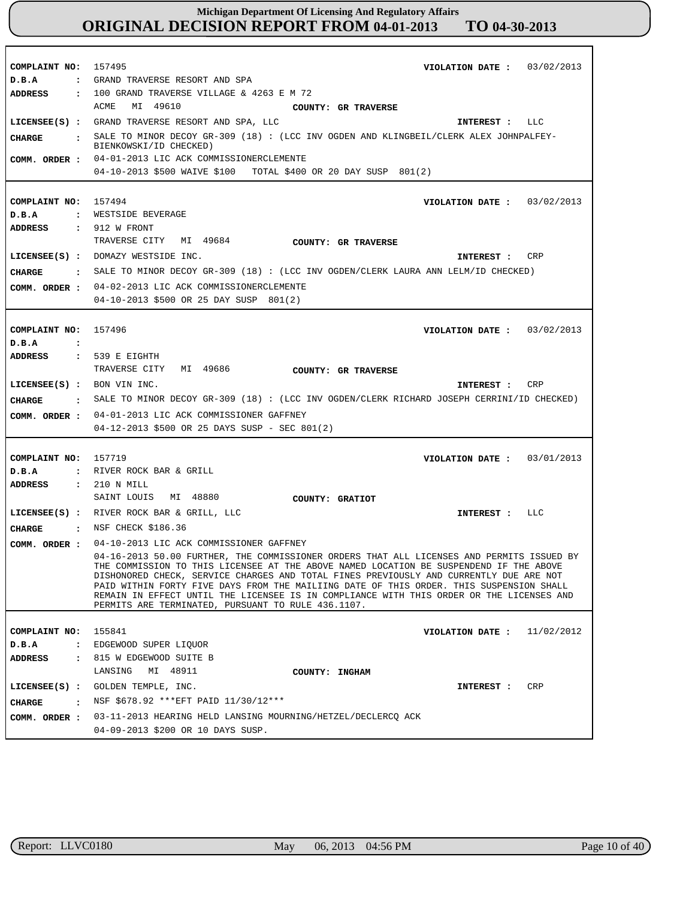# Michigan Department Of Licensing And Regulatory Affairs

## ORIGINAL DECISION REPORT FROM 04-01-2013 TO 04-30-2013

**COMPLAINT NO:** 157495 — **VIOLATION DATE :** 03/02/2013
**D.B.A :** GRAND TRAVERSE RESORT AND SPA
**ADDRESS :** 100 GRAND TRAVERSE VILLAGE & 4263 E M 72
ACME MI 49610 — **COUNTY: GR TRAVERSE**
**LICENSEE(S) :** GRAND TRAVERSE RESORT AND SPA, LLC — **INTEREST :** LLC
**CHARGE :** SALE TO MINOR DECOY GR-309 (18) : (LCC INV OGDEN AND KLINGBEIL/CLERK ALEX JOHNPALFEY-BIENKOWSKI/ID CHECKED)
**COMM. ORDER :** 04-01-2013 LIC ACK COMMISSIONERCLEMENTE
04-10-2013 $500 WAIVE $100 TOTAL $400 OR 20 DAY SUSP 801(2)

---

**COMPLAINT NO:** 157494 — **VIOLATION DATE :** 03/02/2013
**D.B.A :** WESTSIDE BEVERAGE
**ADDRESS :** 912 W FRONT
TRAVERSE CITY MI 49684 — **COUNTY: GR TRAVERSE**
**LICENSEE(S) :** DOMAZY WESTSIDE INC. — **INTEREST :** CRP
**CHARGE :** SALE TO MINOR DECOY GR-309 (18) : (LCC INV OGDEN/CLERK LAURA ANN LELM/ID CHECKED)
**COMM. ORDER :** 04-02-2013 LIC ACK COMMISSIONERCLEMENTE
04-10-2013 $500 OR 25 DAY SUSP 801(2)

---

**COMPLAINT NO:** 157496 — **VIOLATION DATE :** 03/02/2013
**D.B.A :**
**ADDRESS :** 539 E EIGHTH
TRAVERSE CITY MI 49686 — **COUNTY: GR TRAVERSE**
**LICENSEE(S) :** BON VIN INC. — **INTEREST :** CRP
**CHARGE :** SALE TO MINOR DECOY GR-309 (18) : (LCC INV OGDEN/CLERK RICHARD JOSEPH CERRINI/ID CHECKED)
**COMM. ORDER :** 04-01-2013 LIC ACK COMMISSIONER GAFFNEY
04-12-2013 $500 OR 25 DAYS SUSP - SEC 801(2)

---

**COMPLAINT NO:** 157719 — **VIOLATION DATE :** 03/01/2013
**D.B.A :** RIVER ROCK BAR & GRILL
**ADDRESS :** 210 N MILL
SAINT LOUIS MI 48880 — **COUNTY: GRATIOT**
**LICENSEE(S) :** RIVER ROCK BAR & GRILL, LLC — **INTEREST :** LLC
**CHARGE :** NSF CHECK $186.36
**COMM. ORDER :** 04-10-2013 LIC ACK COMMISSIONER GAFFNEY
04-16-2013 50.00 FURTHER, THE COMMISSIONER ORDERS THAT ALL LICENSES AND PERMITS ISSUED BY THE COMMISSION TO THIS LICENSEE AT THE ABOVE NAMED LOCATION BE SUSPENDEND IF THE ABOVE DISHONORED CHECK, SERVICE CHARGES AND TOTAL FINES PREVIOUSLY AND CURRENTLY DUE ARE NOT PAID WITHIN FORTY FIVE DAYS FROM THE MAILIING DATE OF THIS ORDER. THIS SUSPENSION SHALL REMAIN IN EFFECT UNTIL THE LICENSEE IS IN COMPLIANCE WITH THIS ORDER OR THE LICENSES AND PERMITS ARE TERMINATED, PURSUANT TO RULE 436.1107.

---

**COMPLAINT NO:** 155841 — **VIOLATION DATE :** 11/02/2012
**D.B.A :** EDGEWOOD SUPER LIQUOR
**ADDRESS :** 815 W EDGEWOOD SUITE B
LANSING MI 48911 — **COUNTY: INGHAM**
**LICENSEE(S) :** GOLDEN TEMPLE, INC. — **INTEREST :** CRP
**CHARGE :** NSF $678.92 ***EFT PAID 11/30/12***
**COMM. ORDER :** 03-11-2013 HEARING HELD LANSING MOURNING/HETZEL/DECLERCQ ACK
04-09-2013 $200 OR 10 DAYS SUSP.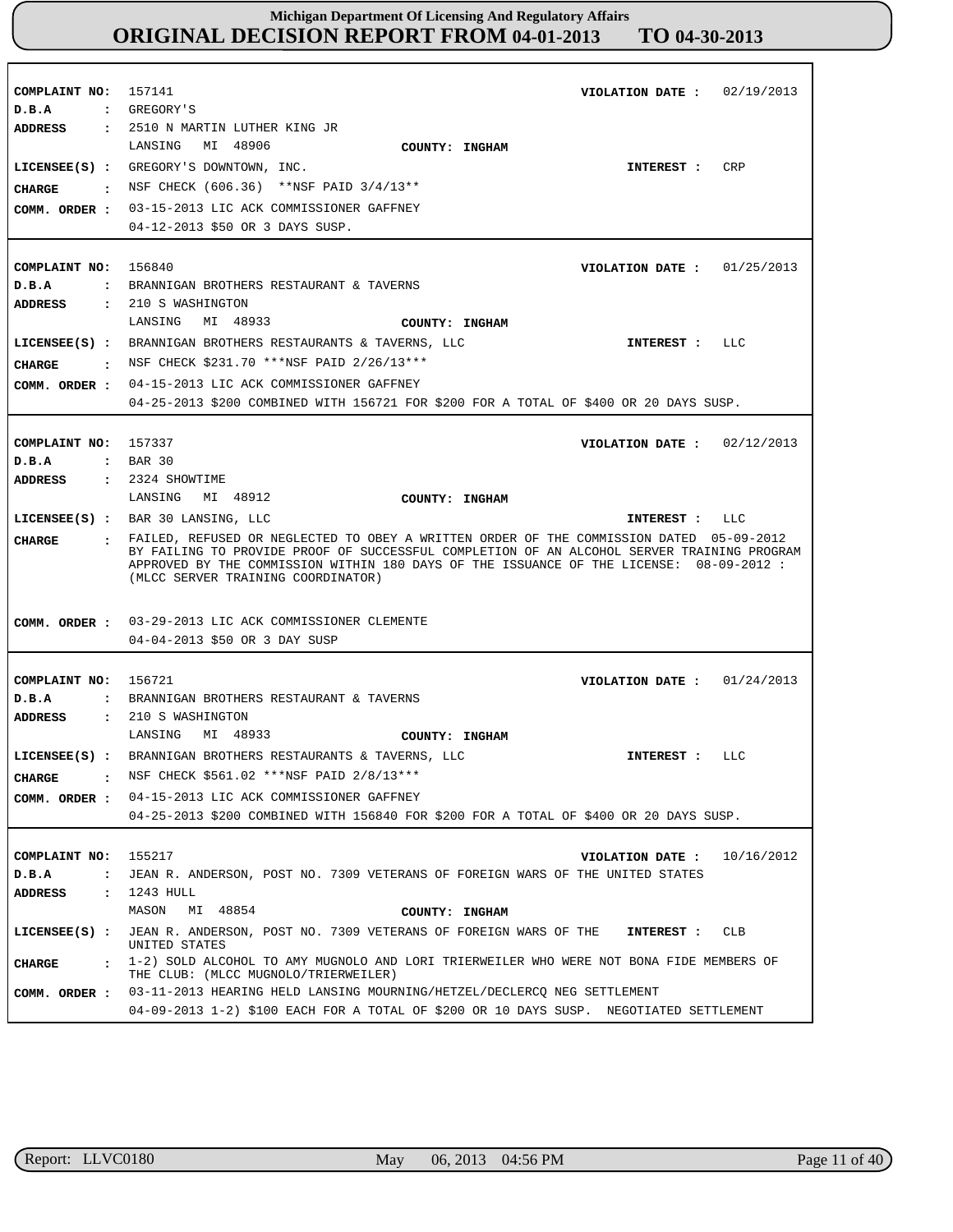# Michigan Department Of Licensing And Regulatory Affairs
## ORIGINAL DECISION REPORT FROM 04-01-2013 TO 04-30-2013

---

**COMPLAINT NO:** 157141  
**VIOLATION DATE :** 02/19/2013  
**D.B.A :** GREGORY'S  
**ADDRESS :** 2510 N MARTIN LUTHER KING JR  
LANSING MI 48906  
**COUNTY:** INGHAM  
**LICENSEE(S) :** GREGORY'S DOWNTOWN, INC.  
**INTEREST :** CRP  
**CHARGE :** NSF CHECK (606.36) **NSF PAID 3/4/13**  
**COMM. ORDER :** 03-15-2013 LIC ACK COMMISSIONER GAFFNEY  
04-12-2013 $50 OR 3 DAYS SUSP.

---

**COMPLAINT NO:** 156840  
**VIOLATION DATE :** 01/25/2013  
**D.B.A :** BRANNIGAN BROTHERS RESTAURANT & TAVERNS  
**ADDRESS :** 210 S WASHINGTON  
LANSING MI 48933  
**COUNTY:** INGHAM  
**LICENSEE(S) :** BRANNIGAN BROTHERS RESTAURANTS & TAVERNS, LLC  
**INTEREST :** LLC  
**CHARGE :** NSF CHECK $231.70 ***NSF PAID 2/26/13***  
**COMM. ORDER :** 04-15-2013 LIC ACK COMMISSIONER GAFFNEY  
04-25-2013 $200 COMBINED WITH 156721 FOR $200 FOR A TOTAL OF $400 OR 20 DAYS SUSP.

---

**COMPLAINT NO:** 157337  
**VIOLATION DATE :** 02/12/2013  
**D.B.A :** BAR 30  
**ADDRESS :** 2324 SHOWTIME  
LANSING MI 48912  
**COUNTY:** INGHAM  
**LICENSEE(S) :** BAR 30 LANSING, LLC  
**INTEREST :** LLC  
**CHARGE :** FAILED, REFUSED OR NEGLECTED TO OBEY A WRITTEN ORDER OF THE COMMISSION DATED 05-09-2012 BY FAILING TO PROVIDE PROOF OF SUCCESSFUL COMPLETION OF AN ALCOHOL SERVER TRAINING PROGRAM APPROVED BY THE COMMISSION WITHIN 180 DAYS OF THE ISSUANCE OF THE LICENSE: 08-09-2012 : (MLCC SERVER TRAINING COORDINATOR)  
**COMM. ORDER :** 03-29-2013 LIC ACK COMMISSIONER CLEMENTE  
04-04-2013 $50 OR 3 DAY SUSP

---

**COMPLAINT NO:** 156721  
**VIOLATION DATE :** 01/24/2013  
**D.B.A :** BRANNIGAN BROTHERS RESTAURANT & TAVERNS  
**ADDRESS :** 210 S WASHINGTON  
LANSING MI 48933  
**COUNTY:** INGHAM  
**LICENSEE(S) :** BRANNIGAN BROTHERS RESTAURANTS & TAVERNS, LLC  
**INTEREST :** LLC  
**CHARGE :** NSF CHECK $561.02 ***NSF PAID 2/8/13***  
**COMM. ORDER :** 04-15-2013 LIC ACK COMMISSIONER GAFFNEY  
04-25-2013 $200 COMBINED WITH 156840 FOR $200 FOR A TOTAL OF $400 OR 20 DAYS SUSP.

---

**COMPLAINT NO:** 155217  
**VIOLATION DATE :** 10/16/2012  
**D.B.A :** JEAN R. ANDERSON, POST NO. 7309 VETERANS OF FOREIGN WARS OF THE UNITED STATES  
**ADDRESS :** 1243 HULL  
MASON MI 48854  
**COUNTY:** INGHAM  
**LICENSEE(S) :** JEAN R. ANDERSON, POST NO. 7309 VETERANS OF FOREIGN WARS OF THE UNITED STATES  
**INTEREST :** CLB  
**CHARGE :** 1-2) SOLD ALCOHOL TO AMY MUGNOLO AND LORI TRIERWEILER WHO WERE NOT BONA FIDE MEMBERS OF THE CLUB: (MLCC MUGNOLO/TRIERWEILER)  
**COMM. ORDER :** 03-11-2013 HEARING HELD LANSING MOURNING/HETZEL/DECLERCQ NEG SETTLEMENT  
04-09-2013 1-2) $100 EACH FOR A TOTAL OF $200 OR 10 DAYS SUSP. NEGOTIATED SETTLEMENT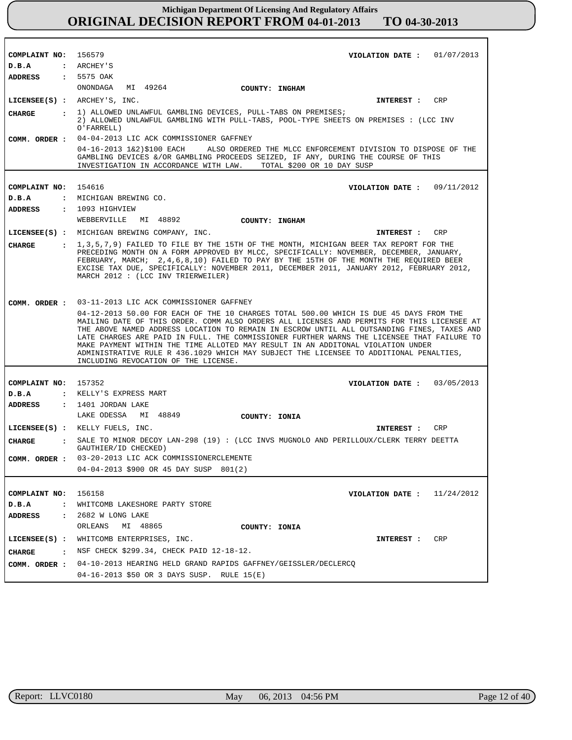**COMPLAINT NO:** 156579 **VIOLATION DATE :** 01/07/2013
**D.B.A :** ARCHEY'S
**ADDRESS :** 5575 OAK
ONONDAGA MI 49264 **COUNTY: INGHAM**
**LICENSEE(S) :** ARCHEY'S, INC. **INTEREST :** CRP
**CHARGE :** 1) ALLOWED UNLAWFUL GAMBLING DEVICES, PULL-TABS ON PREMISES; 2) ALLOWED UNLAWFUL GAMBLING WITH PULL-TABS, POOL-TYPE SHEETS ON PREMISES : (LCC INV O'FARRELL)
**COMM. ORDER :** 04-04-2013 LIC ACK COMMISSIONER GAFFNEY
04-16-2013 1&2)$100 EACH ALSO ORDERED THE MLCC ENFORCEMENT DIVISION TO DISPOSE OF THE GAMBLING DEVICES &/OR GAMBLING PROCEEDS SEIZED, IF ANY, DURING THE COURSE OF THIS INVESTIGATION IN ACCORDANCE WITH LAW. TOTAL $200 OR 10 DAY SUSP

---

**COMPLAINT NO:** 154616 **VIOLATION DATE :** 09/11/2012
**D.B.A :** MICHIGAN BREWING CO.
**ADDRESS :** 1093 HIGHVIEW
WEBBERVILLE MI 48892 **COUNTY: INGHAM**
**LICENSEE(S) :** MICHIGAN BREWING COMPANY, INC. **INTEREST :** CRP
**CHARGE :** 1,3,5,7,9) FAILED TO FILE BY THE 15TH OF THE MONTH, MICHIGAN BEER TAX REPORT FOR THE PRECEDING MONTH ON A FORM APPROVED BY MLCC, SPECIFICALLY: NOVEMBER, DECEMBER, JANUARY, FEBRUARY, MARCH; 2,4,6,8,10) FAILED TO PAY BY THE 15TH OF THE MONTH THE REQUIRED BEER EXCISE TAX DUE, SPECIFICALLY: NOVEMBER 2011, DECEMBER 2011, JANUARY 2012, FEBRUARY 2012, MARCH 2012 : (LCC INV TRIERWEILER)
**COMM. ORDER :** 03-11-2013 LIC ACK COMMISSIONER GAFFNEY
04-12-2013 50.00 FOR EACH OF THE 10 CHARGES TOTAL 500.00 WHICH IS DUE 45 DAYS FROM THE MAILING DATE OF THIS ORDER. COMM ALSO ORDERS ALL LICENSES AND PERMITS FOR THIS LICENSEE AT THE ABOVE NAMED ADDRESS LOCATION TO REMAIN IN ESCROW UNTIL ALL OUTSANDING FINES, TAXES AND LATE CHARGES ARE PAID IN FULL. THE COMMISSIONER FURTHER WARNS THE LICENSEE THAT FAILURE TO MAKE PAYMENT WITHIN THE TIME ALLOTED MAY RESULT IN AN ADDITONAL VIOLATION UNDER ADMINISTRATIVE RULE R 436.1029 WHICH MAY SUBJECT THE LICENSEE TO ADDITIONAL PENALTIES, INCLUDING REVOCATION OF THE LICENSE.

---

**COMPLAINT NO:** 157352 **VIOLATION DATE :** 03/05/2013
**D.B.A :** KELLY'S EXPRESS MART
**ADDRESS :** 1401 JORDAN LAKE
LAKE ODESSA MI 48849 **COUNTY: IONIA**
**LICENSEE(S) :** KELLY FUELS, INC. **INTEREST :** CRP
**CHARGE :** SALE TO MINOR DECOY LAN-298 (19) : (LCC INVS MUGNOLO AND PERILLOUX/CLERK TERRY DEETTA GAUTHIER/ID CHECKED)
**COMM. ORDER :** 03-20-2013 LIC ACK COMMISSIONERCLEMENTE
04-04-2013 $900 OR 45 DAY SUSP 801(2)

---

**COMPLAINT NO:** 156158 **VIOLATION DATE :** 11/24/2012
**D.B.A :** WHITCOMB LAKESHORE PARTY STORE
**ADDRESS :** 2682 W LONG LAKE
ORLEANS MI 48865 **COUNTY: IONIA**
**LICENSEE(S) :** WHITCOMB ENTERPRISES, INC. **INTEREST :** CRP
**CHARGE :** NSF CHECK $299.34, CHECK PAID 12-18-12.
**COMM. ORDER :** 04-10-2013 HEARING HELD GRAND RAPIDS GAFFNEY/GEISSLER/DECLERCQ
04-16-2013 $50 OR 3 DAYS SUSP. RULE 15(E)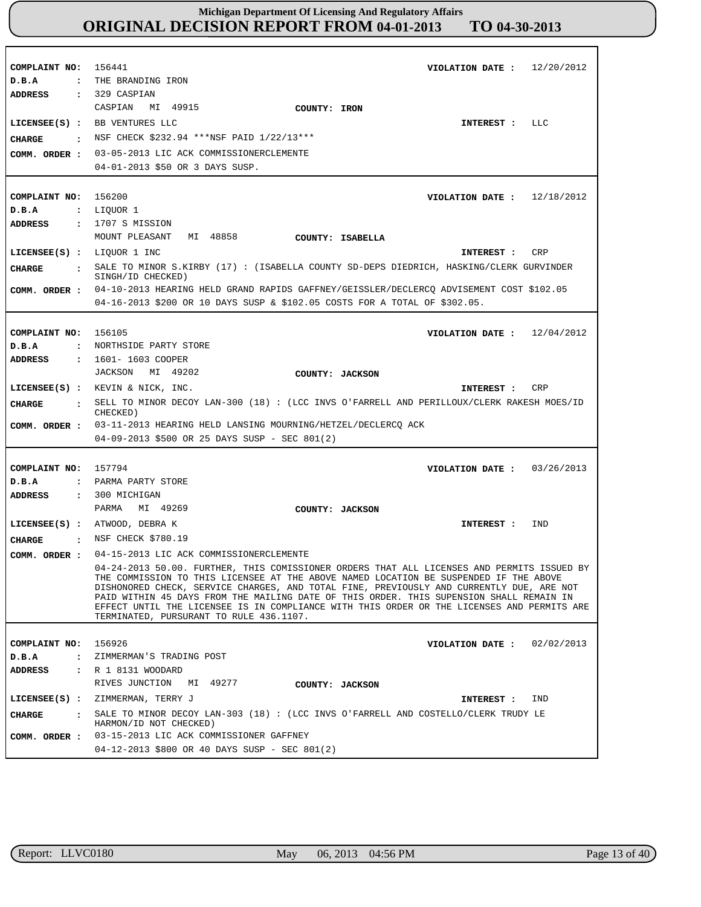# Michigan Department Of Licensing And Regulatory Affairs

## ORIGINAL DECISION REPORT FROM 04-01-2013 TO 04-30-2013

**COMPLAINT NO:** 156441
**VIOLATION DATE :** 12/20/2012
**D.B.A :** THE BRANDING IRON
**ADDRESS :** 329 CASPIAN
CASPIAN MI 49915
**COUNTY:** IRON
**LICENSEE(S) :** BB VENTURES LLC
**INTEREST :** LLC
**CHARGE :** NSF CHECK $232.94 ***NSF PAID 1/22/13***
**COMM. ORDER :** 03-05-2013 LIC ACK COMMISSIONERCLEMENTE
04-01-2013 $50 OR 3 DAYS SUSP.

---

**COMPLAINT NO:** 156200
**VIOLATION DATE :** 12/18/2012
**D.B.A :** LIQUOR 1
**ADDRESS :** 1707 S MISSION
MOUNT PLEASANT MI 48858
**COUNTY:** ISABELLA
**LICENSEE(S) :** LIQUOR 1 INC
**INTEREST :** CRP
**CHARGE :** SALE TO MINOR S.KIRBY (17) : (ISABELLA COUNTY SD-DEPS DIEDRICH, HASKING/CLERK GURVINDER SINGH/ID CHECKED)
**COMM. ORDER :** 04-10-2013 HEARING HELD GRAND RAPIDS GAFFNEY/GEISSLER/DECLERCQ ADVISEMENT COST $102.05
04-16-2013 $200 OR 10 DAYS SUSP & $102.05 COSTS FOR A TOTAL OF $302.05.

---

**COMPLAINT NO:** 156105
**VIOLATION DATE :** 12/04/2012
**D.B.A :** NORTHSIDE PARTY STORE
**ADDRESS :** 1601- 1603 COOPER
JACKSON MI 49202
**COUNTY:** JACKSON
**LICENSEE(S) :** KEVIN & NICK, INC.
**INTEREST :** CRP
**CHARGE :** SELL TO MINOR DECOY LAN-300 (18) : (LCC INVS O'FARRELL AND PERILLOUX/CLERK RAKESH MOES/ID CHECKED)
**COMM. ORDER :** 03-11-2013 HEARING HELD LANSING MOURNING/HETZEL/DECLERCQ ACK
04-09-2013 $500 OR 25 DAYS SUSP - SEC 801(2)

---

**COMPLAINT NO:** 157794
**VIOLATION DATE :** 03/26/2013
**D.B.A :** PARMA PARTY STORE
**ADDRESS :** 300 MICHIGAN
PARMA MI 49269
**COUNTY:** JACKSON
**LICENSEE(S) :** ATWOOD, DEBRA K
**INTEREST :** IND
**CHARGE :** NSF CHECK $780.19
**COMM. ORDER :** 04-15-2013 LIC ACK COMMISSIONERCLEMENTE
04-24-2013 50.00. FURTHER, THIS COMISSIONER ORDERS THAT ALL LICENSES AND PERMITS ISSUED BY THE COMMISSION TO THIS LICENSEE AT THE ABOVE NAMED LOCATION BE SUSPENDED IF THE ABOVE DISHONORED CHECK, SERVICE CHARGES, AND TOTAL FINE, PREVIOUSLY AND CURRENTLY DUE, ARE NOT PAID WITHIN 45 DAYS FROM THE MAILING DATE OF THIS ORDER. THIS SUPENSION SHALL REMAIN IN EFFECT UNTIL THE LICENSEE IS IN COMPLIANCE WITH THIS ORDER OR THE LICENSES AND PERMITS ARE TERMINATED, PURSURANT TO RULE 436.1107.

---

**COMPLAINT NO:** 156926
**VIOLATION DATE :** 02/02/2013
**D.B.A :** ZIMMERMAN'S TRADING POST
**ADDRESS :** R 1 8131 WOODARD
RIVES JUNCTION MI 49277
**COUNTY:** JACKSON
**LICENSEE(S) :** ZIMMERMAN, TERRY J
**INTEREST :** IND
**CHARGE :** SALE TO MINOR DECOY LAN-303 (18) : (LCC INVS O'FARRELL AND COSTELLO/CLERK TRUDY LE HARMON/ID NOT CHECKED)
**COMM. ORDER :** 03-15-2013 LIC ACK COMMISSIONER GAFFNEY
04-12-2013 $800 OR 40 DAYS SUSP - SEC 801(2)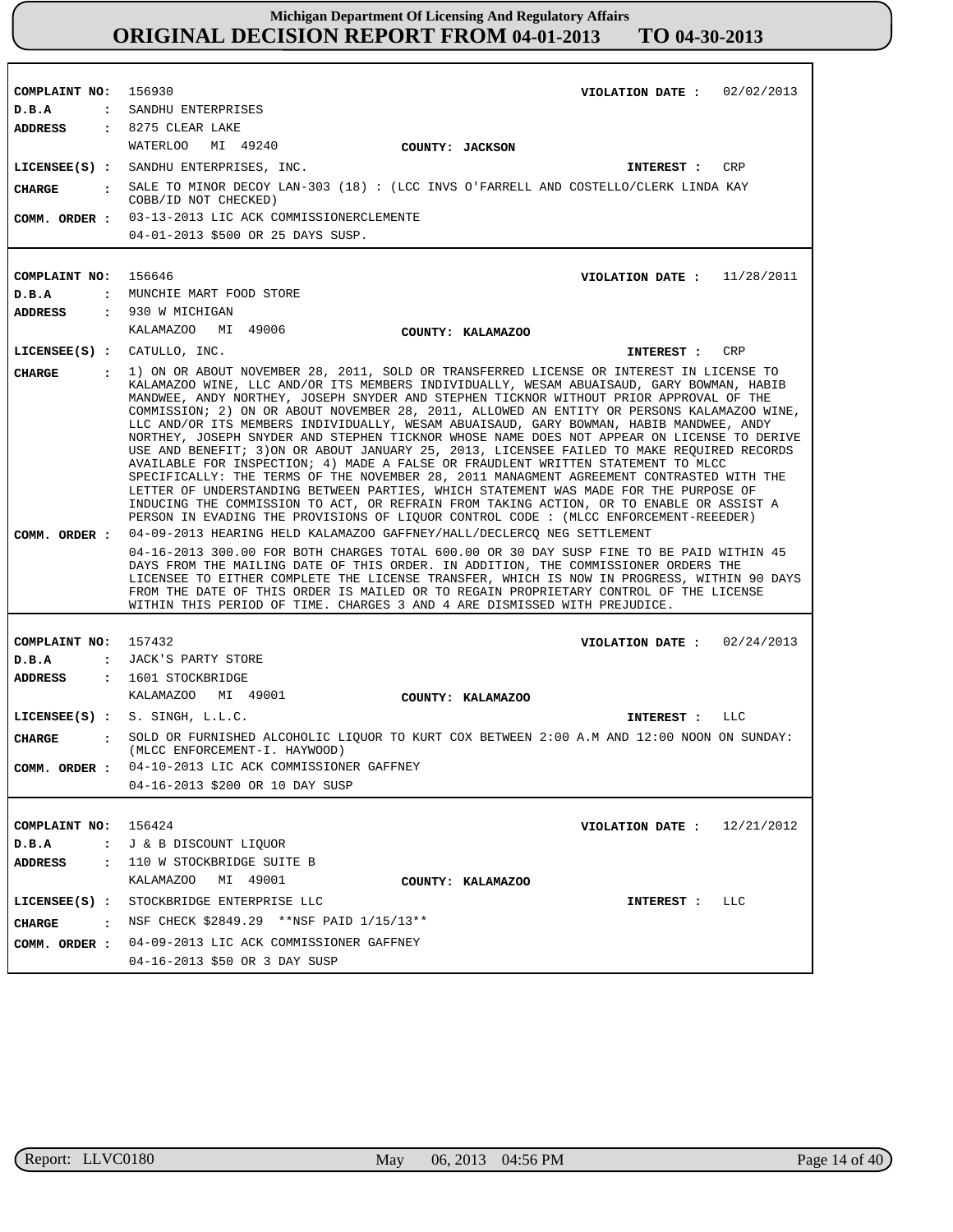# Michigan Department Of Licensing And Regulatory Affairs
## ORIGINAL DECISION REPORT FROM 04-01-2013 TO 04-30-2013

**COMPLAINT NO:** 156930 — **VIOLATION DATE :** 02/02/2013
**D.B.A :** SANDHU ENTERPRISES
**ADDRESS :** 8275 CLEAR LAKE
WATERLOO MI 49240 — **COUNTY:** JACKSON
**LICENSEE(S) :** SANDHU ENTERPRISES, INC. — **INTEREST :** CRP
**CHARGE :** SALE TO MINOR DECOY LAN-303 (18) : (LCC INVS O'FARRELL AND COSTELLO/CLERK LINDA KAY COBB/ID NOT CHECKED)
**COMM. ORDER :** 03-13-2013 LIC ACK COMMISSIONERCLEMENTE
04-01-2013 $500 OR 25 DAYS SUSP.

---

**COMPLAINT NO:** 156646 — **VIOLATION DATE :** 11/28/2011
**D.B.A :** MUNCHIE MART FOOD STORE
**ADDRESS :** 930 W MICHIGAN
KALAMAZOO MI 49006 — **COUNTY:** KALAMAZOO
**LICENSEE(S) :** CATULLO, INC. — **INTEREST :** CRP
**CHARGE :** 1) ON OR ABOUT NOVEMBER 28, 2011, SOLD OR TRANSFERRED LICENSE OR INTEREST IN LICENSE TO KALAMAZOO WINE, LLC AND/OR ITS MEMBERS INDIVIDUALLY, WESAM ABUAISAUD, GARY BOWMAN, HABIB MANDWEE, ANDY NORTHEY, JOSEPH SNYDER AND STEPHEN TICKNOR WITHOUT PRIOR APPROVAL OF THE COMMISSION; 2) ON OR ABOUT NOVEMBER 28, 2011, ALLOWED AN ENTITY OR PERSONS KALAMAZOO WINE, LLC AND/OR ITS MEMBERS INDIVIDUALLY, WESAM ABUAISAUD, GARY BOWMAN, HABIB MANDWEE, ANDY NORTHEY, JOSEPH SNYDER AND STEPHEN TICKNOR WHOSE NAME DOES NOT APPEAR ON LICENSE TO DERIVE USE AND BENEFIT; 3)ON OR ABOUT JANUARY 25, 2013, LICENSEE FAILED TO MAKE REQUIRED RECORDS AVAILABLE FOR INSPECTION; 4) MADE A FALSE OR FRAUDLENT WRITTEN STATEMENT TO MLCC SPECIFICALLY: THE TERMS OF THE NOVEMBER 28, 2011 MANAGMENT AGREEMENT CONTRASTED WITH THE LETTER OF UNDERSTANDING BETWEEN PARTIES, WHICH STATEMENT WAS MADE FOR THE PURPOSE OF INDUCING THE COMMISSION TO ACT, OR REFRAIN FROM TAKING ACTION, OR TO ENABLE OR ASSIST A PERSON IN EVADING THE PROVISIONS OF LIQUOR CONTROL CODE : (MLCC ENFORCEMENT-REEEDER)
**COMM. ORDER :** 04-09-2013 HEARING HELD KALAMAZOO GAFFNEY/HALL/DECLERCQ NEG SETTLEMENT
04-16-2013 300.00 FOR BOTH CHARGES TOTAL 600.00 OR 30 DAY SUSP FINE TO BE PAID WITHIN 45 DAYS FROM THE MAILING DATE OF THIS ORDER. IN ADDITION, THE COMMISSIONER ORDERS THE LICENSEE TO EITHER COMPLETE THE LICENSE TRANSFER, WHICH IS NOW IN PROGRESS, WITHIN 90 DAYS FROM THE DATE OF THIS ORDER IS MAILED OR TO REGAIN PROPRIETARY CONTROL OF THE LICENSE WITHIN THIS PERIOD OF TIME. CHARGES 3 AND 4 ARE DISMISSED WITH PREJUDICE.

---

**COMPLAINT NO:** 157432 — **VIOLATION DATE :** 02/24/2013
**D.B.A :** JACK'S PARTY STORE
**ADDRESS :** 1601 STOCKBRIDGE
KALAMAZOO MI 49001 — **COUNTY:** KALAMAZOO
**LICENSEE(S) :** S. SINGH, L.L.C. — **INTEREST :** LLC
**CHARGE :** SOLD OR FURNISHED ALCOHOLIC LIQUOR TO KURT COX BETWEEN 2:00 A.M AND 12:00 NOON ON SUNDAY: (MLCC ENFORCEMENT-I. HAYWOOD)
**COMM. ORDER :** 04-10-2013 LIC ACK COMMISSIONER GAFFNEY
04-16-2013 $200 OR 10 DAY SUSP

---

**COMPLAINT NO:** 156424 — **VIOLATION DATE :** 12/21/2012
**D.B.A :** J & B DISCOUNT LIQUOR
**ADDRESS :** 110 W STOCKBRIDGE SUITE B
KALAMAZOO MI 49001 — **COUNTY:** KALAMAZOO
**LICENSEE(S) :** STOCKBRIDGE ENTERPRISE LLC — **INTEREST :** LLC
**CHARGE :** NSF CHECK $2849.29 **NSF PAID 1/15/13**
**COMM. ORDER :** 04-09-2013 LIC ACK COMMISSIONER GAFFNEY
04-16-2013 $50 OR 3 DAY SUSP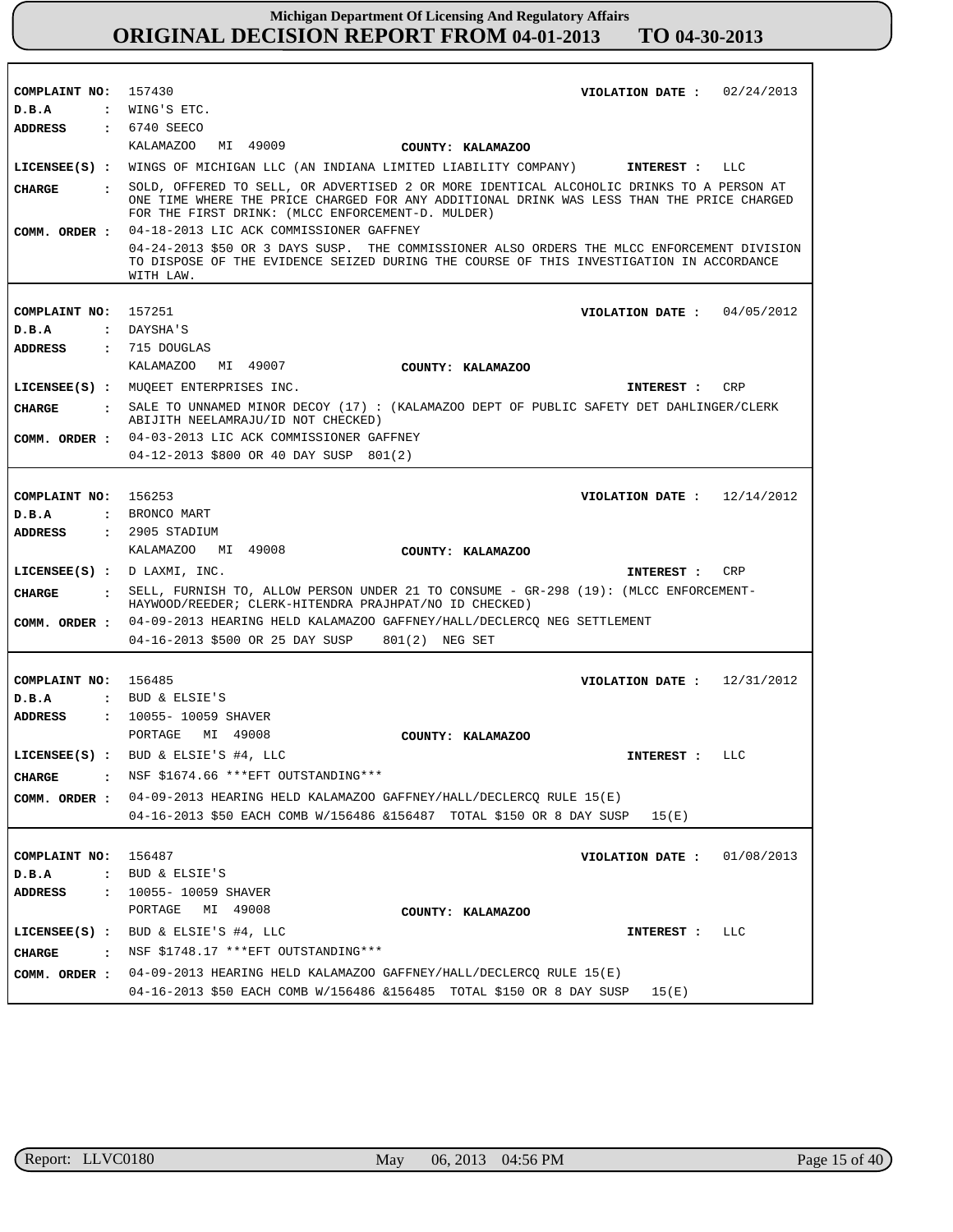# Michigan Department Of Licensing And Regulatory Affairs
## ORIGINAL DECISION REPORT FROM 04-01-2013 TO 04-30-2013

**COMPLAINT NO:** 157430 **VIOLATION DATE :** 02/24/2013
**D.B.A :** WING'S ETC.
**ADDRESS :** 6740 SEECO
KALAMAZOO MI 49009 **COUNTY: KALAMAZOO**
**LICENSEE(S) :** WINGS OF MICHIGAN LLC (AN INDIANA LIMITED LIABILITY COMPANY) **INTEREST :** LLC
**CHARGE :** SOLD, OFFERED TO SELL, OR ADVERTISED 2 OR MORE IDENTICAL ALCOHOLIC DRINKS TO A PERSON AT ONE TIME WHERE THE PRICE CHARGED FOR ANY ADDITIONAL DRINK WAS LESS THAN THE PRICE CHARGED FOR THE FIRST DRINK: (MLCC ENFORCEMENT-D. MULDER)
**COMM. ORDER :** 04-18-2013 LIC ACK COMMISSIONER GAFFNEY
04-24-2013 $50 OR 3 DAYS SUSP. THE COMMISSIONER ALSO ORDERS THE MLCC ENFORCEMENT DIVISION TO DISPOSE OF THE EVIDENCE SEIZED DURING THE COURSE OF THIS INVESTIGATION IN ACCORDANCE WITH LAW.

---

**COMPLAINT NO:** 157251 **VIOLATION DATE :** 04/05/2012
**D.B.A :** DAYSHA'S
**ADDRESS :** 715 DOUGLAS
KALAMAZOO MI 49007 **COUNTY: KALAMAZOO**
**LICENSEE(S) :** MUQEET ENTERPRISES INC. **INTEREST :** CRP
**CHARGE :** SALE TO UNNAMED MINOR DECOY (17) : (KALAMAZOO DEPT OF PUBLIC SAFETY DET DAHLINGER/CLERK ABIJITH NEELAMRAJU/ID NOT CHECKED)
**COMM. ORDER :** 04-03-2013 LIC ACK COMMISSIONER GAFFNEY
04-12-2013 $800 OR 40 DAY SUSP 801(2)

---

**COMPLAINT NO:** 156253 **VIOLATION DATE :** 12/14/2012
**D.B.A :** BRONCO MART
**ADDRESS :** 2905 STADIUM
KALAMAZOO MI 49008 **COUNTY: KALAMAZOO**
**LICENSEE(S) :** D LAXMI, INC. **INTEREST :** CRP
**CHARGE :** SELL, FURNISH TO, ALLOW PERSON UNDER 21 TO CONSUME - GR-298 (19): (MLCC ENFORCEMENT-HAYWOOD/REEDER; CLERK-HITENDRA PRAJHPAT/NO ID CHECKED)
**COMM. ORDER :** 04-09-2013 HEARING HELD KALAMAZOO GAFFNEY/HALL/DECLERCQ NEG SETTLEMENT
04-16-2013 $500 OR 25 DAY SUSP 801(2) NEG SET

---

**COMPLAINT NO:** 156485 **VIOLATION DATE :** 12/31/2012
**D.B.A :** BUD & ELSIE'S
**ADDRESS :** 10055- 10059 SHAVER
PORTAGE MI 49008 **COUNTY: KALAMAZOO**
**LICENSEE(S) :** BUD & ELSIE'S #4, LLC **INTEREST :** LLC
**CHARGE :** NSF $1674.66 ***EFT OUTSTANDING***
**COMM. ORDER :** 04-09-2013 HEARING HELD KALAMAZOO GAFFNEY/HALL/DECLERCQ RULE 15(E)
04-16-2013 $50 EACH COMB W/156486 &156487 TOTAL $150 OR 8 DAY SUSP 15(E)

---

**COMPLAINT NO:** 156487 **VIOLATION DATE :** 01/08/2013
**D.B.A :** BUD & ELSIE'S
**ADDRESS :** 10055- 10059 SHAVER
PORTAGE MI 49008 **COUNTY: KALAMAZOO**
**LICENSEE(S) :** BUD & ELSIE'S #4, LLC **INTEREST :** LLC
**CHARGE :** NSF $1748.17 ***EFT OUTSTANDING***
**COMM. ORDER :** 04-09-2013 HEARING HELD KALAMAZOO GAFFNEY/HALL/DECLERCQ RULE 15(E)
04-16-2013 $50 EACH COMB W/156486 &156485 TOTAL $150 OR 8 DAY SUSP 15(E)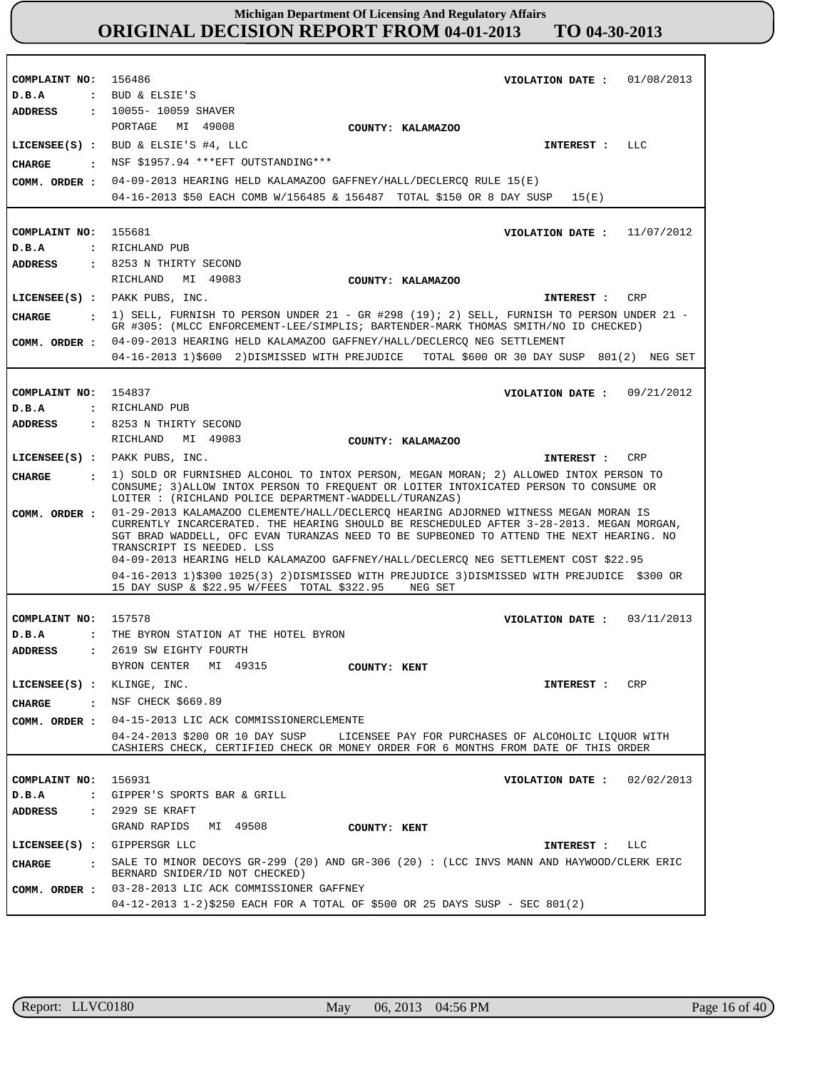# Michigan Department Of Licensing And Regulatory Affairs
## ORIGINAL DECISION REPORT FROM 04-01-2013 TO 04-30-2013

**COMPLAINT NO:** 156486 **VIOLATION DATE :** 01/08/2013
**D.B.A :** BUD & ELSIE'S
**ADDRESS :** 10055- 10059 SHAVER
PORTAGE MI 49008 **COUNTY: KALAMAZOO**
**LICENSEE(S) :** BUD & ELSIE'S #4, LLC **INTEREST :** LLC
**CHARGE :** NSF $1957.94 ***EFT OUTSTANDING***
**COMM. ORDER :** 04-09-2013 HEARING HELD KALAMAZOO GAFFNEY/HALL/DECLERCQ RULE 15(E)
04-16-2013 $50 EACH COMB W/156485 & 156487 TOTAL $150 OR 8 DAY SUSP 15(E)

---

**COMPLAINT NO:** 155681 **VIOLATION DATE :** 11/07/2012
**D.B.A :** RICHLAND PUB
**ADDRESS :** 8253 N THIRTY SECOND
RICHLAND MI 49083 **COUNTY: KALAMAZOO**
**LICENSEE(S) :** PAKK PUBS, INC. **INTEREST :** CRP
**CHARGE :** 1) SELL, FURNISH TO PERSON UNDER 21 - GR #298 (19); 2) SELL, FURNISH TO PERSON UNDER 21 - GR #305: (MLCC ENFORCEMENT-LEE/SIMPLIS; BARTENDER-MARK THOMAS SMITH/NO ID CHECKED)
**COMM. ORDER :** 04-09-2013 HEARING HELD KALAMAZOO GAFFNEY/HALL/DECLERCQ NEG SETTLEMENT
04-16-2013 1)$600 2)DISMISSED WITH PREJUDICE TOTAL $600 OR 30 DAY SUSP 801(2) NEG SET

---

**COMPLAINT NO:** 154837 **VIOLATION DATE :** 09/21/2012
**D.B.A :** RICHLAND PUB
**ADDRESS :** 8253 N THIRTY SECOND
RICHLAND MI 49083 **COUNTY: KALAMAZOO**
**LICENSEE(S) :** PAKK PUBS, INC. **INTEREST :** CRP
**CHARGE :** 1) SOLD OR FURNISHED ALCOHOL TO INTOX PERSON, MEGAN MORAN; 2) ALLOWED INTOX PERSON TO CONSUME; 3)ALLOW INTOX PERSON TO FREQUENT OR LOITER INTOXICATED PERSON TO CONSUME OR LOITER : (RICHLAND POLICE DEPARTMENT-WADDELL/TURANZAS)
**COMM. ORDER :** 01-29-2013 KALAMAZOO CLEMENTE/HALL/DECLERCQ HEARING ADJORNED WITNESS MEGAN MORAN IS CURRENTLY INCARCERATED. THE HEARING SHOULD BE RESCHEDULED AFTER 3-28-2013. MEGAN MORGAN, SGT BRAD WADDELL, OFC EVAN TURANZAS NEED TO BE SUPBEONED TO ATTEND THE NEXT HEARING. NO TRANSCRIPT IS NEEDED. LSS
04-09-2013 HEARING HELD KALAMAZOO GAFFNEY/HALL/DECLERCQ NEG SETTLEMENT COST $22.95
04-16-2013 1)$300 1025(3) 2)DISMISSED WITH PREJUDICE 3)DISMISSED WITH PREJUDICE $300 OR 15 DAY SUSP & $22.95 W/FEES TOTAL $322.95 NEG SET

---

**COMPLAINT NO:** 157578 **VIOLATION DATE :** 03/11/2013
**D.B.A :** THE BYRON STATION AT THE HOTEL BYRON
**ADDRESS :** 2619 SW EIGHTY FOURTH
BYRON CENTER MI 49315 **COUNTY: KENT**
**LICENSEE(S) :** KLINGE, INC. **INTEREST :** CRP
**CHARGE :** NSF CHECK $669.89
**COMM. ORDER :** 04-15-2013 LIC ACK COMMISSIONERCLEMENTE
04-24-2013 $200 OR 10 DAY SUSP LICENSEE PAY FOR PURCHASES OF ALCOHOLIC LIQUOR WITH CASHIERS CHECK, CERTIFIED CHECK OR MONEY ORDER FOR 6 MONTHS FROM DATE OF THIS ORDER

---

**COMPLAINT NO:** 156931 **VIOLATION DATE :** 02/02/2013
**D.B.A :** GIPPER'S SPORTS BAR & GRILL
**ADDRESS :** 2929 SE KRAFT
GRAND RAPIDS MI 49508 **COUNTY: KENT**
**LICENSEE(S) :** GIPPERSGR LLC **INTEREST :** LLC
**CHARGE :** SALE TO MINOR DECOYS GR-299 (20) AND GR-306 (20) : (LCC INVS MANN AND HAYWOOD/CLERK ERIC BERNARD SNIDER/ID NOT CHECKED)
**COMM. ORDER :** 03-28-2013 LIC ACK COMMISSIONER GAFFNEY
04-12-2013 1-2)$250 EACH FOR A TOTAL OF $500 OR 25 DAYS SUSP - SEC 801(2)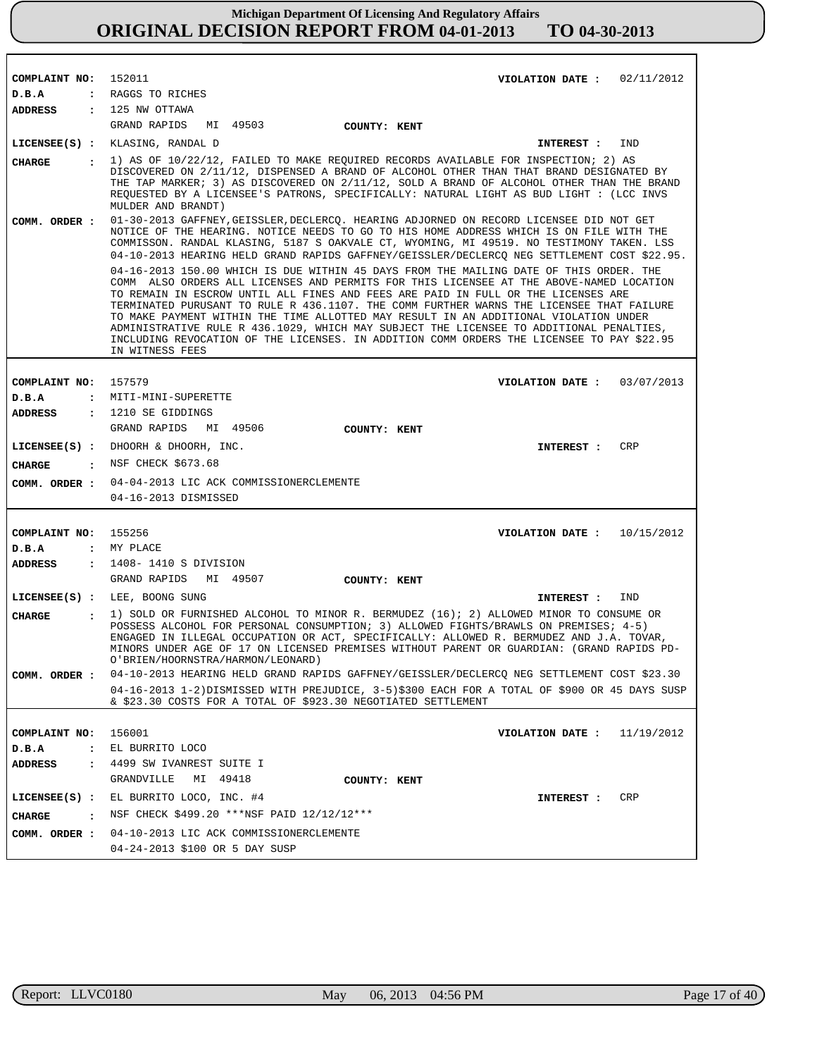# Michigan Department Of Licensing And Regulatory Affairs

## ORIGINAL DECISION REPORT FROM 04-01-2013 TO 04-30-2013

**COMPLAINT NO:** 152011 **VIOLATION DATE :** 02/11/2012
**D.B.A :** RAGGS TO RICHES
**ADDRESS :** 125 NW OTTAWA
GRAND RAPIDS MI 49503 **COUNTY: KENT**
**LICENSEE(S) :** KLASING, RANDAL D **INTEREST :** IND
**CHARGE :** 1) AS OF 10/22/12, FAILED TO MAKE REQUIRED RECORDS AVAILABLE FOR INSPECTION; 2) AS DISCOVERED ON 2/11/12, DISPENSED A BRAND OF ALCOHOL OTHER THAN THAT BRAND DESIGNATED BY THE TAP MARKER; 3) AS DISCOVERED ON 2/11/12, SOLD A BRAND OF ALCOHOL OTHER THAN THE BRAND REQUESTED BY A LICENSEE'S PATRONS, SPECIFICALLY: NATURAL LIGHT AS BUD LIGHT : (LCC INVS MULDER AND BRANDT)
**COMM. ORDER :** 01-30-2013 GAFFNEY,GEISSLER,DECLERCQ. HEARING ADJORNED ON RECORD LICENSEE DID NOT GET NOTICE OF THE HEARING. NOTICE NEEDS TO GO TO HIS HOME ADDRESS WHICH IS ON FILE WITH THE COMMISSON. RANDAL KLASING, 5187 S OAKVALE CT, WYOMING, MI 49519. NO TESTIMONY TAKEN. LSS
04-10-2013 HEARING HELD GRAND RAPIDS GAFFNEY/GEISSLER/DECLERCQ NEG SETTLEMENT COST $22.95.
04-16-2013 150.00 WHICH IS DUE WITHIN 45 DAYS FROM THE MAILING DATE OF THIS ORDER. THE COMM ALSO ORDERS ALL LICENSES AND PERMITS FOR THIS LICENSEE AT THE ABOVE-NAMED LOCATION TO REMAIN IN ESCROW UNTIL ALL FINES AND FEES ARE PAID IN FULL OR THE LICENSES ARE TERMINATED PURUSANT TO RULE R 436.1107. THE COMM FURTHER WARNS THE LICENSEE THAT FAILURE TO MAKE PAYMENT WITHIN THE TIME ALLOTTED MAY RESULT IN AN ADDITIONAL VIOLATION UNDER ADMINISTRATIVE RULE R 436.1029, WHICH MAY SUBJECT THE LICENSEE TO ADDITIONAL PENALTIES, INCLUDING REVOCATION OF THE LICENSES. IN ADDITION COMM ORDERS THE LICENSEE TO PAY $22.95 IN WITNESS FEES

---

**COMPLAINT NO:** 157579 **VIOLATION DATE :** 03/07/2013
**D.B.A :** MITI-MINI-SUPERETTE
**ADDRESS :** 1210 SE GIDDINGS
GRAND RAPIDS MI 49506 **COUNTY: KENT**
**LICENSEE(S) :** DHOORH & DHOORH, INC. **INTEREST :** CRP
**CHARGE :** NSF CHECK $673.68
**COMM. ORDER :** 04-04-2013 LIC ACK COMMISSIONERCLEMENTE
04-16-2013 DISMISSED

---

**COMPLAINT NO:** 155256 **VIOLATION DATE :** 10/15/2012
**D.B.A :** MY PLACE
**ADDRESS :** 1408- 1410 S DIVISION
GRAND RAPIDS MI 49507 **COUNTY: KENT**
**LICENSEE(S) :** LEE, BOONG SUNG **INTEREST :** IND
**CHARGE :** 1) SOLD OR FURNISHED ALCOHOL TO MINOR R. BERMUDEZ (16); 2) ALLOWED MINOR TO CONSUME OR POSSESS ALCOHOL FOR PERSONAL CONSUMPTION; 3) ALLOWED FIGHTS/BRAWLS ON PREMISES; 4-5) ENGAGED IN ILLEGAL OCCUPATION OR ACT, SPECIFICALLY: ALLOWED R. BERMUDEZ AND J.A. TOVAR, MINORS UNDER AGE OF 17 ON LICENSED PREMISES WITHOUT PARENT OR GUARDIAN: (GRAND RAPIDS PD-O'BRIEN/HOORNSTRA/HARMON/LEONARD)
**COMM. ORDER :** 04-10-2013 HEARING HELD GRAND RAPIDS GAFFNEY/GEISSLER/DECLERCQ NEG SETTLEMENT COST $23.30
04-16-2013 1-2)DISMISSED WITH PREJUDICE, 3-5)$300 EACH FOR A TOTAL OF $900 OR 45 DAYS SUSP & $23.30 COSTS FOR A TOTAL OF $923.30 NEGOTIATED SETTLEMENT

---

**COMPLAINT NO:** 156001 **VIOLATION DATE :** 11/19/2012
**D.B.A :** EL BURRITO LOCO
**ADDRESS :** 4499 SW IVANREST SUITE I
GRANDVILLE MI 49418 **COUNTY: KENT**
**LICENSEE(S) :** EL BURRITO LOCO, INC. #4 **INTEREST :** CRP
**CHARGE :** NSF CHECK $499.20 ***NSF PAID 12/12/12***
**COMM. ORDER :** 04-10-2013 LIC ACK COMMISSIONERCLEMENTE
04-24-2013 $100 OR 5 DAY SUSP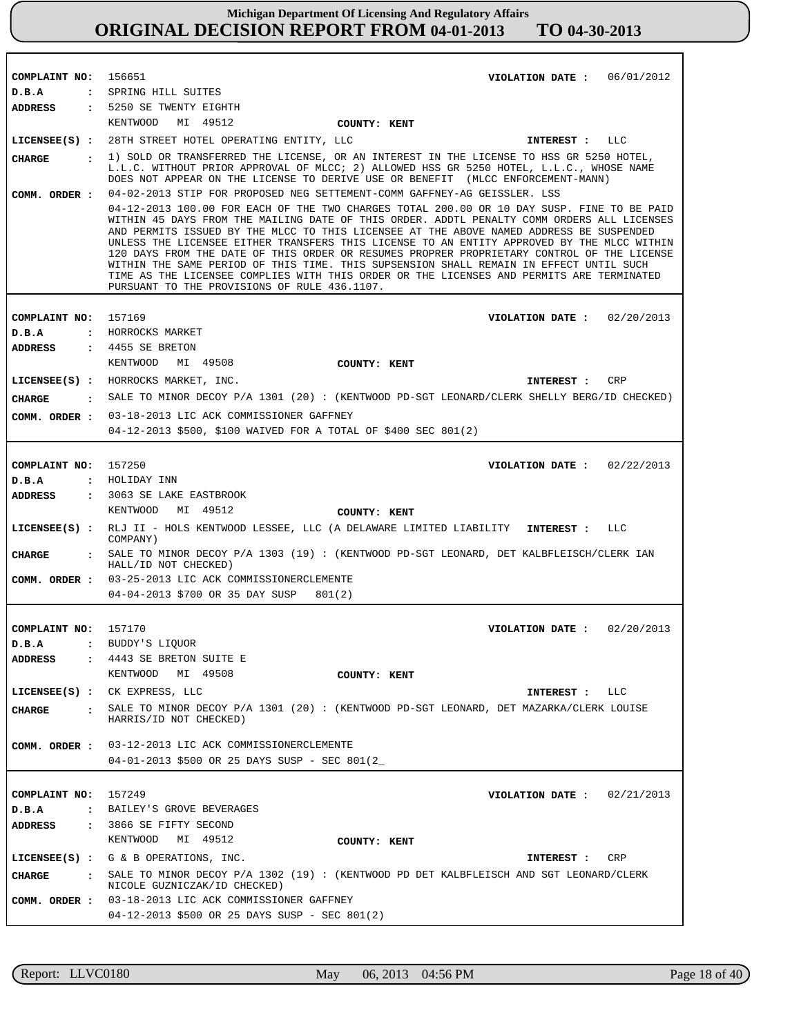# Michigan Department Of Licensing And Regulatory Affairs
# ORIGINAL DECISION REPORT FROM 04-01-2013 TO 04-30-2013

**COMPLAINT NO:** 156651 **VIOLATION DATE :** 06/01/2012
**D.B.A :** SPRING HILL SUITES
**ADDRESS :** 5250 SE TWENTY EIGHTH
KENTWOOD MI 49512 **COUNTY: KENT**
**LICENSEE(S) :** 28TH STREET HOTEL OPERATING ENTITY, LLC **INTEREST :** LLC
**CHARGE :** 1) SOLD OR TRANSFERRED THE LICENSE, OR AN INTEREST IN THE LICENSE TO HSS GR 5250 HOTEL, L.L.C. WITHOUT PRIOR APPROVAL OF MLCC; 2) ALLOWED HSS GR 5250 HOTEL, L.L.C., WHOSE NAME DOES NOT APPEAR ON THE LICENSE TO DERIVE USE OR BENEFIT (MLCC ENFORCEMENT-MANN)
**COMM. ORDER :** 04-02-2013 STIP FOR PROPOSED NEG SETTEMENT-COMM GAFFNEY-AG GEISSLER. LSS
04-12-2013 100.00 FOR EACH OF THE TWO CHARGES TOTAL 200.00 OR 10 DAY SUSP. FINE TO BE PAID WITHIN 45 DAYS FROM THE MAILING DATE OF THIS ORDER. ADDTL PENALTY COMM ORDERS ALL LICENSES AND PERMITS ISSUED BY THE MLCC TO THIS LICENSEE AT THE ABOVE NAMED ADDRESS BE SUSPENDED UNLESS THE LICENSEE EITHER TRANSFERS THIS LICENSE TO AN ENTITY APPROVED BY THE MLCC WITHIN 120 DAYS FROM THE DATE OF THIS ORDER OR RESUMES PROPRER PROPRIETARY CONTROL OF THE LICENSE WITHIN THE SAME PERIOD OF THIS TIME. THIS SUPSENSION SHALL REMAIN IN EFFECT UNTIL SUCH TIME AS THE LICENSEE COMPLIES WITH THIS ORDER OR THE LICENSES AND PERMITS ARE TERMINATED PURSUANT TO THE PROVISIONS OF RULE 436.1107.

---

**COMPLAINT NO:** 157169 **VIOLATION DATE :** 02/20/2013
**D.B.A :** HORROCKS MARKET
**ADDRESS :** 4455 SE BRETON
KENTWOOD MI 49508 **COUNTY: KENT**
**LICENSEE(S) :** HORROCKS MARKET, INC. **INTEREST :** CRP
**CHARGE :** SALE TO MINOR DECOY P/A 1301 (20) : (KENTWOOD PD-SGT LEONARD/CLERK SHELLY BERG/ID CHECKED)
**COMM. ORDER :** 03-18-2013 LIC ACK COMMISSIONER GAFFNEY
04-12-2013 $500, $100 WAIVED FOR A TOTAL OF $400 SEC 801(2)

---

**COMPLAINT NO:** 157250 **VIOLATION DATE :** 02/22/2013
**D.B.A :** HOLIDAY INN
**ADDRESS :** 3063 SE LAKE EASTBROOK
KENTWOOD MI 49512 **COUNTY: KENT**
**LICENSEE(S) :** RLJ II - HOLS KENTWOOD LESSEE, LLC (A DELAWARE LIMITED LIABILITY COMPANY) **INTEREST :** LLC
**CHARGE :** SALE TO MINOR DECOY P/A 1303 (19) : (KENTWOOD PD-SGT LEONARD, DET KALBFLEISCH/CLERK IAN HALL/ID NOT CHECKED)
**COMM. ORDER :** 03-25-2013 LIC ACK COMMISSIONERCLEMENTE
04-04-2013 $700 OR 35 DAY SUSP 801(2)

---

**COMPLAINT NO:** 157170 **VIOLATION DATE :** 02/20/2013
**D.B.A :** BUDDY'S LIQUOR
**ADDRESS :** 4443 SE BRETON SUITE E
KENTWOOD MI 49508 **COUNTY: KENT**
**LICENSEE(S) :** CK EXPRESS, LLC **INTEREST :** LLC
**CHARGE :** SALE TO MINOR DECOY P/A 1301 (20) : (KENTWOOD PD-SGT LEONARD, DET MAZARKA/CLERK LOUISE HARRIS/ID NOT CHECKED)
**COMM. ORDER :** 03-12-2013 LIC ACK COMMISSIONERCLEMENTE
04-01-2013 $500 OR 25 DAYS SUSP - SEC 801(2_

---

**COMPLAINT NO:** 157249 **VIOLATION DATE :** 02/21/2013
**D.B.A :** BAILEY'S GROVE BEVERAGES
**ADDRESS :** 3866 SE FIFTY SECOND
KENTWOOD MI 49512 **COUNTY: KENT**
**LICENSEE(S) :** G & B OPERATIONS, INC. **INTEREST :** CRP
**CHARGE :** SALE TO MINOR DECOY P/A 1302 (19) : (KENTWOOD PD DET KALBFLEISCH AND SGT LEONARD/CLERK NICOLE GUZNICZAK/ID CHECKED)
**COMM. ORDER :** 03-18-2013 LIC ACK COMMISSIONER GAFFNEY
04-12-2013 $500 OR 25 DAYS SUSP - SEC 801(2)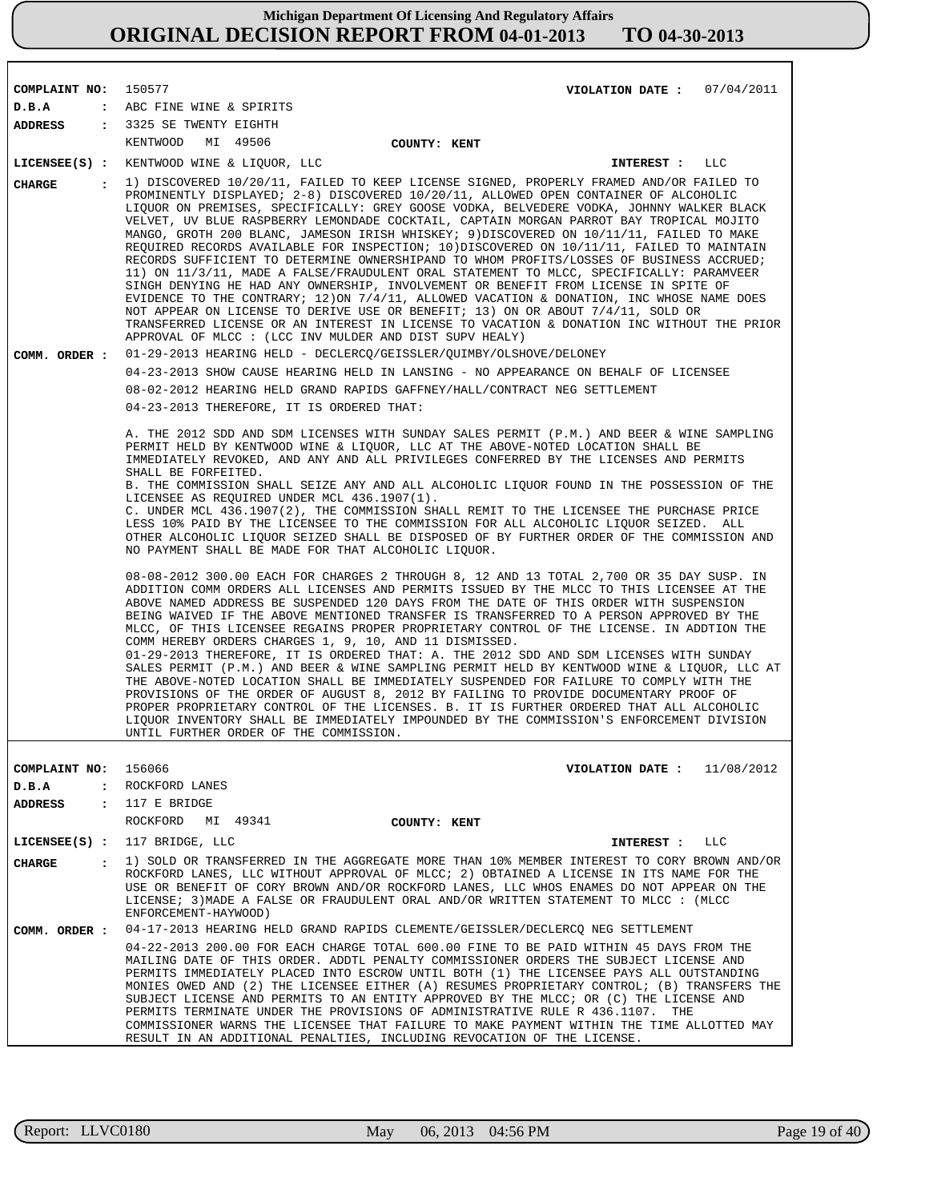# Michigan Department Of Licensing And Regulatory Affairs
## ORIGINAL DECISION REPORT FROM 04-01-2013 TO 04-30-2013

**COMPLAINT NO:** 150577 **VIOLATION DATE :** 07/04/2011

**D.B.A :** ABC FINE WINE & SPIRITS

**ADDRESS :** 3325 SE TWENTY EIGHTH
KENTWOOD MI 49506 **COUNTY: KENT**

**LICENSEE(S) :** KENTWOOD WINE & LIQUOR, LLC **INTEREST :** LLC

**CHARGE :** 1) DISCOVERED 10/20/11, FAILED TO KEEP LICENSE SIGNED, PROPERLY FRAMED AND/OR FAILED TO PROMINENTLY DISPLAYED; 2-8) DISCOVERED 10/20/11, ALLOWED OPEN CONTAINER OF ALCOHOLIC LIQUOR ON PREMISES, SPECIFICALLY: GREY GOOSE VODKA, BELVEDERE VODKA, JOHNNY WALKER BLACK VELVET, UV BLUE RASPBERRY LEMONDADE COCKTAIL, CAPTAIN MORGAN PARROT BAY TROPICAL MOJITO MANGO, GROTH 200 BLANC, JAMESON IRISH WHISKEY; 9)DISCOVERED ON 10/11/11, FAILED TO MAKE REQUIRED RECORDS AVAILABLE FOR INSPECTION; 10)DISCOVERED ON 10/11/11, FAILED TO MAINTAIN RECORDS SUFFICIENT TO DETERMINE OWNERSHIPAND TO WHOM PROFITS/LOSSES OF BUSINESS ACCRUED; 11) ON 11/3/11, MADE A FALSE/FRAUDULENT ORAL STATEMENT TO MLCC, SPECIFICALLY: PARAMVEER SINGH DENYING HE HAD ANY OWNERSHIP, INVOLVEMENT OR BENEFIT FROM LICENSE IN SPITE OF EVIDENCE TO THE CONTRARY; 12)ON 7/4/11, ALLOWED VACATION & DONATION, INC WHOSE NAME DOES NOT APPEAR ON LICENSE TO DERIVE USE OR BENEFIT; 13) ON OR ABOUT 7/4/11, SOLD OR TRANSFERRED LICENSE OR AN INTEREST IN LICENSE TO VACATION & DONATION INC WITHOUT THE PRIOR APPROVAL OF MLCC : (LCC INV MULDER AND DIST SUPV HEALY)

**COMM. ORDER :** 01-29-2013 HEARING HELD - DECLERCQ/GEISSLER/QUIMBY/OLSHOVE/DELONEY

04-23-2013 SHOW CAUSE HEARING HELD IN LANSING - NO APPEARANCE ON BEHALF OF LICENSEE

08-02-2012 HEARING HELD GRAND RAPIDS GAFFNEY/HALL/CONTRACT NEG SETTLEMENT

04-23-2013 THEREFORE, IT IS ORDERED THAT:

A. THE 2012 SDD AND SDM LICENSES WITH SUNDAY SALES PERMIT (P.M.) AND BEER & WINE SAMPLING PERMIT HELD BY KENTWOOD WINE & LIQUOR, LLC AT THE ABOVE-NOTED LOCATION SHALL BE IMMEDIATELY REVOKED, AND ANY AND ALL PRIVILEGES CONFERRED BY THE LICENSES AND PERMITS SHALL BE FORFEITED.
B. THE COMMISSION SHALL SEIZE ANY AND ALL ALCOHOLIC LIQUOR FOUND IN THE POSSESSION OF THE LICENSEE AS REQUIRED UNDER MCL 436.1907(1).
C. UNDER MCL 436.1907(2), THE COMMISSION SHALL REMIT TO THE LICENSEE THE PURCHASE PRICE LESS 10% PAID BY THE LICENSEE TO THE COMMISSION FOR ALL ALCOHOLIC LIQUOR SEIZED. ALL OTHER ALCOHOLIC LIQUOR SEIZED SHALL BE DISPOSED OF BY FURTHER ORDER OF THE COMMISSION AND NO PAYMENT SHALL BE MADE FOR THAT ALCOHOLIC LIQUOR.

08-08-2012 300.00 EACH FOR CHARGES 2 THROUGH 8, 12 AND 13 TOTAL 2,700 OR 35 DAY SUSP. IN ADDITION COMM ORDERS ALL LICENSES AND PERMITS ISSUED BY THE MLCC TO THIS LICENSEE AT THE ABOVE NAMED ADDRESS BE SUSPENDED 120 DAYS FROM THE DATE OF THIS ORDER WITH SUSPENSION BEING WAIVED IF THE ABOVE MENTIONED TRANSFER IS TRANSFERRED TO A PERSON APPROVED BY THE MLCC, OF THIS LICENSEE REGAINS PROPER PROPRIETARY CONTROL OF THE LICENSE. IN ADDTION THE COMM HEREBY ORDERS CHARGES 1, 9, 10, AND 11 DISMISSED.
01-29-2013 THEREFORE, IT IS ORDERED THAT: A. THE 2012 SDD AND SDM LICENSES WITH SUNDAY SALES PERMIT (P.M.) AND BEER & WINE SAMPLING PERMIT HELD BY KENTWOOD WINE & LIQUOR, LLC AT THE ABOVE-NOTED LOCATION SHALL BE IMMEDIATELY SUSPENDED FOR FAILURE TO COMPLY WITH THE PROVISIONS OF THE ORDER OF AUGUST 8, 2012 BY FAILING TO PROVIDE DOCUMENTARY PROOF OF PROPER PROPRIETARY CONTROL OF THE LICENSES. B. IT IS FURTHER ORDERED THAT ALL ALCOHOLIC LIQUOR INVENTORY SHALL BE IMMEDIATELY IMPOUNDED BY THE COMMISSION'S ENFORCEMENT DIVISION UNTIL FURTHER ORDER OF THE COMMISSION.

---

**COMPLAINT NO:** 156066 **VIOLATION DATE :** 11/08/2012

**D.B.A :** ROCKFORD LANES

**ADDRESS :** 117 E BRIDGE
ROCKFORD MI 49341 **COUNTY: KENT**

**LICENSEE(S) :** 117 BRIDGE, LLC **INTEREST :** LLC

**CHARGE :** 1) SOLD OR TRANSFERRED IN THE AGGREGATE MORE THAN 10% MEMBER INTEREST TO CORY BROWN AND/OR ROCKFORD LANES, LLC WITHOUT APPROVAL OF MLCC; 2) OBTAINED A LICENSE IN ITS NAME FOR THE USE OR BENEFIT OF CORY BROWN AND/OR ROCKFORD LANES, LLC WHOS ENAMES DO NOT APPEAR ON THE LICENSE; 3)MADE A FALSE OR FRAUDULENT ORAL AND/OR WRITTEN STATEMENT TO MLCC : (MLCC ENFORCEMENT-HAYWOOD)

**COMM. ORDER :** 04-17-2013 HEARING HELD GRAND RAPIDS CLEMENTE/GEISSLER/DECLERCQ NEG SETTLEMENT

04-22-2013 200.00 FOR EACH CHARGE TOTAL 600.00 FINE TO BE PAID WITHIN 45 DAYS FROM THE MAILING DATE OF THIS ORDER. ADDTL PENALTY COMMISSIONER ORDERS THE SUBJECT LICENSE AND PERMITS IMMEDIATELY PLACED INTO ESCROW UNTIL BOTH (1) THE LICENSEE PAYS ALL OUTSTANDING MONIES OWED AND (2) THE LICENSEE EITHER (A) RESUMES PROPRIETARY CONTROL; (B) TRANSFERS THE SUBJECT LICENSE AND PERMITS TO AN ENTITY APPROVED BY THE MLCC; OR (C) THE LICENSE AND PERMITS TERMINATE UNDER THE PROVISIONS OF ADMINISTRATIVE RULE R 436.1107. THE COMMISSIONER WARNS THE LICENSEE THAT FAILURE TO MAKE PAYMENT WITHIN THE TIME ALLOTTED MAY RESULT IN AN ADDITIONAL PENALTIES, INCLUDING REVOCATION OF THE LICENSE.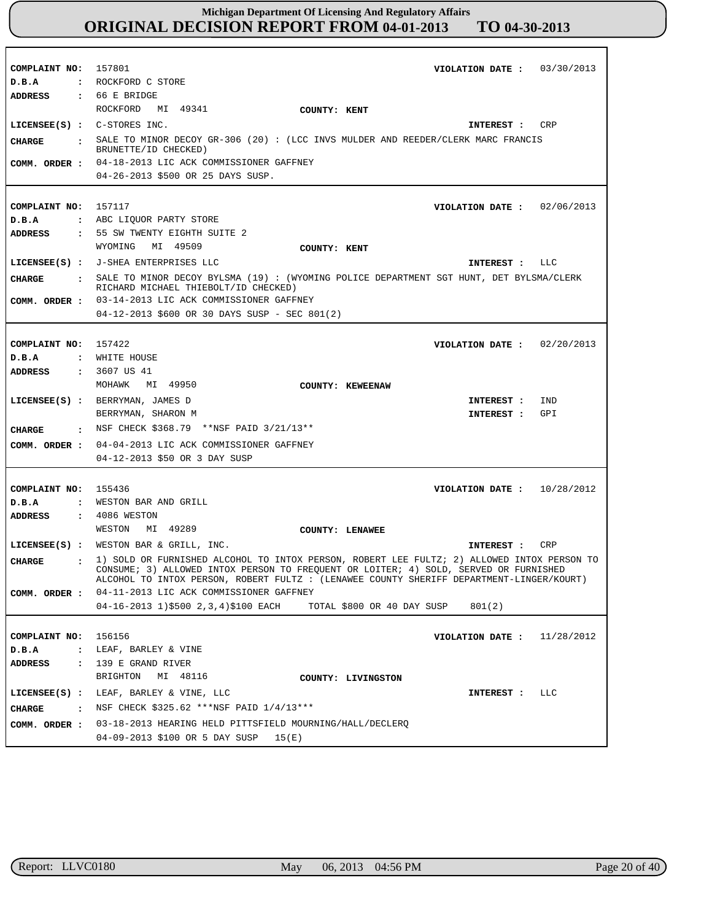**Michigan Department Of Licensing And Regulatory Affairs**
# ORIGINAL DECISION REPORT FROM 04-01-2013 TO 04-30-2013

---

**COMPLAINT NO:** 157801  **VIOLATION DATE :** 03/30/2013
**D.B.A :** ROCKFORD C STORE
**ADDRESS :** 66 E BRIDGE
ROCKFORD MI 49341  **COUNTY:** KENT
**LICENSEE(S) :** C-STORES INC.  **INTEREST :** CRP
**CHARGE :** SALE TO MINOR DECOY GR-306 (20) : (LCC INVS MULDER AND REEDER/CLERK MARC FRANCIS BRUNETTE/ID CHECKED)
**COMM. ORDER :** 04-18-2013 LIC ACK COMMISSIONER GAFFNEY
04-26-2013 $500 OR 25 DAYS SUSP.

---

**COMPLAINT NO:** 157117  **VIOLATION DATE :** 02/06/2013
**D.B.A :** ABC LIQUOR PARTY STORE
**ADDRESS :** 55 SW TWENTY EIGHTH SUITE 2
WYOMING MI 49509  **COUNTY:** KENT
**LICENSEE(S) :** J-SHEA ENTERPRISES LLC  **INTEREST :** LLC
**CHARGE :** SALE TO MINOR DECOY BYLSMA (19) : (WYOMING POLICE DEPARTMENT SGT HUNT, DET BYLSMA/CLERK RICHARD MICHAEL THIEBOLT/ID CHECKED)
**COMM. ORDER :** 03-14-2013 LIC ACK COMMISSIONER GAFFNEY
04-12-2013 $600 OR 30 DAYS SUSP - SEC 801(2)

---

**COMPLAINT NO:** 157422  **VIOLATION DATE :** 02/20/2013
**D.B.A :** WHITE HOUSE
**ADDRESS :** 3607 US 41
MOHAWK MI 49950  **COUNTY:** KEWEENAW
**LICENSEE(S) :** BERRYMAN, JAMES D  **INTEREST :** IND
BERRYMAN, SHARON M  **INTEREST :** GPI
**CHARGE :** NSF CHECK $368.79 **NSF PAID 3/21/13**
**COMM. ORDER :** 04-04-2013 LIC ACK COMMISSIONER GAFFNEY
04-12-2013 $50 OR 3 DAY SUSP

---

**COMPLAINT NO:** 155436  **VIOLATION DATE :** 10/28/2012
**D.B.A :** WESTON BAR AND GRILL
**ADDRESS :** 4086 WESTON
WESTON MI 49289  **COUNTY:** LENAWEE
**LICENSEE(S) :** WESTON BAR & GRILL, INC.  **INTEREST :** CRP
**CHARGE :** 1) SOLD OR FURNISHED ALCOHOL TO INTOX PERSON, ROBERT LEE FULTZ; 2) ALLOWED INTOX PERSON TO CONSUME; 3) ALLOWED INTOX PERSON TO FREQUENT OR LOITER; 4) SOLD, SERVED OR FURNISHED ALCOHOL TO INTOX PERSON, ROBERT FULTZ : (LENAWEE COUNTY SHERIFF DEPARTMENT-LINGER/KOURT)
**COMM. ORDER :** 04-11-2013 LIC ACK COMMISSIONER GAFFNEY
04-16-2013 1)$500 2,3,4)$100 EACH  TOTAL $800 OR 40 DAY SUSP  801(2)

---

**COMPLAINT NO:** 156156  **VIOLATION DATE :** 11/28/2012
**D.B.A :** LEAF, BARLEY & VINE
**ADDRESS :** 139 E GRAND RIVER
BRIGHTON MI 48116  **COUNTY:** LIVINGSTON
**LICENSEE(S) :** LEAF, BARLEY & VINE, LLC  **INTEREST :** LLC
**CHARGE :** NSF CHECK $325.62 ***NSF PAID 1/4/13***
**COMM. ORDER :** 03-18-2013 HEARING HELD PITTSFIELD MOURNING/HALL/DECLERQ
04-09-2013 $100 OR 5 DAY SUSP  15(E)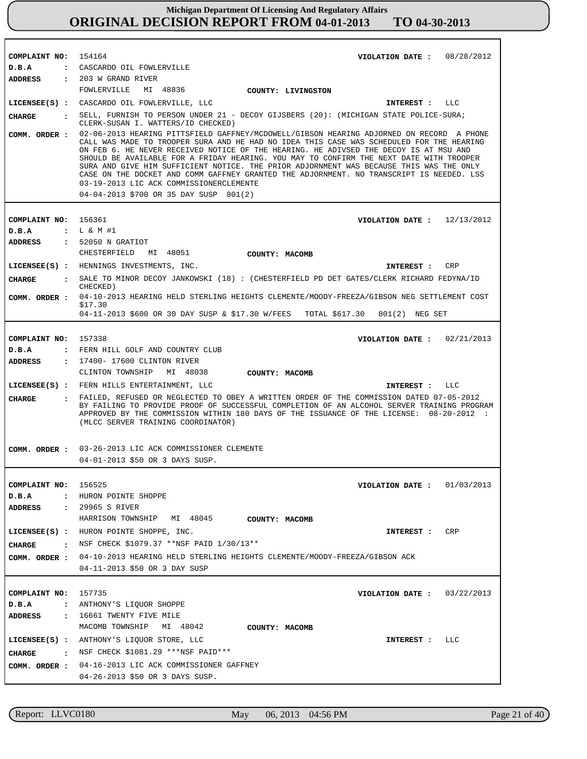# Michigan Department Of Licensing And Regulatory Affairs
## ORIGINAL DECISION REPORT FROM 04-01-2013 TO 04-30-2013

**COMPLAINT NO:** 154164 **VIOLATION DATE :** 08/28/2012
**D.B.A :** CASCARDO OIL FOWLERVILLE
**ADDRESS :** 203 W GRAND RIVER
FOWLERVILLE MI 48836 **COUNTY: LIVINGSTON**
**LICENSEE(S) :** CASCARDO OIL FOWLERVILLE, LLC **INTEREST :** LLC
**CHARGE :** SELL, FURNISH TO PERSON UNDER 21 - DECOY GIJSBERS (20): (MICHIGAN STATE POLICE-SURA; CLERK-SUSAN I. WATTERS/ID CHECKED)
**COMM. ORDER :** 02-06-2013 HEARING PITTSFIELD GAFFNEY/MCDOWELL/GIBSON HEARING ADJORNED ON RECORD A PHONE CALL WAS MADE TO TROOPER SURA AND HE HAD NO IDEA THIS CASE WAS SCHEDULED FOR THE HEARING ON FEB 6. HE NEVER RECEIVED NOTICE OF THE HEARING. HE ADIVSED THE DECOY IS AT MSU AND SHOULD BE AVAILABLE FOR A FRIDAY HEARING. YOU MAY TO CONFIRM THE NEXT DATE WITH TROOPER SURA AND GIVE HIM SUFFICIENT NOTICE. THE PRIOR ADJORNMENT WAS BECAUSE THIS WAS THE ONLY CASE ON THE DOCKET AND COMM GAFFNEY GRANTED THE ADJORNMENT. NO TRANSCRIPT IS NEEDED. LSS
03-19-2013 LIC ACK COMMISSIONERCLEMENTE
04-04-2013 $700 OR 35 DAY SUSP 801(2)

---

**COMPLAINT NO:** 156361 **VIOLATION DATE :** 12/13/2012
**D.B.A :** L & M #1
**ADDRESS :** 52050 N GRATIOT
CHESTERFIELD MI 48051 **COUNTY: MACOMB**
**LICENSEE(S) :** HENNINGS INVESTMENTS, INC. **INTEREST :** CRP
**CHARGE :** SALE TO MINOR DECOY JANKOWSKI (18) : (CHESTERFIELD PD DET GATES/CLERK RICHARD FEDYNA/ID CHECKED)
**COMM. ORDER :** 04-10-2013 HEARING HELD STERLING HEIGHTS CLEMENTE/MOODY-FREEZA/GIBSON NEG SETTLEMENT COST $17.30
04-11-2013 $600 OR 30 DAY SUSP & $17.30 W/FEES TOTAL $617.30 801(2) NEG SET

---

**COMPLAINT NO:** 157338 **VIOLATION DATE :** 02/21/2013
**D.B.A :** FERN HILL GOLF AND COUNTRY CLUB
**ADDRESS :** 17400- 17600 CLINTON RIVER
CLINTON TOWNSHIP MI 48038 **COUNTY: MACOMB**
**LICENSEE(S) :** FERN HILLS ENTERTAINMENT, LLC **INTEREST :** LLC
**CHARGE :** FAILED, REFUSED OR NEGLECTED TO OBEY A WRITTEN ORDER OF THE COMMISSION DATED 07-05-2012 BY FAILING TO PROVIDE PROOF OF SUCCESSFUL COMPLETION OF AN ALCOHOL SERVER TRAINING PROGRAM APPROVED BY THE COMMISSION WITHIN 180 DAYS OF THE ISSUANCE OF THE LICENSE: 08-20-2012 : (MLCC SERVER TRAINING COORDINATOR)
**COMM. ORDER :** 03-26-2013 LIC ACK COMMISSIONER CLEMENTE
04-01-2013 $50 OR 3 DAYS SUSP.

---

**COMPLAINT NO:** 156525 **VIOLATION DATE :** 01/03/2013
**D.B.A :** HURON POINTE SHOPPE
**ADDRESS :** 29965 S RIVER
HARRISON TOWNSHIP MI 48045 **COUNTY: MACOMB**
**LICENSEE(S) :** HURON POINTE SHOPPE, INC. **INTEREST :** CRP
**CHARGE :** NSF CHECK $1079.37 **NSF PAID 1/30/13**
**COMM. ORDER :** 04-10-2013 HEARING HELD STERLING HEIGHTS CLEMENTE/MOODY-FREEZA/GIBSON ACK
04-11-2013 $50 OR 3 DAY SUSP

---

**COMPLAINT NO:** 157735 **VIOLATION DATE :** 03/22/2013
**D.B.A :** ANTHONY'S LIQUOR SHOPPE
**ADDRESS :** 16661 TWENTY FIVE MILE
MACOMB TOWNSHIP MI 48042 **COUNTY: MACOMB**
**LICENSEE(S) :** ANTHONY'S LIQUOR STORE, LLC **INTEREST :** LLC
**CHARGE :** NSF CHECK $1081.29 ***NSF PAID***
**COMM. ORDER :** 04-16-2013 LIC ACK COMMISSIONER GAFFNEY
04-26-2013 $50 OR 3 DAYS SUSP.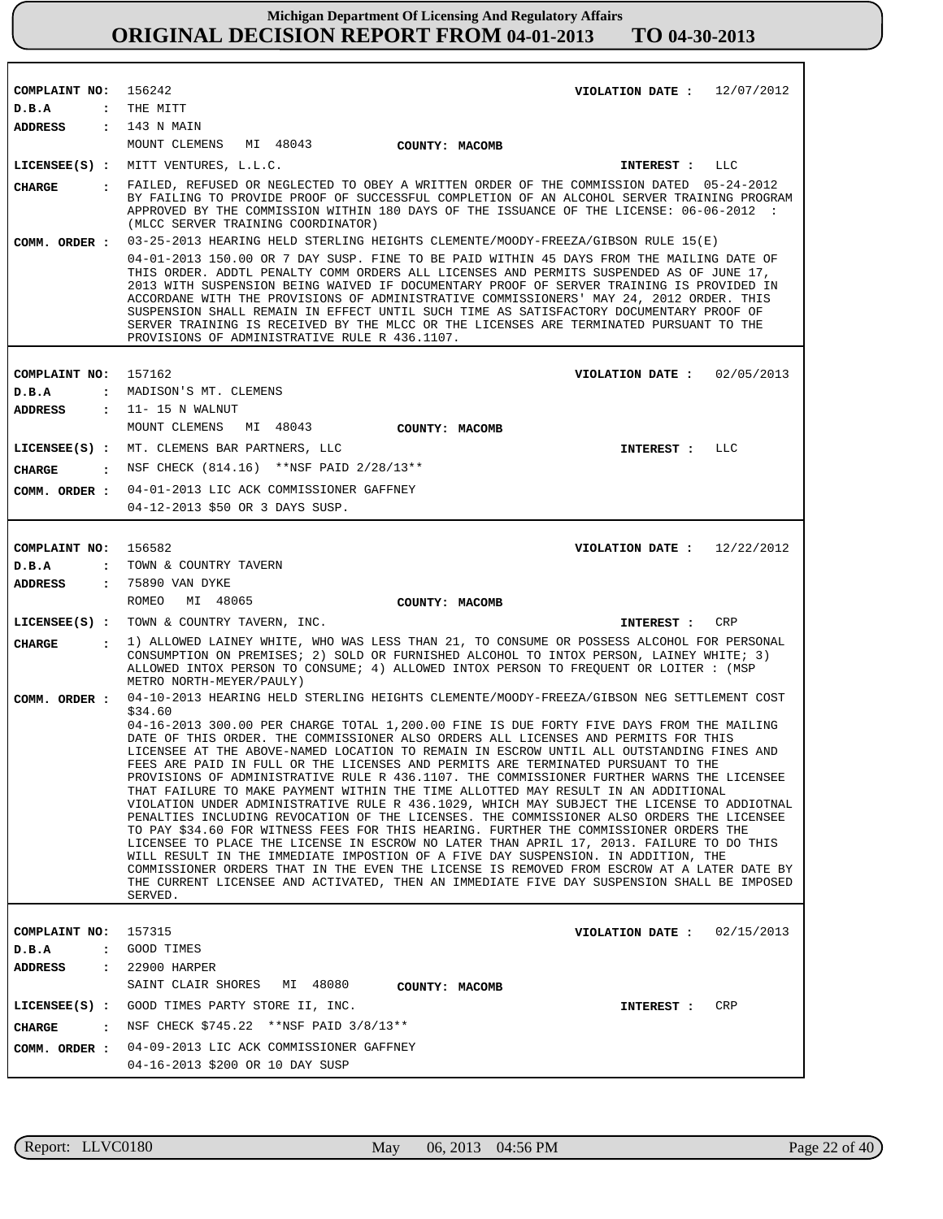**Michigan Department Of Licensing And Regulatory Affairs**
**ORIGINAL DECISION REPORT FROM 04-01-2013 TO 04-30-2013**

---

**COMPLAINT NO:** 156242  **VIOLATION DATE :** 12/07/2012
**D.B.A :** THE MITT
**ADDRESS :** 143 N MAIN
MOUNT CLEMENS MI 48043 **COUNTY: MACOMB**
**LICENSEE(S) :** MITT VENTURES, L.L.C.  **INTEREST :** LLC
**CHARGE :** FAILED, REFUSED OR NEGLECTED TO OBEY A WRITTEN ORDER OF THE COMMISSION DATED 05-24-2012 BY FAILING TO PROVIDE PROOF OF SUCCESSFUL COMPLETION OF AN ALCOHOL SERVER TRAINING PROGRAM APPROVED BY THE COMMISSION WITHIN 180 DAYS OF THE ISSUANCE OF THE LICENSE: 06-06-2012 : (MLCC SERVER TRAINING COORDINATOR)
**COMM. ORDER :** 03-25-2013 HEARING HELD STERLING HEIGHTS CLEMENTE/MOODY-FREEZA/GIBSON RULE 15(E)
04-01-2013 150.00 OR 7 DAY SUSP. FINE TO BE PAID WITHIN 45 DAYS FROM THE MAILING DATE OF THIS ORDER. ADDTL PENALTY COMM ORDERS ALL LICENSES AND PERMITS SUSPENDED AS OF JUNE 17, 2013 WITH SUSPENSION BEING WAIVED IF DOCUMENTARY PROOF OF SERVER TRAINING IS PROVIDED IN ACCORDANE WITH THE PROVISIONS OF ADMINISTRATIVE COMMISSIONERS' MAY 24, 2012 ORDER. THIS SUSPENSION SHALL REMAIN IN EFFECT UNTIL SUCH TIME AS SATISFACTORY DOCUMENTARY PROOF OF SERVER TRAINING IS RECEIVED BY THE MLCC OR THE LICENSES ARE TERMINATED PURSUANT TO THE PROVISIONS OF ADMINISTRATIVE RULE R 436.1107.

---

**COMPLAINT NO:** 157162  **VIOLATION DATE :** 02/05/2013
**D.B.A :** MADISON'S MT. CLEMENS
**ADDRESS :** 11- 15 N WALNUT
MOUNT CLEMENS MI 48043 **COUNTY: MACOMB**
**LICENSEE(S) :** MT. CLEMENS BAR PARTNERS, LLC  **INTEREST :** LLC
**CHARGE :** NSF CHECK (814.16) **NSF PAID 2/28/13**
**COMM. ORDER :** 04-01-2013 LIC ACK COMMISSIONER GAFFNEY
04-12-2013 $50 OR 3 DAYS SUSP.

---

**COMPLAINT NO:** 156582  **VIOLATION DATE :** 12/22/2012
**D.B.A :** TOWN & COUNTRY TAVERN
**ADDRESS :** 75890 VAN DYKE
ROMEO MI 48065 **COUNTY: MACOMB**
**LICENSEE(S) :** TOWN & COUNTRY TAVERN, INC.  **INTEREST :** CRP
**CHARGE :** 1) ALLOWED LAINEY WHITE, WHO WAS LESS THAN 21, TO CONSUME OR POSSESS ALCOHOL FOR PERSONAL CONSUMPTION ON PREMISES; 2) SOLD OR FURNISHED ALCOHOL TO INTOX PERSON, LAINEY WHITE; 3) ALLOWED INTOX PERSON TO CONSUME; 4) ALLOWED INTOX PERSON TO FREQUENT OR LOITER : (MSP METRO NORTH-MEYER/PAULY)
**COMM. ORDER :** 04-10-2013 HEARING HELD STERLING HEIGHTS CLEMENTE/MOODY-FREEZA/GIBSON NEG SETTLEMENT COST $34.60
04-16-2013 300.00 PER CHARGE TOTAL 1,200.00 FINE IS DUE FORTY FIVE DAYS FROM THE MAILING DATE OF THIS ORDER. THE COMMISSIONER ALSO ORDERS ALL LICENSES AND PERMITS FOR THIS LICENSEE AT THE ABOVE-NAMED LOCATION TO REMAIN IN ESCROW UNTIL ALL OUTSTANDING FINES AND FEES ARE PAID IN FULL OR THE LICENSES AND PERMITS ARE TERMINATED PURSUANT TO THE PROVISIONS OF ADMINISTRATIVE RULE R 436.1107. THE COMMISSIONER FURTHER WARNS THE LICENSEE THAT FAILURE TO MAKE PAYMENT WITHIN THE TIME ALLOTTED MAY RESULT IN AN ADDITIONAL VIOLATION UNDER ADMINISTRATIVE RULE R 436.1029, WHICH MAY SUBJECT THE LICENSE TO ADDIOTNAL PENALTIES INCLUDING REVOCATION OF THE LICENSES. THE COMMISSIONER ALSO ORDERS THE LICENSEE TO PAY $34.60 FOR WITNESS FEES FOR THIS HEARING. FURTHER THE COMMISSIONER ORDERS THE LICENSEE TO PLACE THE LICENSE IN ESCROW NO LATER THAN APRIL 17, 2013. FAILURE TO DO THIS WILL RESULT IN THE IMMEDIATE IMPOSTION OF A FIVE DAY SUSPENSION. IN ADDITION, THE COMMISSIONER ORDERS THAT IN THE EVEN THE LICENSE IS REMOVED FROM ESCROW AT A LATER DATE BY THE CURRENT LICENSEE AND ACTIVATED, THEN AN IMMEDIATE FIVE DAY SUSPENSION SHALL BE IMPOSED SERVED.

---

**COMPLAINT NO:** 157315  **VIOLATION DATE :** 02/15/2013
**D.B.A :** GOOD TIMES
**ADDRESS :** 22900 HARPER
SAINT CLAIR SHORES MI 48080 **COUNTY: MACOMB**
**LICENSEE(S) :** GOOD TIMES PARTY STORE II, INC.  **INTEREST :** CRP
**CHARGE :** NSF CHECK $745.22 **NSF PAID 3/8/13**
**COMM. ORDER :** 04-09-2013 LIC ACK COMMISSIONER GAFFNEY
04-16-2013 $200 OR 10 DAY SUSP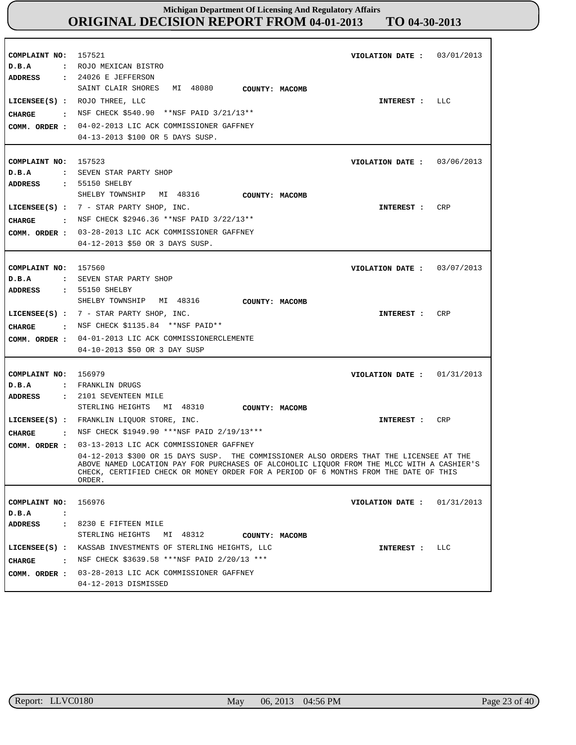# Michigan Department Of Licensing And Regulatory Affairs
## ORIGINAL DECISION REPORT FROM 04-01-2013 TO 04-30-2013

---

**COMPLAINT NO:** 157521  
**VIOLATION DATE :** 03/01/2013  
**D.B.A :** ROJO MEXICAN BISTRO  
**ADDRESS :** 24026 E JEFFERSON  
SAINT CLAIR SHORES MI 48080 **COUNTY: MACOMB**  
**LICENSEE(S) :** ROJO THREE, LLC  
**INTEREST :** LLC  
**CHARGE :** NSF CHECK $540.90 **NSF PAID 3/21/13**  
**COMM. ORDER :** 04-02-2013 LIC ACK COMMISSIONER GAFFNEY  
04-13-2013 $100 OR 5 DAYS SUSP.

---

**COMPLAINT NO:** 157523  
**VIOLATION DATE :** 03/06/2013  
**D.B.A :** SEVEN STAR PARTY SHOP  
**ADDRESS :** 55150 SHELBY  
SHELBY TOWNSHIP MI 48316 **COUNTY: MACOMB**  
**LICENSEE(S) :** 7 - STAR PARTY SHOP, INC.  
**INTEREST :** CRP  
**CHARGE :** NSF CHECK $2946.36 **NSF PAID 3/22/13**  
**COMM. ORDER :** 03-28-2013 LIC ACK COMMISSIONER GAFFNEY  
04-12-2013 $50 OR 3 DAYS SUSP.

---

**COMPLAINT NO:** 157560  
**VIOLATION DATE :** 03/07/2013  
**D.B.A :** SEVEN STAR PARTY SHOP  
**ADDRESS :** 55150 SHELBY  
SHELBY TOWNSHIP MI 48316 **COUNTY: MACOMB**  
**LICENSEE(S) :** 7 - STAR PARTY SHOP, INC.  
**INTEREST :** CRP  
**CHARGE :** NSF CHECK $1135.84 **NSF PAID**  
**COMM. ORDER :** 04-01-2013 LIC ACK COMMISSIONERCLEMENTE  
04-10-2013 $50 OR 3 DAY SUSP

---

**COMPLAINT NO:** 156979  
**VIOLATION DATE :** 01/31/2013  
**D.B.A :** FRANKLIN DRUGS  
**ADDRESS :** 2101 SEVENTEEN MILE  
STERLING HEIGHTS MI 48310 **COUNTY: MACOMB**  
**LICENSEE(S) :** FRANKLIN LIQUOR STORE, INC.  
**INTEREST :** CRP  
**CHARGE :** NSF CHECK $1949.90 ***NSF PAID 2/19/13***  
**COMM. ORDER :** 03-13-2013 LIC ACK COMMISSIONER GAFFNEY  
04-12-2013 $300 OR 15 DAYS SUSP. THE COMMISSIONER ALSO ORDERS THAT THE LICENSEE AT THE ABOVE NAMED LOCATION PAY FOR PURCHASES OF ALCOHOLIC LIQUOR FROM THE MLCC WITH A CASHIER'S CHECK, CERTIFIED CHECK OR MONEY ORDER FOR A PERIOD OF 6 MONTHS FROM THE DATE OF THIS ORDER.

---

**COMPLAINT NO:** 156976  
**VIOLATION DATE :** 01/31/2013  
**D.B.A :**  
**ADDRESS :** 8230 E FIFTEEN MILE  
STERLING HEIGHTS MI 48312 **COUNTY: MACOMB**  
**LICENSEE(S) :** KASSAB INVESTMENTS OF STERLING HEIGHTS, LLC  
**INTEREST :** LLC  
**CHARGE :** NSF CHECK $3639.58 ***NSF PAID 2/20/13 ***  
**COMM. ORDER :** 03-28-2013 LIC ACK COMMISSIONER GAFFNEY  
04-12-2013 DISMISSED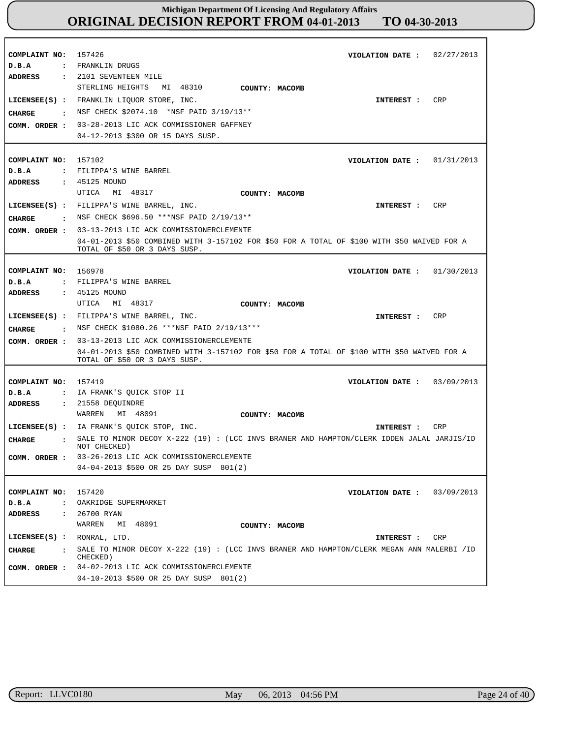# Michigan Department Of Licensing And Regulatory Affairs
## ORIGINAL DECISION REPORT FROM 04-01-2013 TO 04-30-2013

---

**COMPLAINT NO:** 157426 **VIOLATION DATE :** 02/27/2013
**D.B.A :** FRANKLIN DRUGS
**ADDRESS :** 2101 SEVENTEEN MILE
STERLING HEIGHTS MI 48310 **COUNTY: MACOMB**
**LICENSEE(S) :** FRANKLIN LIQUOR STORE, INC. **INTEREST :** CRP
**CHARGE :** NSF CHECK $2074.10 *NSF PAID 3/19/13**
**COMM. ORDER :** 03-28-2013 LIC ACK COMMISSIONER GAFFNEY
04-12-2013 $300 OR 15 DAYS SUSP.

---

**COMPLAINT NO:** 157102 **VIOLATION DATE :** 01/31/2013
**D.B.A :** FILIPPA'S WINE BARREL
**ADDRESS :** 45125 MOUND
UTICA MI 48317 **COUNTY: MACOMB**
**LICENSEE(S) :** FILIPPA'S WINE BARREL, INC. **INTEREST :** CRP
**CHARGE :** NSF CHECK $696.50 ***NSF PAID 2/19/13**
**COMM. ORDER :** 03-13-2013 LIC ACK COMMISSIONERCLEMENTE
04-01-2013 $50 COMBINED WITH 3-157102 FOR $50 FOR A TOTAL OF $100 WITH $50 WAIVED FOR A TOTAL OF $50 OR 3 DAYS SUSP.

---

**COMPLAINT NO:** 156978 **VIOLATION DATE :** 01/30/2013
**D.B.A :** FILIPPA'S WINE BARREL
**ADDRESS :** 45125 MOUND
UTICA MI 48317 **COUNTY: MACOMB**
**LICENSEE(S) :** FILIPPA'S WINE BARREL, INC. **INTEREST :** CRP
**CHARGE :** NSF CHECK $1080.26 ***NSF PAID 2/19/13***
**COMM. ORDER :** 03-13-2013 LIC ACK COMMISSIONERCLEMENTE
04-01-2013 $50 COMBINED WITH 3-157102 FOR $50 FOR A TOTAL OF $100 WITH $50 WAIVED FOR A TOTAL OF $50 OR 3 DAYS SUSP.

---

**COMPLAINT NO:** 157419 **VIOLATION DATE :** 03/09/2013
**D.B.A :** IA FRANK'S QUICK STOP II
**ADDRESS :** 21558 DEQUINDRE
WARREN MI 48091 **COUNTY: MACOMB**
**LICENSEE(S) :** IA FRANK'S QUICK STOP, INC. **INTEREST :** CRP
**CHARGE :** SALE TO MINOR DECOY X-222 (19) : (LCC INVS BRANER AND HAMPTON/CLERK IDDEN JALAL JARJIS/ID NOT CHECKED)
**COMM. ORDER :** 03-26-2013 LIC ACK COMMISSIONERCLEMENTE
04-04-2013 $500 OR 25 DAY SUSP 801(2)

---

**COMPLAINT NO:** 157420 **VIOLATION DATE :** 03/09/2013
**D.B.A :** OAKRIDGE SUPERMARKET
**ADDRESS :** 26700 RYAN
WARREN MI 48091 **COUNTY: MACOMB**
**LICENSEE(S) :** RONRAL, LTD. **INTEREST :** CRP
**CHARGE :** SALE TO MINOR DECOY X-222 (19) : (LCC INVS BRANER AND HAMPTON/CLERK MEGAN ANN MALERBI /ID CHECKED)
**COMM. ORDER :** 04-02-2013 LIC ACK COMMISSIONERCLEMENTE
04-10-2013 $500 OR 25 DAY SUSP 801(2)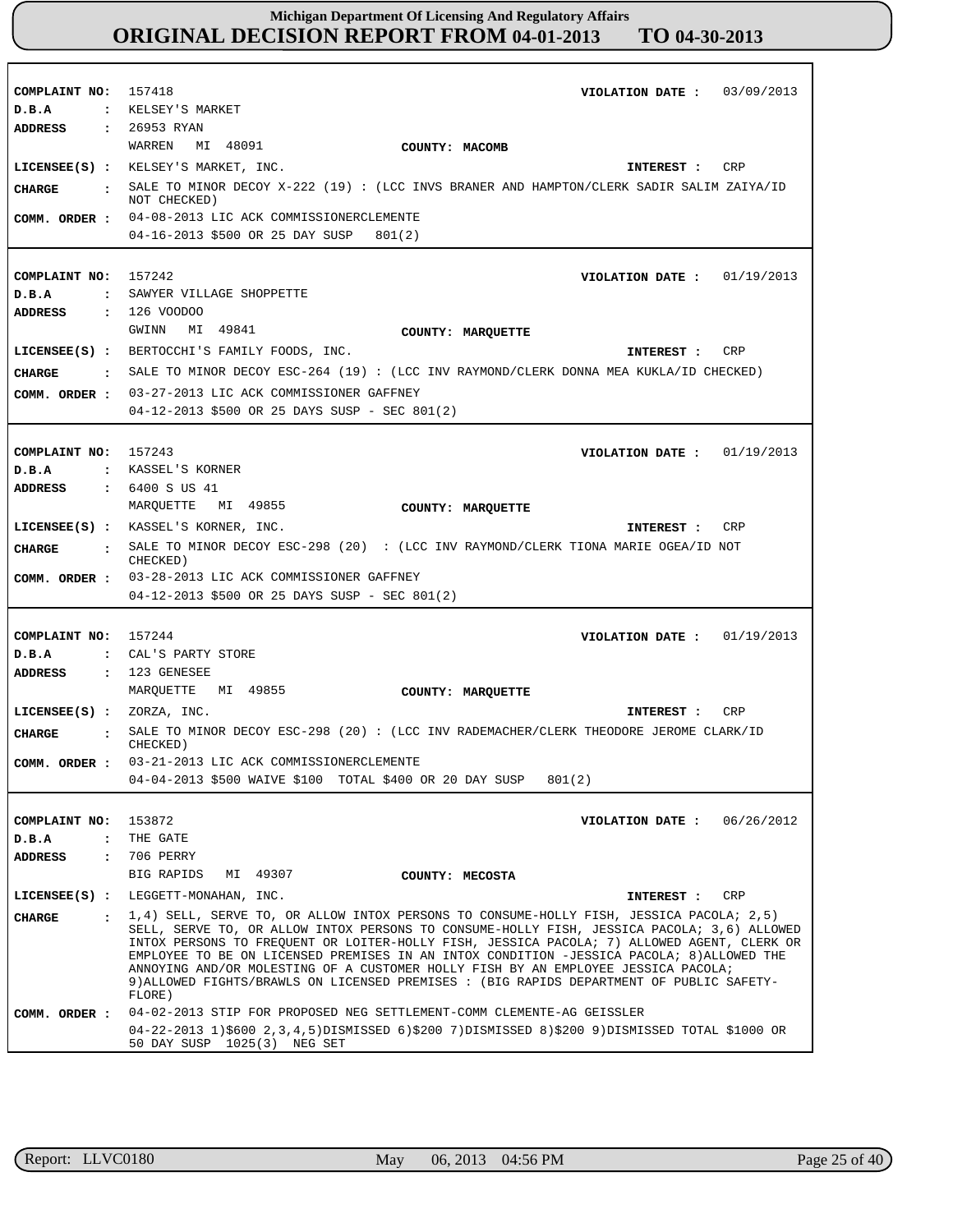# Michigan Department Of Licensing And Regulatory Affairs
## ORIGINAL DECISION REPORT FROM 04-01-2013 TO 04-30-2013

**COMPLAINT NO:** 157418
**VIOLATION DATE :** 03/09/2013
**D.B.A :** KELSEY'S MARKET
**ADDRESS :** 26953 RYAN
WARREN MI 48091
**COUNTY:** MACOMB
**LICENSEE(S) :** KELSEY'S MARKET, INC.
**INTEREST :** CRP
**CHARGE :** SALE TO MINOR DECOY X-222 (19) : (LCC INVS BRANER AND HAMPTON/CLERK SADIR SALIM ZAIYA/ID NOT CHECKED)
**COMM. ORDER :** 04-08-2013 LIC ACK COMMISSIONERCLEMENTE
04-16-2013 $500 OR 25 DAY SUSP 801(2)

---

**COMPLAINT NO:** 157242
**VIOLATION DATE :** 01/19/2013
**D.B.A :** SAWYER VILLAGE SHOPPETTE
**ADDRESS :** 126 VOODOO
GWINN MI 49841
**COUNTY:** MARQUETTE
**LICENSEE(S) :** BERTOCCHI'S FAMILY FOODS, INC.
**INTEREST :** CRP
**CHARGE :** SALE TO MINOR DECOY ESC-264 (19) : (LCC INV RAYMOND/CLERK DONNA MEA KUKLA/ID CHECKED)
**COMM. ORDER :** 03-27-2013 LIC ACK COMMISSIONER GAFFNEY
04-12-2013 $500 OR 25 DAYS SUSP - SEC 801(2)

---

**COMPLAINT NO:** 157243
**VIOLATION DATE :** 01/19/2013
**D.B.A :** KASSEL'S KORNER
**ADDRESS :** 6400 S US 41
MARQUETTE MI 49855
**COUNTY:** MARQUETTE
**LICENSEE(S) :** KASSEL'S KORNER, INC.
**INTEREST :** CRP
**CHARGE :** SALE TO MINOR DECOY ESC-298 (20) : (LCC INV RAYMOND/CLERK TIONA MARIE OGEA/ID NOT CHECKED)
**COMM. ORDER :** 03-28-2013 LIC ACK COMMISSIONER GAFFNEY
04-12-2013 $500 OR 25 DAYS SUSP - SEC 801(2)

---

**COMPLAINT NO:** 157244
**VIOLATION DATE :** 01/19/2013
**D.B.A :** CAL'S PARTY STORE
**ADDRESS :** 123 GENESEE
MARQUETTE MI 49855
**COUNTY:** MARQUETTE
**LICENSEE(S) :** ZORZA, INC.
**INTEREST :** CRP
**CHARGE :** SALE TO MINOR DECOY ESC-298 (20) : (LCC INV RADEMACHER/CLERK THEODORE JEROME CLARK/ID CHECKED)
**COMM. ORDER :** 03-21-2013 LIC ACK COMMISSIONERCLEMENTE
04-04-2013 $500 WAIVE $100 TOTAL $400 OR 20 DAY SUSP 801(2)

---

**COMPLAINT NO:** 153872
**VIOLATION DATE :** 06/26/2012
**D.B.A :** THE GATE
**ADDRESS :** 706 PERRY
BIG RAPIDS MI 49307
**COUNTY:** MECOSTA
**LICENSEE(S) :** LEGGETT-MONAHAN, INC.
**INTEREST :** CRP
**CHARGE :** 1,4) SELL, SERVE TO, OR ALLOW INTOX PERSONS TO CONSUME-HOLLY FISH, JESSICA PACOLA; 2,5) SELL, SERVE TO, OR ALLOW INTOX PERSONS TO CONSUME-HOLLY FISH, JESSICA PACOLA; 3,6) ALLOWED INTOX PERSONS TO FREQUENT OR LOITER-HOLLY FISH, JESSICA PACOLA; 7) ALLOWED AGENT, CLERK OR EMPLOYEE TO BE ON LICENSED PREMISES IN AN INTOX CONDITION -JESSICA PACOLA; 8)ALLOWED THE ANNOYING AND/OR MOLESTING OF A CUSTOMER HOLLY FISH BY AN EMPLOYEE JESSICA PACOLA; 9)ALLOWED FIGHTS/BRAWLS ON LICENSED PREMISES : (BIG RAPIDS DEPARTMENT OF PUBLIC SAFETY-FLORE)
**COMM. ORDER :** 04-02-2013 STIP FOR PROPOSED NEG SETTLEMENT-COMM CLEMENTE-AG GEISSLER
04-22-2013 1)$600 2,3,4,5)DISMISSED 6)$200 7)DISMISSED 8)$200 9)DISMISSED TOTAL $1000 OR 50 DAY SUSP 1025(3) NEG SET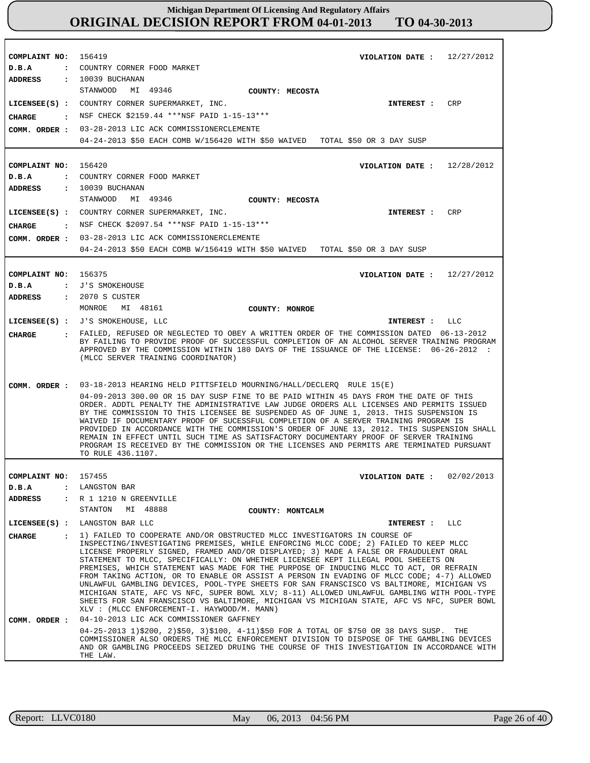# Michigan Department Of Licensing And Regulatory Affairs
## ORIGINAL DECISION REPORT FROM 04-01-2013 TO 04-30-2013

**COMPLAINT NO:** 156419 **VIOLATION DATE :** 12/27/2012
**D.B.A :** COUNTRY CORNER FOOD MARKET
**ADDRESS :** 10039 BUCHANAN
STANWOOD MI 49346 **COUNTY: MECOSTA**
**LICENSEE(S) :** COUNTRY CORNER SUPERMARKET, INC. **INTEREST :** CRP
**CHARGE :** NSF CHECK $2159.44 ***NSF PAID 1-15-13***
**COMM. ORDER :** 03-28-2013 LIC ACK COMMISSIONERCLEMENTE
04-24-2013 $50 EACH COMB W/156420 WITH $50 WAIVED TOTAL $50 OR 3 DAY SUSP

---

**COMPLAINT NO:** 156420 **VIOLATION DATE :** 12/28/2012
**D.B.A :** COUNTRY CORNER FOOD MARKET
**ADDRESS :** 10039 BUCHANAN
STANWOOD MI 49346 **COUNTY: MECOSTA**
**LICENSEE(S) :** COUNTRY CORNER SUPERMARKET, INC. **INTEREST :** CRP
**CHARGE :** NSF CHECK $2097.54 ***NSF PAID 1-15-13***
**COMM. ORDER :** 03-28-2013 LIC ACK COMMISSIONERCLEMENTE
04-24-2013 $50 EACH COMB W/156419 WITH $50 WAIVED TOTAL $50 OR 3 DAY SUSP

---

**COMPLAINT NO:** 156375 **VIOLATION DATE :** 12/27/2012
**D.B.A :** J'S SMOKEHOUSE
**ADDRESS :** 2070 S CUSTER
MONROE MI 48161 **COUNTY: MONROE**
**LICENSEE(S) :** J'S SMOKEHOUSE, LLC **INTEREST :** LLC
**CHARGE :** FAILED, REFUSED OR NEGLECTED TO OBEY A WRITTEN ORDER OF THE COMMISSION DATED 06-13-2012 BY FAILING TO PROVIDE PROOF OF SUCCESSFUL COMPLETION OF AN ALCOHOL SERVER TRAINING PROGRAM APPROVED BY THE COMMISSION WITHIN 180 DAYS OF THE ISSUANCE OF THE LICENSE: 06-26-2012 : (MLCC SERVER TRAINING COORDINATOR)
**COMM. ORDER :** 03-18-2013 HEARING HELD PITTSFIELD MOURNING/HALL/DECLERQ RULE 15(E)
04-09-2013 300.00 OR 15 DAY SUSP FINE TO BE PAID WITHIN 45 DAYS FROM THE DATE OF THIS ORDER. ADDTL PENALTY THE ADMINISTRATIVE LAW JUDGE ORDERS ALL LICENSES AND PERMITS ISSUED BY THE COMMISSION TO THIS LICENSEE BE SUSPENDED AS OF JUNE 1, 2013. THIS SUSPENSION IS WAIVED IF DOCUMENTARY PROOF OF SUCESSFUL COMPLETION OF A SERVER TRAINING PROGRAM IS PROVIDED IN ACCORDANCE WITH THE COMMISSION'S ORDER OF JUNE 13, 2012. THIS SUSPENSION SHALL REMAIN IN EFFECT UNTIL SUCH TIME AS SATISFACTORY DOCUMENTARY PROOF OF SERVER TRAINING PROGRAM IS RECEIVED BY THE COMMISSION OR THE LICENSES AND PERMITS ARE TERMINATED PURSUANT TO RULE 436.1107.

---

**COMPLAINT NO:** 157455 **VIOLATION DATE :** 02/02/2013
**D.B.A :** LANGSTON BAR
**ADDRESS :** R 1 1210 N GREENVILLE
STANTON MI 48888 **COUNTY: MONTCALM**
**LICENSEE(S) :** LANGSTON BAR LLC **INTEREST :** LLC
**CHARGE :** 1) FAILED TO COOPERATE AND/OR OBSTRUCTED MLCC INVESTIGATORS IN COURSE OF INSPECTING/INVESTIGATING PREMISES, WHILE ENFORCING MLCC CODE; 2) FAILED TO KEEP MLCC LICENSE PROPERLY SIGNED, FRAMED AND/OR DISPLAYED; 3) MADE A FALSE OR FRAUDULENT ORAL STATEMENT TO MLCC, SPECIFICALLY: ON WHETHER LICENSEE KEPT ILLEGAL POOL SHEEETS ON PREMISES, WHICH STATEMENT WAS MADE FOR THE PURPOSE OF INDUCING MLCC TO ACT, OR REFRAIN FROM TAKING ACTION, OR TO ENABLE OR ASSIST A PERSON IN EVADING OF MLCC CODE; 4-7) ALLOWED UNLAWFUL GAMBLING DEVICES, POOL-TYPE SHEETS FOR SAN FRANSCISCO VS BALTIMORE, MICHIGAN VS MICHIGAN STATE, AFC VS NFC, SUPER BOWL XLV; 8-11) ALLOWED UNLAWFUL GAMBLING WITH POOL-TYPE SHEETS FOR SAN FRANSCISCO VS BALTIMORE, MICHIGAN VS MICHIGAN STATE, AFC VS NFC, SUPER BOWL XLV : (MLCC ENFORCEMENT-I. HAYWOOD/M. MANN)
**COMM. ORDER :** 04-10-2013 LIC ACK COMMISSIONER GAFFNEY
04-25-2013 1)$200, 2)$50, 3)$100, 4-11)$50 FOR A TOTAL OF $750 OR 38 DAYS SUSP. THE COMMISSIONER ALSO ORDERS THE MLCC ENFORCEMENT DIVISION TO DISPOSE OF THE GAMBLING DEVICES AND OR GAMBLING PROCEEDS SEIZED DRUING THE COURSE OF THIS INVESTIGATION IN ACCORDANCE WITH THE LAW.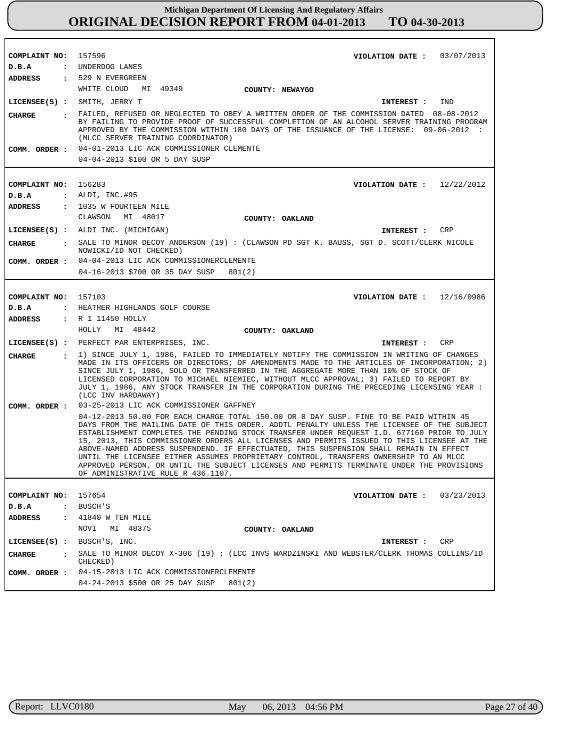| | |
|---|---|
| **COMPLAINT NO:** | 157596 |
| **VIOLATION DATE :** | 03/07/2013 |
| **D.B.A** | UNDERDOG LANES |
| **ADDRESS** | 529 N EVERGREEN<br>WHITE CLOUD MI 49349 |
| **COUNTY:** | NEWAYGO |
| **LICENSEE(S) :** | SMITH, JERRY T |
| **INTEREST :** | IND |
| **CHARGE** | FAILED, REFUSED OR NEGLECTED TO OBEY A WRITTEN ORDER OF THE COMMISSION DATED 08-08-2012 BY FAILING TO PROVIDE PROOF OF SUCCESSFUL COMPLETION OF AN ALCOHOL SERVER TRAINING PROGRAM APPROVED BY THE COMMISSION WITHIN 180 DAYS OF THE ISSUANCE OF THE LICENSE: 09-06-2012 : (MLCC SERVER TRAINING COORDINATOR) |
| **COMM. ORDER :** | 04-01-2013 LIC ACK COMMISSIONER CLEMENTE<br>04-04-2013 $100 OR 5 DAY SUSP |

| | |
|---|---|
| **COMPLAINT NO:** | 156283 |
| **VIOLATION DATE :** | 12/22/2012 |
| **D.B.A** | ALDI, INC.#95 |
| **ADDRESS** | 1035 W FOURTEEN MILE<br>CLAWSON MI 48017 |
| **COUNTY:** | OAKLAND |
| **LICENSEE(S) :** | ALDI INC. (MICHIGAN) |
| **INTEREST :** | CRP |
| **CHARGE** | SALE TO MINOR DECOY ANDERSON (19) : (CLAWSON PD SGT K. BAUSS, SGT D. SCOTT/CLERK NICOLE NOWICKI/ID NOT CHECKED) |
| **COMM. ORDER :** | 04-04-2013 LIC ACK COMMISSIONERCLEMENTE<br>04-16-2013 $700 OR 35 DAY SUSP 801(2) |

| | |
|---|---|
| **COMPLAINT NO:** | 157103 |
| **VIOLATION DATE :** | 12/16/0986 |
| **D.B.A** | HEATHER HIGHLANDS GOLF COURSE |
| **ADDRESS** | R 1 11450 HOLLY<br>HOLLY MI 48442 |
| **COUNTY:** | OAKLAND |
| **LICENSEE(S) :** | PERFECT PAR ENTERPRISES, INC. |
| **INTEREST :** | CRP |
| **CHARGE** | 1) SINCE JULY 1, 1986, FAILED TO IMMEDIATELY NOTIFY THE COMMISSION IN WRITING OF CHANGES MADE IN ITS OFFICERS OR DIRECTORS; OF AMENDMENTS MADE TO THE ARTICLES OF INCORPORATION; 2) SINCE JULY 1, 1986, SOLD OR TRANSFERRED IN THE AGGREGATE MORE THAN 10% OF STOCK OF LICENSED CORPORATION TO MICHAEL NIEMIEC, WITHOUT MLCC APPROVAL; 3) FAILED TO REPORT BY JULY 1, 1986, ANY STOCK TRANSFER IN THE CORPORATION DURING THE PRECEDING LICENSING YEAR : (LCC INV HARDAWAY) |
| **COMM. ORDER :** | 03-25-2013 LIC ACK COMMISSIONER GAFFNEY<br>04-12-2013 50.00 FOR EACH CHARGE TOTAL 150.00 OR 8 DAY SUSP. FINE TO BE PAID WITHIN 45 DAYS FROM THE MAILING DATE OF THIS ORDER. ADDTL PENALTY UNLESS THE LICENSEE OF THE SUBJECT ESTABLISHMENT COMPLETES THE PENDING STOCK TRANSFER UNDER REQUEST I.D. 677160 PRIOR TO JULY 15, 2013, THIS COMMISSIONER ORDERS ALL LICENSES AND PERMITS ISSUED TO THIS LICENSEE AT THE ABOVE-NAMED ADDRESS SUSPENDEND. IF EFFECTUATED, THIS SUSPENSION SHALL REMAIN IN EFFECT UNTIL THE LICENSEE EITHER ASSUMES PROPRIETARY CONTROL, TRANSFERS OWNERSHIP TO AN MLCC APPROVED PERSON, OR UNTIL THE SUBJECT LICENSES AND PERMITS TERMINATE UNDER THE PROVISIONS OF ADMINISTRATIVE RULE R 436.1107. |

| | |
|---|---|
| **COMPLAINT NO:** | 157654 |
| **VIOLATION DATE :** | 03/23/2013 |
| **D.B.A** | BUSCH'S |
| **ADDRESS** | 41840 W TEN MILE<br>NOVI MI 48375 |
| **COUNTY:** | OAKLAND |
| **LICENSEE(S) :** | BUSCH'S, INC. |
| **INTEREST :** | CRP |
| **CHARGE** | SALE TO MINOR DECOY X-306 (19) : (LCC INVS WARDZINSKI AND WEBSTER/CLERK THOMAS COLLINS/ID CHECKED) |
| **COMM. ORDER :** | 04-15-2013 LIC ACK COMMISSIONERCLEMENTE<br>04-24-2013 $500 OR 25 DAY SUSP 801(2) |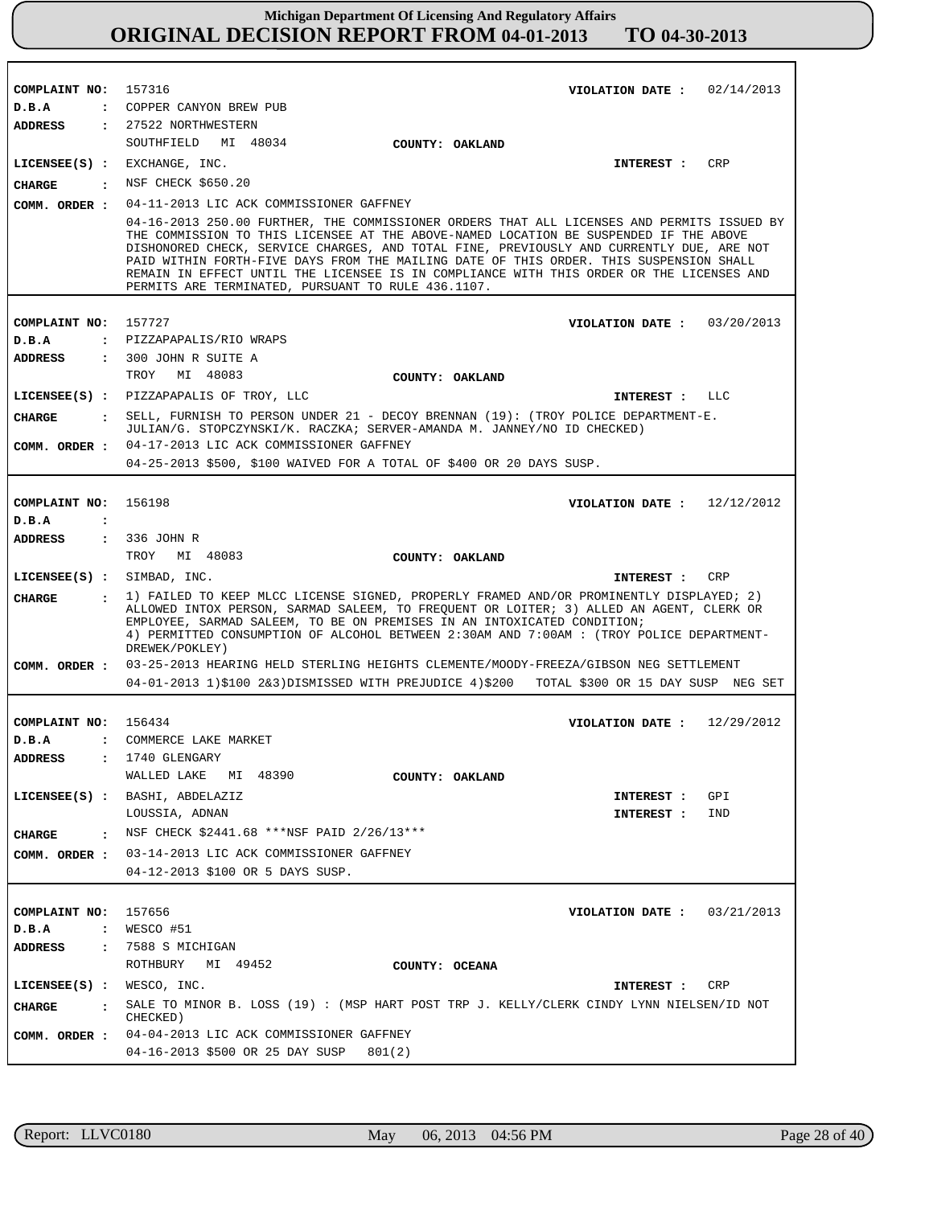# Michigan Department Of Licensing And Regulatory Affairs
## ORIGINAL DECISION REPORT FROM 04-01-2013 TO 04-30-2013

---

**COMPLAINT NO:** 157316
**VIOLATION DATE :** 02/14/2013
**D.B.A :** COPPER CANYON BREW PUB
**ADDRESS :** 27522 NORTHWESTERN
SOUTHFIELD MI 48034
**COUNTY:** OAKLAND
**LICENSEE(S) :** EXCHANGE, INC.
**INTEREST :** CRP
**CHARGE :** NSF CHECK $650.20
**COMM. ORDER :** 04-11-2013 LIC ACK COMMISSIONER GAFFNEY
04-16-2013 250.00 FURTHER, THE COMMISSIONER ORDERS THAT ALL LICENSES AND PERMITS ISSUED BY THE COMMISSION TO THIS LICENSEE AT THE ABOVE-NAMED LOCATION BE SUSPENDED IF THE ABOVE DISHONORED CHECK, SERVICE CHARGES, AND TOTAL FINE, PREVIOUSLY AND CURRENTLY DUE, ARE NOT PAID WITHIN FORTH-FIVE DAYS FROM THE MAILING DATE OF THIS ORDER. THIS SUSPENSION SHALL REMAIN IN EFFECT UNTIL THE LICENSEE IS IN COMPLIANCE WITH THIS ORDER OR THE LICENSES AND PERMITS ARE TERMINATED, PURSUANT TO RULE 436.1107.

---

**COMPLAINT NO:** 157727
**VIOLATION DATE :** 03/20/2013
**D.B.A :** PIZZAPAPALIS/RIO WRAPS
**ADDRESS :** 300 JOHN R SUITE A
TROY MI 48083
**COUNTY:** OAKLAND
**LICENSEE(S) :** PIZZAPAPALIS OF TROY, LLC
**INTEREST :** LLC
**CHARGE :** SELL, FURNISH TO PERSON UNDER 21 - DECOY BRENNAN (19): (TROY POLICE DEPARTMENT-E. JULIAN/G. STOPCZYNSKI/K. RACZKA; SERVER-AMANDA M. JANNEY/NO ID CHECKED)
**COMM. ORDER :** 04-17-2013 LIC ACK COMMISSIONER GAFFNEY
04-25-2013 $500, $100 WAIVED FOR A TOTAL OF $400 OR 20 DAYS SUSP.

---

**COMPLAINT NO:** 156198
**VIOLATION DATE :** 12/12/2012
**D.B.A :**
**ADDRESS :** 336 JOHN R
TROY MI 48083
**COUNTY:** OAKLAND
**LICENSEE(S) :** SIMBAD, INC.
**INTEREST :** CRP
**CHARGE :** 1) FAILED TO KEEP MLCC LICENSE SIGNED, PROPERLY FRAMED AND/OR PROMINENTLY DISPLAYED; 2) ALLOWED INTOX PERSON, SARMAD SALEEM, TO FREQUENT OR LOITER; 3) ALLED AN AGENT, CLERK OR EMPLOYEE, SARMAD SALEEM, TO BE ON PREMISES IN AN INTOXICATED CONDITION;
4) PERMITTED CONSUMPTION OF ALCOHOL BETWEEN 2:30AM AND 7:00AM : (TROY POLICE DEPARTMENT-DREWEK/POKLEY)
**COMM. ORDER :** 03-25-2013 HEARING HELD STERLING HEIGHTS CLEMENTE/MOODY-FREEZA/GIBSON NEG SETTLEMENT
04-01-2013 1)$100 2&3)DISMISSED WITH PREJUDICE 4)$200 TOTAL $300 OR 15 DAY SUSP NEG SET

---

**COMPLAINT NO:** 156434
**VIOLATION DATE :** 12/29/2012
**D.B.A :** COMMERCE LAKE MARKET
**ADDRESS :** 1740 GLENGARY
WALLED LAKE MI 48390
**COUNTY:** OAKLAND
**LICENSEE(S) :** BASHI, ABDELAZIZ
**INTEREST :** GPI
LOUSSIA, ADNAN
**INTEREST :** IND
**CHARGE :** NSF CHECK $2441.68 ***NSF PAID 2/26/13***
**COMM. ORDER :** 03-14-2013 LIC ACK COMMISSIONER GAFFNEY
04-12-2013 $100 OR 5 DAYS SUSP.

---

**COMPLAINT NO:** 157656
**VIOLATION DATE :** 03/21/2013
**D.B.A :** WESCO #51
**ADDRESS :** 7588 S MICHIGAN
ROTHBURY MI 49452
**COUNTY:** OCEANA
**LICENSEE(S) :** WESCO, INC.
**INTEREST :** CRP
**CHARGE :** SALE TO MINOR B. LOSS (19) : (MSP HART POST TRP J. KELLY/CLERK CINDY LYNN NIELSEN/ID NOT CHECKED)
**COMM. ORDER :** 04-04-2013 LIC ACK COMMISSIONER GAFFNEY
04-16-2013 $500 OR 25 DAY SUSP 801(2)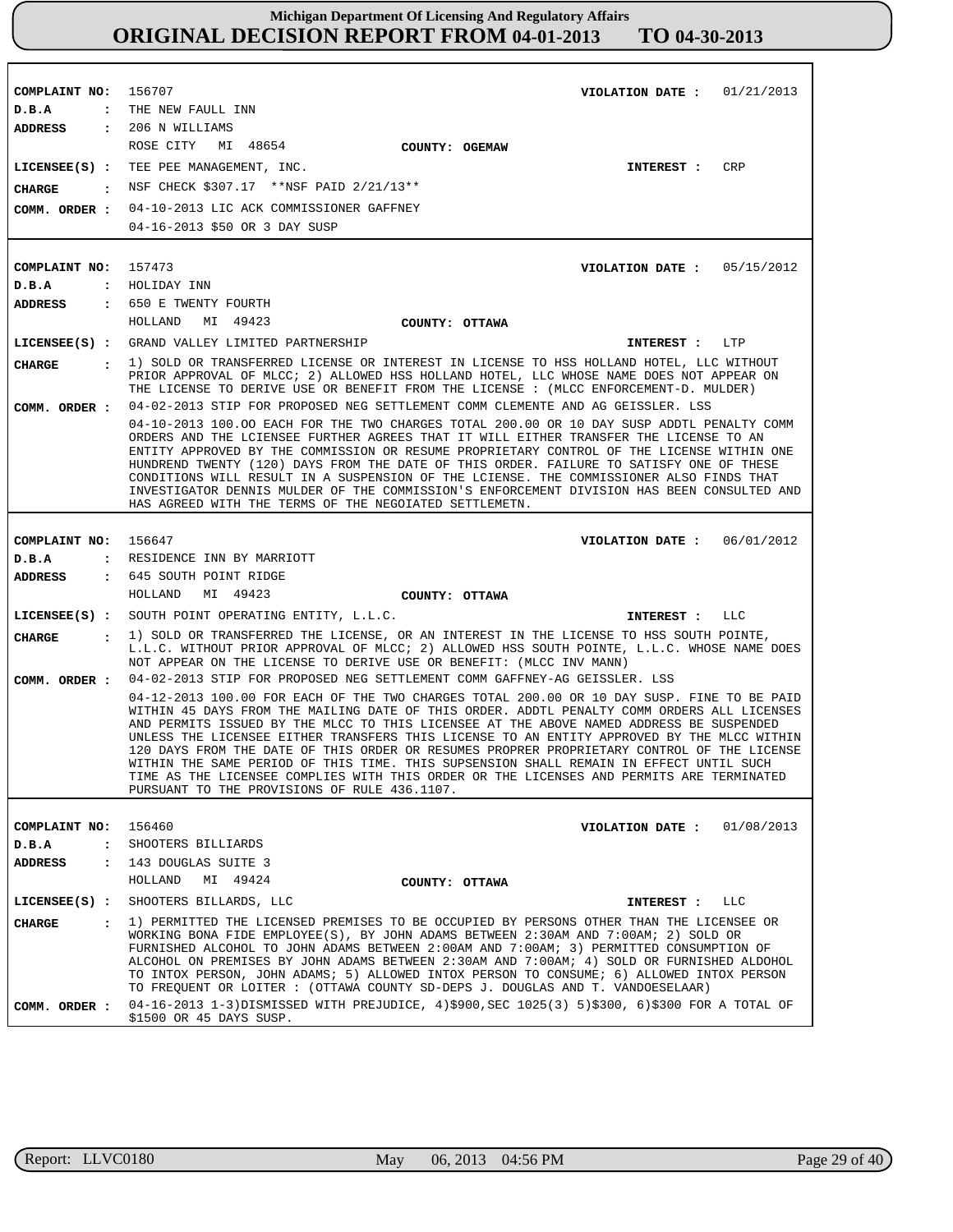# Michigan Department Of Licensing And Regulatory Affairs
## ORIGINAL DECISION REPORT FROM 04-01-2013 TO 04-30-2013

---

**COMPLAINT NO:** 156707  
**VIOLATION DATE :** 01/21/2013  
**D.B.A :** THE NEW FAULL INN  
**ADDRESS :** 206 N WILLIAMS  
ROSE CITY MI 48654  
**COUNTY:** OGEMAW  
**LICENSEE(S) :** TEE PEE MANAGEMENT, INC.  
**INTEREST :** CRP  
**CHARGE :** NSF CHECK $307.17 **NSF PAID 2/21/13**  
**COMM. ORDER :** 04-10-2013 LIC ACK COMMISSIONER GAFFNEY  
04-16-2013 $50 OR 3 DAY SUSP

---

**COMPLAINT NO:** 157473  
**VIOLATION DATE :** 05/15/2012  
**D.B.A :** HOLIDAY INN  
**ADDRESS :** 650 E TWENTY FOURTH  
HOLLAND MI 49423  
**COUNTY:** OTTAWA  
**LICENSEE(S) :** GRAND VALLEY LIMITED PARTNERSHIP  
**INTEREST :** LTP  
**CHARGE :** 1) SOLD OR TRANSFERRED LICENSE OR INTEREST IN LICENSE TO HSS HOLLAND HOTEL, LLC WITHOUT PRIOR APPROVAL OF MLCC; 2) ALLOWED HSS HOLLAND HOTEL, LLC WHOSE NAME DOES NOT APPEAR ON THE LICENSE TO DERIVE USE OR BENEFIT FROM THE LICENSE : (MLCC ENFORCEMENT-D. MULDER)  
**COMM. ORDER :** 04-02-2013 STIP FOR PROPOSED NEG SETTLEMENT COMM CLEMENTE AND AG GEISSLER. LSS  
04-10-2013 100.OO EACH FOR THE TWO CHARGES TOTAL 200.00 OR 10 DAY SUSP ADDTL PENALTY COMM ORDERS AND THE LCIENSEE FURTHER AGREES THAT IT WILL EITHER TRANSFER THE LICENSE TO AN ENTITY APPROVED BY THE COMMISSION OR RESUME PROPRIETARY CONTROL OF THE LICENSE WITHIN ONE HUNDREND TWENTY (120) DAYS FROM THE DATE OF THIS ORDER. FAILURE TO SATISFY ONE OF THESE CONDITIONS WILL RESULT IN A SUSPENSION OF THE LCIENSE. THE COMMISSIONER ALSO FINDS THAT INVESTIGATOR DENNIS MULDER OF THE COMMISSION'S ENFORCEMENT DIVISION HAS BEEN CONSULTED AND HAS AGREED WITH THE TERMS OF THE NEGOIATED SETTLEMETN.

---

**COMPLAINT NO:** 156647  
**VIOLATION DATE :** 06/01/2012  
**D.B.A :** RESIDENCE INN BY MARRIOTT  
**ADDRESS :** 645 SOUTH POINT RIDGE  
HOLLAND MI 49423  
**COUNTY:** OTTAWA  
**LICENSEE(S) :** SOUTH POINT OPERATING ENTITY, L.L.C.  
**INTEREST :** LLC  
**CHARGE :** 1) SOLD OR TRANSFERRED THE LICENSE, OR AN INTEREST IN THE LICENSE TO HSS SOUTH POINTE, L.L.C. WITHOUT PRIOR APPROVAL OF MLCC; 2) ALLOWED HSS SOUTH POINTE, L.L.C. WHOSE NAME DOES NOT APPEAR ON THE LICENSE TO DERIVE USE OR BENEFIT: (MLCC INV MANN)  
**COMM. ORDER :** 04-02-2013 STIP FOR PROPOSED NEG SETTLEMENT COMM GAFFNEY-AG GEISSLER. LSS  
04-12-2013 100.00 FOR EACH OF THE TWO CHARGES TOTAL 200.00 OR 10 DAY SUSP. FINE TO BE PAID WITHIN 45 DAYS FROM THE MAILING DATE OF THIS ORDER. ADDTL PENALTY COMM ORDERS ALL LICENSES AND PERMITS ISSUED BY THE MLCC TO THIS LICENSEE AT THE ABOVE NAMED ADDRESS BE SUSPENDED UNLESS THE LICENSEE EITHER TRANSFERS THIS LICENSE TO AN ENTITY APPROVED BY THE MLCC WITHIN 120 DAYS FROM THE DATE OF THIS ORDER OR RESUMES PROPRER PROPRIETARY CONTROL OF THE LICENSE WITHIN THE SAME PERIOD OF THIS TIME. THIS SUPSENSION SHALL REMAIN IN EFFECT UNTIL SUCH TIME AS THE LICENSEE COMPLIES WITH THIS ORDER OR THE LICENSES AND PERMITS ARE TERMINATED PURSUANT TO THE PROVISIONS OF RULE 436.1107.

---

**COMPLAINT NO:** 156460  
**VIOLATION DATE :** 01/08/2013  
**D.B.A :** SHOOTERS BILLIARDS  
**ADDRESS :** 143 DOUGLAS SUITE 3  
HOLLAND MI 49424  
**COUNTY:** OTTAWA  
**LICENSEE(S) :** SHOOTERS BILLARDS, LLC  
**INTEREST :** LLC  
**CHARGE :** 1) PERMITTED THE LICENSED PREMISES TO BE OCCUPIED BY PERSONS OTHER THAN THE LICENSEE OR WORKING BONA FIDE EMPLOYEE(S), BY JOHN ADAMS BETWEEN 2:30AM AND 7:00AM; 2) SOLD OR FURNISHED ALCOHOL TO JOHN ADAMS BETWEEN 2:00AM AND 7:00AM; 3) PERMITTED CONSUMPTION OF ALCOHOL ON PREMISES BY JOHN ADAMS BETWEEN 2:30AM AND 7:00AM; 4) SOLD OR FURNISHED ALDOHOL TO INTOX PERSON, JOHN ADAMS; 5) ALLOWED INTOX PERSON TO CONSUME; 6) ALLOWED INTOX PERSON TO FREQUENT OR LOITER : (OTTAWA COUNTY SD-DEPS J. DOUGLAS AND T. VANDOESELAAR)  
**COMM. ORDER :** 04-16-2013 1-3)DISMISSED WITH PREJUDICE, 4)$900,SEC 1025(3) 5)$300, 6)$300 FOR A TOTAL OF $1500 OR 45 DAYS SUSP.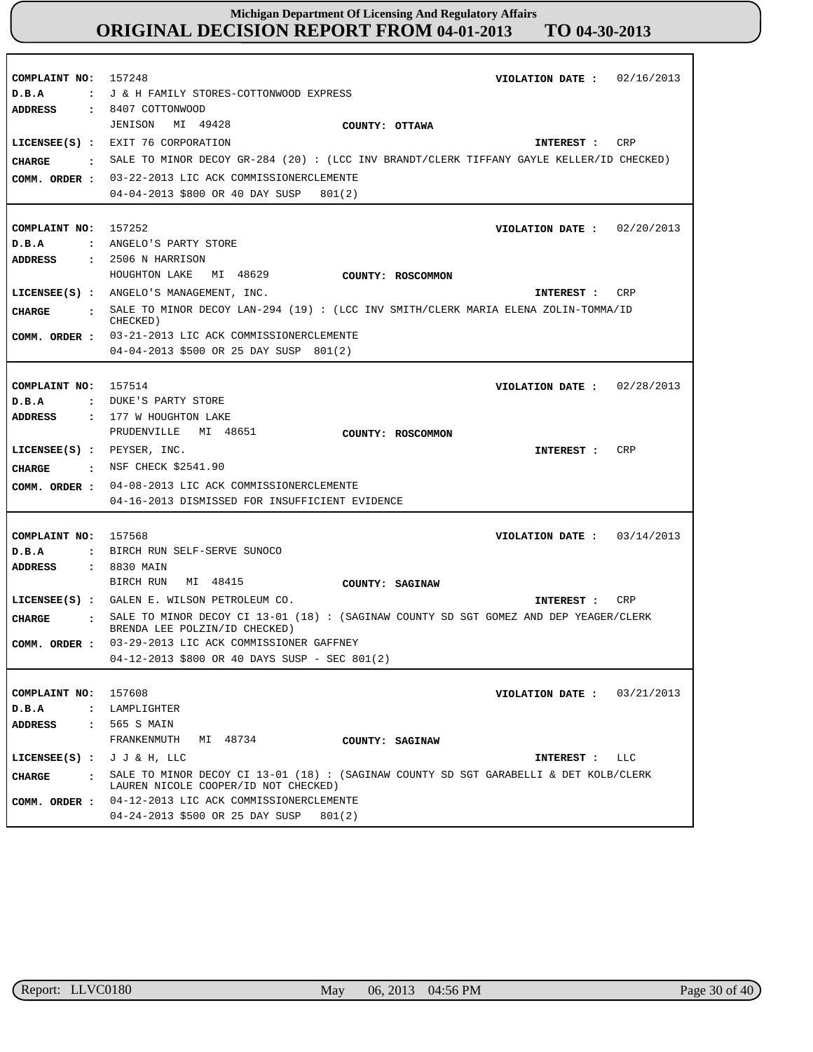# Michigan Department Of Licensing And Regulatory Affairs
## ORIGINAL DECISION REPORT FROM 04-01-2013 TO 04-30-2013

| | |
|---|---|
| **COMPLAINT NO:** | 157248 |
| **VIOLATION DATE :** | 02/16/2013 |
| **D.B.A** | J & H FAMILY STORES-COTTONWOOD EXPRESS |
| **ADDRESS** | 8407 COTTONWOOD<br>JENISON MI 49428 |
| **COUNTY:** | OTTAWA |
| **LICENSEE(S) :** | EXIT 76 CORPORATION |
| **INTEREST :** | CRP |
| **CHARGE** | SALE TO MINOR DECOY GR-284 (20) : (LCC INV BRANDT/CLERK TIFFANY GAYLE KELLER/ID CHECKED) |
| **COMM. ORDER :** | 03-22-2013 LIC ACK COMMISSIONERCLEMENTE<br>04-04-2013 $800 OR 40 DAY SUSP 801(2) |

| | |
|---|---|
| **COMPLAINT NO:** | 157252 |
| **VIOLATION DATE :** | 02/20/2013 |
| **D.B.A** | ANGELO'S PARTY STORE |
| **ADDRESS** | 2506 N HARRISON<br>HOUGHTON LAKE MI 48629 |
| **COUNTY:** | ROSCOMMON |
| **LICENSEE(S) :** | ANGELO'S MANAGEMENT, INC. |
| **INTEREST :** | CRP |
| **CHARGE** | SALE TO MINOR DECOY LAN-294 (19) : (LCC INV SMITH/CLERK MARIA ELENA ZOLIN-TOMMA/ID CHECKED) |
| **COMM. ORDER :** | 03-21-2013 LIC ACK COMMISSIONERCLEMENTE<br>04-04-2013 $500 OR 25 DAY SUSP 801(2) |

| | |
|---|---|
| **COMPLAINT NO:** | 157514 |
| **VIOLATION DATE :** | 02/28/2013 |
| **D.B.A** | DUKE'S PARTY STORE |
| **ADDRESS** | 177 W HOUGHTON LAKE<br>PRUDENVILLE MI 48651 |
| **COUNTY:** | ROSCOMMON |
| **LICENSEE(S) :** | PEYSER, INC. |
| **INTEREST :** | CRP |
| **CHARGE** | NSF CHECK $2541.90 |
| **COMM. ORDER :** | 04-08-2013 LIC ACK COMMISSIONERCLEMENTE<br>04-16-2013 DISMISSED FOR INSUFFICIENT EVIDENCE |

| | |
|---|---|
| **COMPLAINT NO:** | 157568 |
| **VIOLATION DATE :** | 03/14/2013 |
| **D.B.A** | BIRCH RUN SELF-SERVE SUNOCO |
| **ADDRESS** | 8830 MAIN<br>BIRCH RUN MI 48415 |
| **COUNTY:** | SAGINAW |
| **LICENSEE(S) :** | GALEN E. WILSON PETROLEUM CO. |
| **INTEREST :** | CRP |
| **CHARGE** | SALE TO MINOR DECOY CI 13-01 (18) : (SAGINAW COUNTY SD SGT GOMEZ AND DEP YEAGER/CLERK BRENDA LEE POLZIN/ID CHECKED) |
| **COMM. ORDER :** | 03-29-2013 LIC ACK COMMISSIONER GAFFNEY<br>04-12-2013 $800 OR 40 DAYS SUSP - SEC 801(2) |

| | |
|---|---|
| **COMPLAINT NO:** | 157608 |
| **VIOLATION DATE :** | 03/21/2013 |
| **D.B.A** | LAMPLIGHTER |
| **ADDRESS** | 565 S MAIN<br>FRANKENMUTH MI 48734 |
| **COUNTY:** | SAGINAW |
| **LICENSEE(S) :** | J J & H, LLC |
| **INTEREST :** | LLC |
| **CHARGE** | SALE TO MINOR DECOY CI 13-01 (18) : (SAGINAW COUNTY SD SGT GARABELLI & DET KOLB/CLERK LAUREN NICOLE COOPER/ID NOT CHECKED) |
| **COMM. ORDER :** | 04-12-2013 LIC ACK COMMISSIONERCLEMENTE<br>04-24-2013 $500 OR 25 DAY SUSP 801(2) |

Report: LLVC0180 May 06, 2013 04:56 PM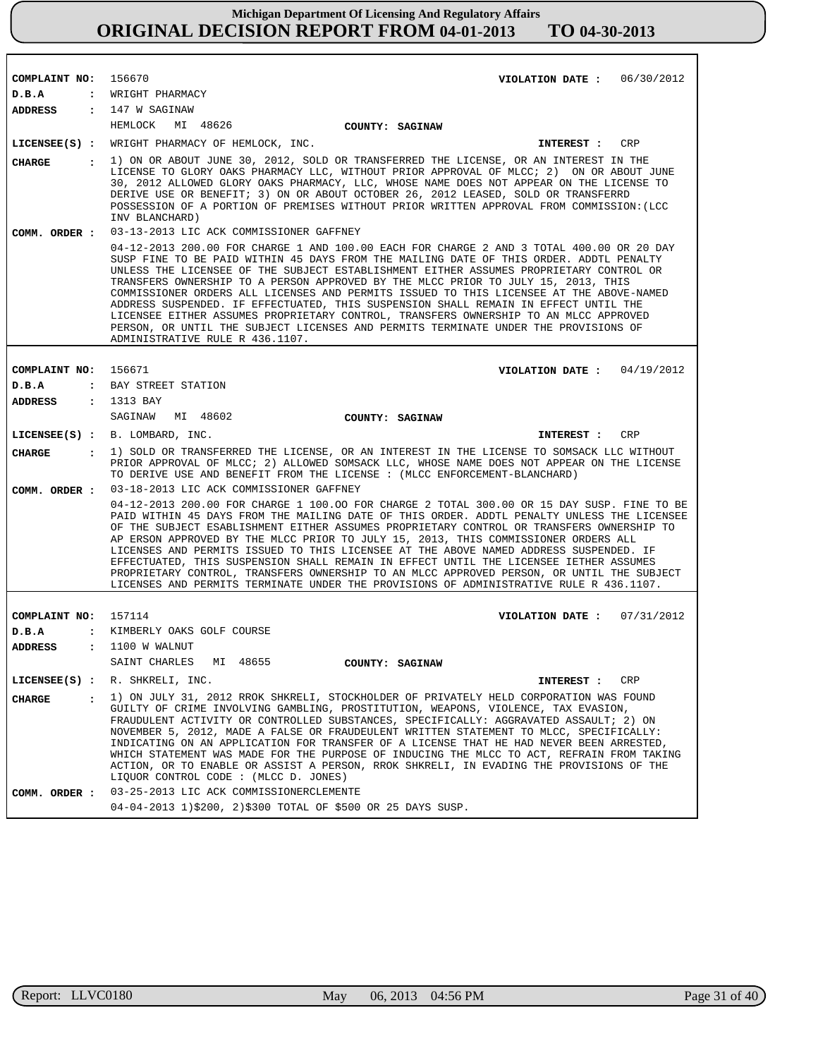# Michigan Department Of Licensing And Regulatory Affairs

## ORIGINAL DECISION REPORT FROM 04-01-2013 TO 04-30-2013

**COMPLAINT NO:** 156670 **VIOLATION DATE :** 06/30/2012

**D.B.A :** WRIGHT PHARMACY

**ADDRESS :** 147 W SAGINAW
HEMLOCK MI 48626 **COUNTY: SAGINAW**

**LICENSEE(S) :** WRIGHT PHARMACY OF HEMLOCK, INC. **INTEREST :** CRP

**CHARGE :** 1) ON OR ABOUT JUNE 30, 2012, SOLD OR TRANSFERRED THE LICENSE, OR AN INTEREST IN THE LICENSE TO GLORY OAKS PHARMACY LLC, WITHOUT PRIOR APPROVAL OF MLCC; 2) ON OR ABOUT JUNE 30, 2012 ALLOWED GLORY OAKS PHARMACY, LLC, WHOSE NAME DOES NOT APPEAR ON THE LICENSE TO DERIVE USE OR BENEFIT; 3) ON OR ABOUT OCTOBER 26, 2012 LEASED, SOLD OR TRANSFERRD POSSESSION OF A PORTION OF PREMISES WITHOUT PRIOR WRITTEN APPROVAL FROM COMMISSION:(LCC INV BLANCHARD)

**COMM. ORDER :** 03-13-2013 LIC ACK COMMISSIONER GAFFNEY

04-12-2013 200.00 FOR CHARGE 1 AND 100.00 EACH FOR CHARGE 2 AND 3 TOTAL 400.00 OR 20 DAY SUSP FINE TO BE PAID WITHIN 45 DAYS FROM THE MAILING DATE OF THIS ORDER. ADDTL PENALTY UNLESS THE LICENSEE OF THE SUBJECT ESTABLISHMENT EITHER ASSUMES PROPRIETARY CONTROL OR TRANSFERS OWNERSHIP TO A PERSON APPROVED BY THE MLCC PRIOR TO JULY 15, 2013, THIS COMMISSIONER ORDERS ALL LICENSES AND PERMITS ISSUED TO THIS LICENSEE AT THE ABOVE-NAMED ADDRESS SUSPENDED. IF EFFECTUATED, THIS SUSPENSION SHALL REMAIN IN EFFECT UNTIL THE LICENSEE EITHER ASSUMES PROPRIETARY CONTROL, TRANSFERS OWNERSHIP TO AN MLCC APPROVED PERSON, OR UNTIL THE SUBJECT LICENSES AND PERMITS TERMINATE UNDER THE PROVISIONS OF ADMINISTRATIVE RULE R 436.1107.

---

**COMPLAINT NO:** 156671 **VIOLATION DATE :** 04/19/2012

**D.B.A :** BAY STREET STATION

**ADDRESS :** 1313 BAY
SAGINAW MI 48602 **COUNTY: SAGINAW**

**LICENSEE(S) :** B. LOMBARD, INC. **INTEREST :** CRP

**CHARGE :** 1) SOLD OR TRANSFERRED THE LICENSE, OR AN INTEREST IN THE LICENSE TO SOMSACK LLC WITHOUT PRIOR APPROVAL OF MLCC; 2) ALLOWED SOMSACK LLC, WHOSE NAME DOES NOT APPEAR ON THE LICENSE TO DERIVE USE AND BENEFIT FROM THE LICENSE : (MLCC ENFORCEMENT-BLANCHARD)

**COMM. ORDER :** 03-18-2013 LIC ACK COMMISSIONER GAFFNEY

04-12-2013 200.00 FOR CHARGE 1 100.OO FOR CHARGE 2 TOTAL 300.00 OR 15 DAY SUSP. FINE TO BE PAID WITHIN 45 DAYS FROM THE MAILING DATE OF THIS ORDER. ADDTL PENALTY UNLESS THE LICENSEE OF THE SUBJECT ESABLISHMENT EITHER ASSUMES PROPRIETARY CONTROL OR TRANSFERS OWNERSHIP TO AP ERSON APPROVED BY THE MLCC PRIOR TO JULY 15, 2013, THIS COMMISSIONER ORDERS ALL LICENSES AND PERMITS ISSUED TO THIS LICENSEE AT THE ABOVE NAMED ADDRESS SUSPENDED. IF EFFECTUATED, THIS SUSPENSION SHALL REMAIN IN EFFECT UNTIL THE LICENSEE IETHER ASSUMES PROPRIETARY CONTROL, TRANSFERS OWNERSHIP TO AN MLCC APPROVED PERSON, OR UNTIL THE SUBJECT LICENSES AND PERMITS TERMINATE UNDER THE PROVISIONS OF ADMINISTRATIVE RULE R 436.1107.

---

**COMPLAINT NO:** 157114 **VIOLATION DATE :** 07/31/2012

**D.B.A :** KIMBERLY OAKS GOLF COURSE

**ADDRESS :** 1100 W WALNUT
SAINT CHARLES MI 48655 **COUNTY: SAGINAW**

**LICENSEE(S) :** R. SHKRELI, INC. **INTEREST :** CRP

**CHARGE :** 1) ON JULY 31, 2012 RROK SHKRELI, STOCKHOLDER OF PRIVATELY HELD CORPORATION WAS FOUND GUILTY OF CRIME INVOLVING GAMBLING, PROSTITUTION, WEAPONS, VIOLENCE, TAX EVASION, FRAUDULENT ACTIVITY OR CONTROLLED SUBSTANCES, SPECIFICALLY: AGGRAVATED ASSAULT; 2) ON NOVEMBER 5, 2012, MADE A FALSE OR FRAUDEULENT WRITTEN STATEMENT TO MLCC, SPECIFICALLY: INDICATING ON AN APPLICATION FOR TRANSFER OF A LICENSE THAT HE HAD NEVER BEEN ARRESTED, WHICH STATEMENT WAS MADE FOR THE PURPOSE OF INDUCING THE MLCC TO ACT, REFRAIN FROM TAKING ACTION, OR TO ENABLE OR ASSIST A PERSON, RROK SHKRELI, IN EVADING THE PROVISIONS OF THE LIQUOR CONTROL CODE : (MLCC D. JONES)

**COMM. ORDER :** 03-25-2013 LIC ACK COMMISSIONERCLEMENTE

04-04-2013 1)$200, 2)$300 TOTAL OF $500 OR 25 DAYS SUSP.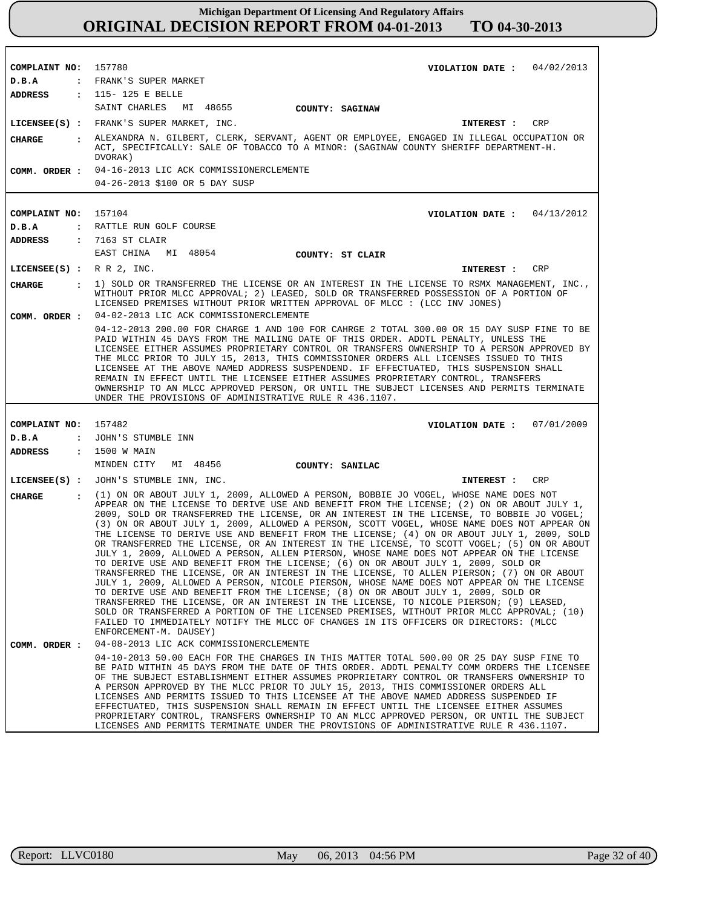# Michigan Department Of Licensing And Regulatory Affairs
## ORIGINAL DECISION REPORT FROM 04-01-2013 TO 04-30-2013

**COMPLAINT NO:** 157780
**VIOLATION DATE :** 04/02/2013
**D.B.A :** FRANK'S SUPER MARKET
**ADDRESS :** 115- 125 E BELLE
SAINT CHARLES MI 48655
**COUNTY:** SAGINAW
**LICENSEE(S) :** FRANK'S SUPER MARKET, INC.
**INTEREST :** CRP
**CHARGE :** ALEXANDRA N. GILBERT, CLERK, SERVANT, AGENT OR EMPLOYEE, ENGAGED IN ILLEGAL OCCUPATION OR ACT, SPECIFICALLY: SALE OF TOBACCO TO A MINOR: (SAGINAW COUNTY SHERIFF DEPARTMENT-H. DVORAK)
**COMM. ORDER :** 04-16-2013 LIC ACK COMMISSIONERCLEMENTE
04-26-2013 $100 OR 5 DAY SUSP

---

**COMPLAINT NO:** 157104
**VIOLATION DATE :** 04/13/2012
**D.B.A :** RATTLE RUN GOLF COURSE
**ADDRESS :** 7163 ST CLAIR
EAST CHINA MI 48054
**COUNTY:** ST CLAIR
**LICENSEE(S) :** R R 2, INC.
**INTEREST :** CRP
**CHARGE :** 1) SOLD OR TRANSFERRED THE LICENSE OR AN INTEREST IN THE LICENSE TO RSMX MANAGEMENT, INC., WITHOUT PRIOR MLCC APPROVAL; 2) LEASED, SOLD OR TRANSFERRED POSSESSION OF A PORTION OF LICENSED PREMISES WITHOUT PRIOR WRITTEN APPROVAL OF MLCC : (LCC INV JONES)
**COMM. ORDER :** 04-02-2013 LIC ACK COMMISSIONERCLEMENTE
04-12-2013 200.00 FOR CHARGE 1 AND 100 FOR CAHRGE 2 TOTAL 300.00 OR 15 DAY SUSP FINE TO BE PAID WITHIN 45 DAYS FROM THE MAILING DATE OF THIS ORDER. ADDTL PENALTY, UNLESS THE LICENSEE EITHER ASSUMES PROPRIETARY CONTROL OR TRANSFERS OWNERSHIP TO A PERSON APPROVED BY THE MLCC PRIOR TO JULY 15, 2013, THIS COMMISSIONER ORDERS ALL LICENSES ISSUED TO THIS LICENSEE AT THE ABOVE NAMED ADDRESS SUSPENDEND. IF EFFECTUATED, THIS SUSPENSION SHALL REMAIN IN EFFECT UNTIL THE LICENSEE EITHER ASSUMES PROPRIETARY CONTROL, TRANSFERS OWNERSHIP TO AN MLCC APPROVED PERSON, OR UNTIL THE SUBJECT LICENSES AND PERMITS TERMINATE UNDER THE PROVISIONS OF ADMINISTRATIVE RULE R 436.1107.

---

**COMPLAINT NO:** 157482
**VIOLATION DATE :** 07/01/2009
**D.B.A :** JOHN'S STUMBLE INN
**ADDRESS :** 1500 W MAIN
MINDEN CITY MI 48456
**COUNTY:** SANILAC
**LICENSEE(S) :** JOHN'S STUMBLE INN, INC.
**INTEREST :** CRP
**CHARGE :** (1) ON OR ABOUT JULY 1, 2009, ALLOWED A PERSON, BOBBIE JO VOGEL, WHOSE NAME DOES NOT APPEAR ON THE LICENSE TO DERIVE USE AND BENEFIT FROM THE LICENSE; (2) ON OR ABOUT JULY 1, 2009, SOLD OR TRANSFERRED THE LICENSE, OR AN INTEREST IN THE LICENSE, TO BOBBIE JO VOGEL; (3) ON OR ABOUT JULY 1, 2009, ALLOWED A PERSON, SCOTT VOGEL, WHOSE NAME DOES NOT APPEAR ON THE LICENSE TO DERIVE USE AND BENEFIT FROM THE LICENSE; (4) ON OR ABOUT JULY 1, 2009, SOLD OR TRANSFERRED THE LICENSE, OR AN INTEREST IN THE LICENSE, TO SCOTT VOGEL; (5) ON OR ABOUT JULY 1, 2009, ALLOWED A PERSON, ALLEN PIERSON, WHOSE NAME DOES NOT APPEAR ON THE LICENSE TO DERIVE USE AND BENEFIT FROM THE LICENSE; (6) ON OR ABOUT JULY 1, 2009, SOLD OR TRANSFERRED THE LICENSE, OR AN INTEREST IN THE LICENSE, TO ALLEN PIERSON; (7) ON OR ABOUT JULY 1, 2009, ALLOWED A PERSON, NICOLE PIERSON, WHOSE NAME DOES NOT APPEAR ON THE LICENSE TO DERIVE USE AND BENEFIT FROM THE LICENSE; (8) ON OR ABOUT JULY 1, 2009, SOLD OR TRANSFERRED THE LICENSE, OR AN INTEREST IN THE LICENSE, TO NICOLE PIERSON; (9) LEASED, SOLD OR TRANSFERRED A PORTION OF THE LICENSED PREMISES, WITHOUT PRIOR MLCC APPROVAL; (10) FAILED TO IMMEDIATELY NOTIFY THE MLCC OF CHANGES IN ITS OFFICERS OR DIRECTORS: (MLCC ENFORCEMENT-M. DAUSEY)
**COMM. ORDER :** 04-08-2013 LIC ACK COMMISSIONERCLEMENTE
04-10-2013 50.00 EACH FOR THE CHARGES IN THIS MATTER TOTAL 500.00 OR 25 DAY SUSP FINE TO BE PAID WITHIN 45 DAYS FROM THE DATE OF THIS ORDER. ADDTL PENALTY COMM ORDERS THE LICENSEE OF THE SUBJECT ESTABLISHMENT EITHER ASSUMES PROPRIETARY CONTROL OR TRANSFERS OWNERSHIP TO A PERSON APPROVED BY THE MLCC PRIOR TO JULY 15, 2013, THIS COMMISSIONER ORDERS ALL LICENSES AND PERMITS ISSUED TO THIS LICENSEE AT THE ABOVE NAMED ADDRESS SUSPENDED IF EFFECTUATED, THIS SUSPENSION SHALL REMAIN IN EFFECT UNTIL THE LICENSEE EITHER ASSUMES PROPRIETARY CONTROL, TRANSFERS OWNERSHIP TO AN MLCC APPROVED PERSON, OR UNTIL THE SUBJECT LICENSES AND PERMITS TERMINATE UNDER THE PROVISIONS OF ADMINISTRATIVE RULE R 436.1107.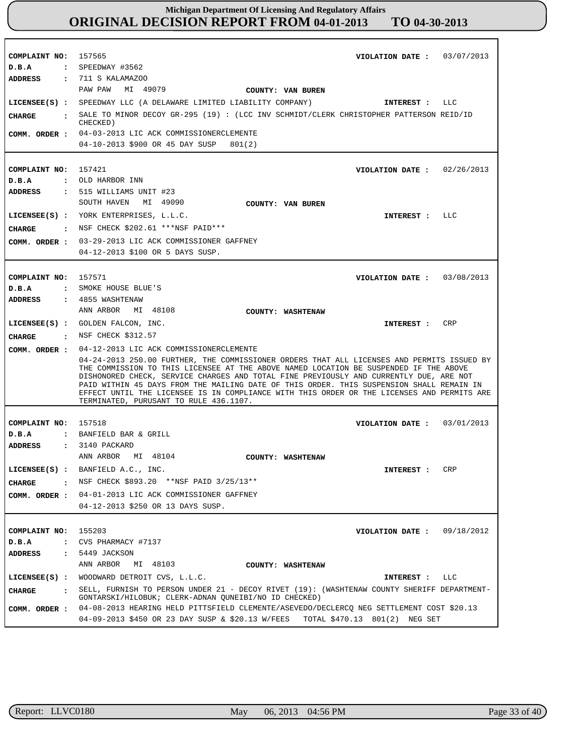# Michigan Department Of Licensing And Regulatory Affairs
## ORIGINAL DECISION REPORT FROM 04-01-2013 TO 04-30-2013

**COMPLAINT NO:** 157565 **VIOLATION DATE :** 03/07/2013
**D.B.A :** SPEEDWAY #3562
**ADDRESS :** 711 S KALAMAZOO
PAW PAW MI 49079 **COUNTY: VAN BUREN**
**LICENSEE(S) :** SPEEDWAY LLC (A DELAWARE LIMITED LIABILITY COMPANY) **INTEREST :** LLC
**CHARGE :** SALE TO MINOR DECOY GR-295 (19) : (LCC INV SCHMIDT/CLERK CHRISTOPHER PATTERSON REID/ID CHECKED)
**COMM. ORDER :** 04-03-2013 LIC ACK COMMISSIONERCLEMENTE
04-10-2013 $900 OR 45 DAY SUSP 801(2)

---

**COMPLAINT NO:** 157421 **VIOLATION DATE :** 02/26/2013
**D.B.A :** OLD HARBOR INN
**ADDRESS :** 515 WILLIAMS UNIT #23
SOUTH HAVEN MI 49090 **COUNTY: VAN BUREN**
**LICENSEE(S) :** YORK ENTERPRISES, L.L.C. **INTEREST :** LLC
**CHARGE :** NSF CHECK $202.61 ***NSF PAID***
**COMM. ORDER :** 03-29-2013 LIC ACK COMMISSIONER GAFFNEY
04-12-2013 $100 OR 5 DAYS SUSP.

---

**COMPLAINT NO:** 157571 **VIOLATION DATE :** 03/08/2013
**D.B.A :** SMOKE HOUSE BLUE'S
**ADDRESS :** 4855 WASHTENAW
ANN ARBOR MI 48108 **COUNTY: WASHTENAW**
**LICENSEE(S) :** GOLDEN FALCON, INC. **INTEREST :** CRP
**CHARGE :** NSF CHECK $312.57
**COMM. ORDER :** 04-12-2013 LIC ACK COMMISSIONERCLEMENTE
04-24-2013 250.00 FURTHER, THE COMMISSIONER ORDERS THAT ALL LICENSES AND PERMITS ISSUED BY THE COMMISSION TO THIS LICENSEE AT THE ABOVE NAMED LOCATION BE SUSPENDED IF THE ABOVE DISHONORED CHECK, SERVICE CHARGES AND TOTAL FINE PREVIOUSLY AND CURRENTLY DUE, ARE NOT PAID WITHIN 45 DAYS FROM THE MAILING DATE OF THIS ORDER. THIS SUSPENSION SHALL REMAIN IN EFFECT UNTIL THE LICENSEE IS IN COMPLIANCE WITH THIS ORDER OR THE LICENSES AND PERMITS ARE TERMINATED, PURUSANT TO RULE 436.1107.

---

**COMPLAINT NO:** 157518 **VIOLATION DATE :** 03/01/2013
**D.B.A :** BANFIELD BAR & GRILL
**ADDRESS :** 3140 PACKARD
ANN ARBOR MI 48104 **COUNTY: WASHTENAW**
**LICENSEE(S) :** BANFIELD A.C., INC. **INTEREST :** CRP
**CHARGE :** NSF CHECK $893.20 **NSF PAID 3/25/13**
**COMM. ORDER :** 04-01-2013 LIC ACK COMMISSIONER GAFFNEY
04-12-2013 $250 OR 13 DAYS SUSP.

---

**COMPLAINT NO:** 155203 **VIOLATION DATE :** 09/18/2012
**D.B.A :** CVS PHARMACY #7137
**ADDRESS :** 5449 JACKSON
ANN ARBOR MI 48103 **COUNTY: WASHTENAW**
**LICENSEE(S) :** WOODWARD DETROIT CVS, L.L.C. **INTEREST :** LLC
**CHARGE :** SELL, FURNISH TO PERSON UNDER 21 - DECOY RIVET (19): (WASHTENAW COUNTY SHERIFF DEPARTMENT-GONTARSKI/HILOBUK; CLERK-ADNAN QUNEIBI/NO ID CHECKED)
**COMM. ORDER :** 04-08-2013 HEARING HELD PITTSFIELD CLEMENTE/ASEVEDO/DECLERCQ NEG SETTLEMENT COST $20.13
04-09-2013 $450 OR 23 DAY SUSP & $20.13 W/FEES TOTAL $470.13 801(2) NEG SET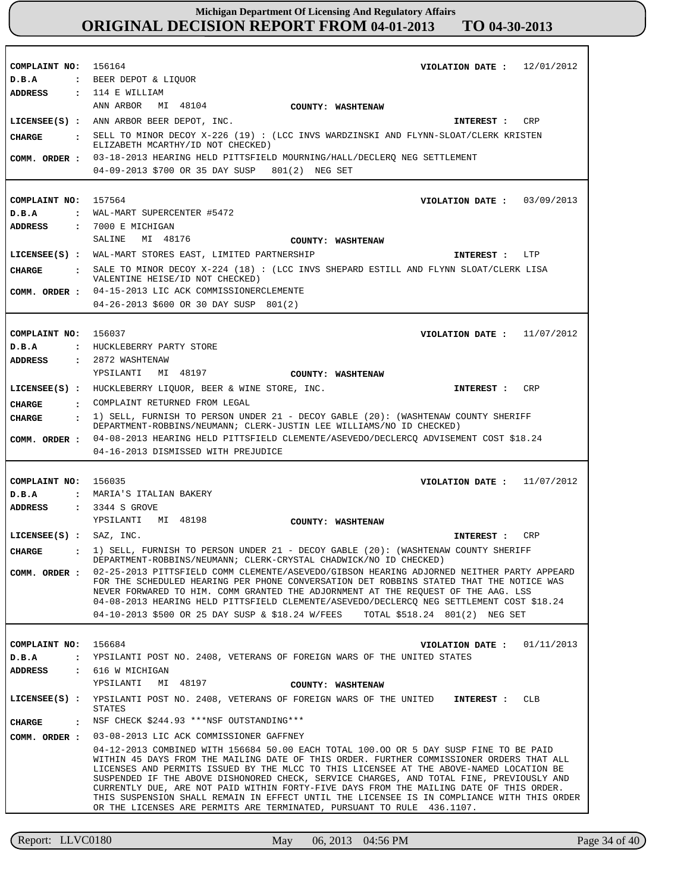# Michigan Department Of Licensing And Regulatory Affairs
## ORIGINAL DECISION REPORT FROM 04-01-2013 TO 04-30-2013

**COMPLAINT NO:** 156164 **VIOLATION DATE :** 12/01/2012
**D.B.A :** BEER DEPOT & LIQUOR
**ADDRESS :** 114 E WILLIAM
ANN ARBOR MI 48104 **COUNTY: WASHTENAW**
**LICENSEE(S) :** ANN ARBOR BEER DEPOT, INC. **INTEREST :** CRP
**CHARGE :** SELL TO MINOR DECOY X-226 (19) : (LCC INVS WARDZINSKI AND FLYNN-SLOAT/CLERK KRISTEN ELIZABETH MCARTHY/ID NOT CHECKED)
**COMM. ORDER :** 03-18-2013 HEARING HELD PITTSFIELD MOURNING/HALL/DECLERQ NEG SETTLEMENT
04-09-2013 $700 OR 35 DAY SUSP 801(2) NEG SET

---

**COMPLAINT NO:** 157564 **VIOLATION DATE :** 03/09/2013
**D.B.A :** WAL-MART SUPERCENTER #5472
**ADDRESS :** 7000 E MICHIGAN
SALINE MI 48176 **COUNTY: WASHTENAW**
**LICENSEE(S) :** WAL-MART STORES EAST, LIMITED PARTNERSHIP **INTEREST :** LTP
**CHARGE :** SALE TO MINOR DECOY X-224 (18) : (LCC INVS SHEPARD ESTILL AND FLYNN SLOAT/CLERK LISA VALENTINE HEISE/ID NOT CHECKED)
**COMM. ORDER :** 04-15-2013 LIC ACK COMMISSIONERCLEMENTE
04-26-2013 $600 OR 30 DAY SUSP 801(2)

---

**COMPLAINT NO:** 156037 **VIOLATION DATE :** 11/07/2012
**D.B.A :** HUCKLEBERRY PARTY STORE
**ADDRESS :** 2872 WASHTENAW
YPSILANTI MI 48197 **COUNTY: WASHTENAW**
**LICENSEE(S) :** HUCKLEBERRY LIQUOR, BEER & WINE STORE, INC. **INTEREST :** CRP
**CHARGE :** COMPLAINT RETURNED FROM LEGAL
**CHARGE :** 1) SELL, FURNISH TO PERSON UNDER 21 - DECOY GABLE (20): (WASHTENAW COUNTY SHERIFF DEPARTMENT-ROBBINS/NEUMANN; CLERK-JUSTIN LEE WILLIAMS/NO ID CHECKED)
**COMM. ORDER :** 04-08-2013 HEARING HELD PITTSFIELD CLEMENTE/ASEVEDO/DECLERCQ ADVISEMENT COST $18.24
04-16-2013 DISMISSED WITH PREJUDICE

---

**COMPLAINT NO:** 156035 **VIOLATION DATE :** 11/07/2012
**D.B.A :** MARIA'S ITALIAN BAKERY
**ADDRESS :** 3344 S GROVE
YPSILANTI MI 48198 **COUNTY: WASHTENAW**
**LICENSEE(S) :** SAZ, INC. **INTEREST :** CRP
**CHARGE :** 1) SELL, FURNISH TO PERSON UNDER 21 - DECOY GABLE (20): (WASHTENAW COUNTY SHERIFF DEPARTMENT-ROBBINS/NEUMANN; CLERK-CRYSTAL CHADWICK/NO ID CHECKED)
**COMM. ORDER :** 02-25-2013 PITTSFIELD COMM CLEMENTE/ASEVEDO/GIBSON HEARING ADJORNED NEITHER PARTY APPEARD FOR THE SCHEDULED HEARING PER PHONE CONVERSATION DET ROBBINS STATED THAT THE NOTICE WAS NEVER FORWARDED TO HIM. COMM GRANTED THE ADJORNMENT AT THE REQUEST OF THE AAG. LSS
04-08-2013 HEARING HELD PITTSFIELD CLEMENTE/ASEVEDO/DECLERCQ NEG SETTLEMENT COST $18.24
04-10-2013 $500 OR 25 DAY SUSP & $18.24 W/FEES TOTAL $518.24 801(2) NEG SET

---

**COMPLAINT NO:** 156684 **VIOLATION DATE :** 01/11/2013
**D.B.A :** YPSILANTI POST NO. 2408, VETERANS OF FOREIGN WARS OF THE UNITED STATES
**ADDRESS :** 616 W MICHIGAN
YPSILANTI MI 48197 **COUNTY: WASHTENAW**
**LICENSEE(S) :** YPSILANTI POST NO. 2408, VETERANS OF FOREIGN WARS OF THE UNITED STATES **INTEREST :** CLB
**CHARGE :** NSF CHECK $244.93 ***NSF OUTSTANDING***
**COMM. ORDER :** 03-08-2013 LIC ACK COMMISSIONER GAFFNEY
04-12-2013 COMBINED WITH 156684 50.00 EACH TOTAL 100.OO OR 5 DAY SUSP FINE TO BE PAID WITHIN 45 DAYS FROM THE MAILING DATE OF THIS ORDER. FURTHER COMMISSIONER ORDERS THAT ALL LICENSES AND PERMITS ISSUED BY THE MLCC TO THIS LICENSEE AT THE ABOVE-NAMED LOCATION BE SUSPENDED IF THE ABOVE DISHONORED CHECK, SERVICE CHARGES, AND TOTAL FINE, PREVIOUSLY AND CURRENTLY DUE, ARE NOT PAID WITHIN FORTY-FIVE DAYS FROM THE MAILING DATE OF THIS ORDER. THIS SUSPENSION SHALL REMAIN IN EFFECT UNTIL THE LICENSEE IS IN COMPLIANCE WITH THIS ORDER OR THE LICENSES ARE PERMITS ARE TERMINATED, PURSUANT TO RULE 436.1107.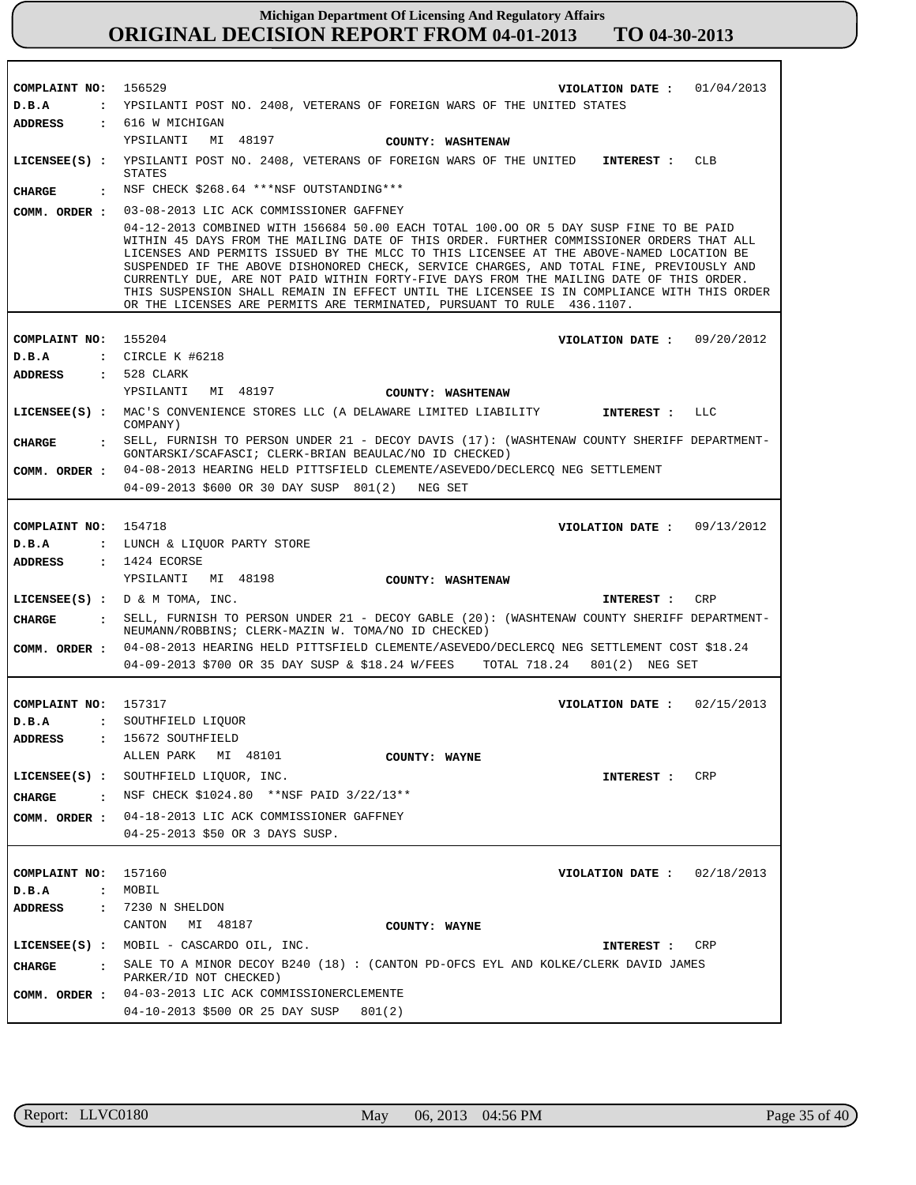# Michigan Department Of Licensing And Regulatory Affairs
## ORIGINAL DECISION REPORT FROM 04-01-2013 TO 04-30-2013

**COMPLAINT NO:** 156529 **VIOLATION DATE :** 01/04/2013
**D.B.A :** YPSILANTI POST NO. 2408, VETERANS OF FOREIGN WARS OF THE UNITED STATES
**ADDRESS :** 616 W MICHIGAN
YPSILANTI MI 48197 **COUNTY: WASHTENAW**
**LICENSEE(S) :** YPSILANTI POST NO. 2408, VETERANS OF FOREIGN WARS OF THE UNITED STATES **INTEREST :** CLB
**CHARGE :** NSF CHECK $268.64 ***NSF OUTSTANDING***
**COMM. ORDER :** 03-08-2013 LIC ACK COMMISSIONER GAFFNEY
04-12-2013 COMBINED WITH 156684 50.00 EACH TOTAL 100.OO OR 5 DAY SUSP FINE TO BE PAID WITHIN 45 DAYS FROM THE MAILING DATE OF THIS ORDER. FURTHER COMMISSIONER ORDERS THAT ALL LICENSES AND PERMITS ISSUED BY THE MLCC TO THIS LICENSEE AT THE ABOVE-NAMED LOCATION BE SUSPENDED IF THE ABOVE DISHONORED CHECK, SERVICE CHARGES, AND TOTAL FINE, PREVIOUSLY AND CURRENTLY DUE, ARE NOT PAID WITHIN FORTY-FIVE DAYS FROM THE MAILING DATE OF THIS ORDER. THIS SUSPENSION SHALL REMAIN IN EFFECT UNTIL THE LICENSEE IS IN COMPLIANCE WITH THIS ORDER OR THE LICENSES ARE PERMITS ARE TERMINATED, PURSUANT TO RULE 436.1107.

---

**COMPLAINT NO:** 155204 **VIOLATION DATE :** 09/20/2012
**D.B.A :** CIRCLE K #6218
**ADDRESS :** 528 CLARK
YPSILANTI MI 48197 **COUNTY: WASHTENAW**
**LICENSEE(S) :** MAC'S CONVENIENCE STORES LLC (A DELAWARE LIMITED LIABILITY COMPANY) **INTEREST :** LLC
**CHARGE :** SELL, FURNISH TO PERSON UNDER 21 - DECOY DAVIS (17): (WASHTENAW COUNTY SHERIFF DEPARTMENT-GONTARSKI/SCAFASCI; CLERK-BRIAN BEAULAC/NO ID CHECKED)
**COMM. ORDER :** 04-08-2013 HEARING HELD PITTSFIELD CLEMENTE/ASEVEDO/DECLERCQ NEG SETTLEMENT
04-09-2013 $600 OR 30 DAY SUSP 801(2) NEG SET

---

**COMPLAINT NO:** 154718 **VIOLATION DATE :** 09/13/2012
**D.B.A :** LUNCH & LIQUOR PARTY STORE
**ADDRESS :** 1424 ECORSE
YPSILANTI MI 48198 **COUNTY: WASHTENAW**
**LICENSEE(S) :** D & M TOMA, INC. **INTEREST :** CRP
**CHARGE :** SELL, FURNISH TO PERSON UNDER 21 - DECOY GABLE (20): (WASHTENAW COUNTY SHERIFF DEPARTMENT-NEUMANN/ROBBINS; CLERK-MAZIN W. TOMA/NO ID CHECKED)
**COMM. ORDER :** 04-08-2013 HEARING HELD PITTSFIELD CLEMENTE/ASEVEDO/DECLERCQ NEG SETTLEMENT COST $18.24
04-09-2013 $700 OR 35 DAY SUSP & $18.24 W/FEES TOTAL 718.24 801(2) NEG SET

---

**COMPLAINT NO:** 157317 **VIOLATION DATE :** 02/15/2013
**D.B.A :** SOUTHFIELD LIQUOR
**ADDRESS :** 15672 SOUTHFIELD
ALLEN PARK MI 48101 **COUNTY: WAYNE**
**LICENSEE(S) :** SOUTHFIELD LIQUOR, INC. **INTEREST :** CRP
**CHARGE :** NSF CHECK $1024.80 **NSF PAID 3/22/13**
**COMM. ORDER :** 04-18-2013 LIC ACK COMMISSIONER GAFFNEY
04-25-2013 $50 OR 3 DAYS SUSP.

---

**COMPLAINT NO:** 157160 **VIOLATION DATE :** 02/18/2013
**D.B.A :** MOBIL
**ADDRESS :** 7230 N SHELDON
CANTON MI 48187 **COUNTY: WAYNE**
**LICENSEE(S) :** MOBIL - CASCARDO OIL, INC. **INTEREST :** CRP
**CHARGE :** SALE TO A MINOR DECOY B240 (18) : (CANTON PD-OFCS EYL AND KOLKE/CLERK DAVID JAMES PARKER/ID NOT CHECKED)
**COMM. ORDER :** 04-03-2013 LIC ACK COMMISSIONERCLEMENTE
04-10-2013 $500 OR 25 DAY SUSP 801(2)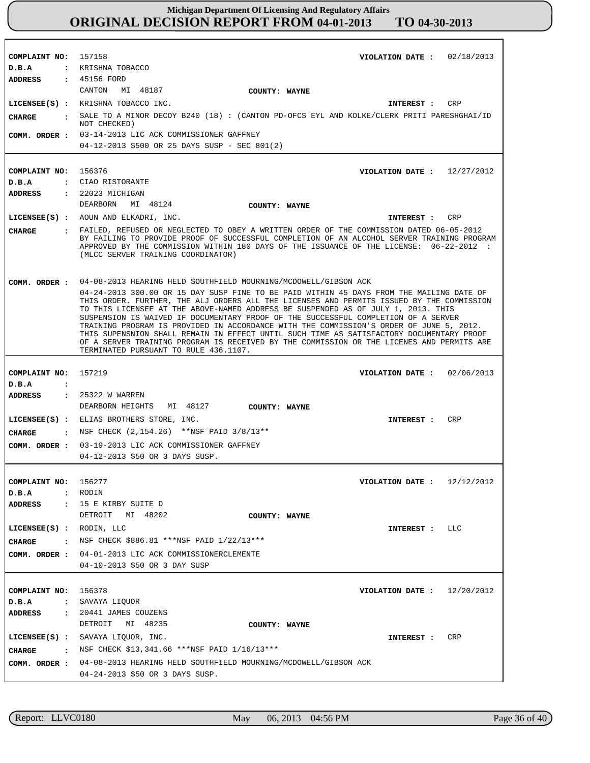# Michigan Department Of Licensing And Regulatory Affairs
## ORIGINAL DECISION REPORT FROM 04-01-2013 TO 04-30-2013

**COMPLAINT NO:** 157158 **VIOLATION DATE :** 02/18/2013
**D.B.A :** KRISHNA TOBACCO
**ADDRESS :** 45156 FORD
CANTON MI 48187 **COUNTY: WAYNE**
**LICENSEE(S) :** KRISHNA TOBACCO INC. **INTEREST :** CRP
**CHARGE :** SALE TO A MINOR DECOY B240 (18) : (CANTON PD-OFCS EYL AND KOLKE/CLERK PRITI PARESHGHAI/ID NOT CHECKED)
**COMM. ORDER :** 03-14-2013 LIC ACK COMMISSIONER GAFFNEY
04-12-2013 $500 OR 25 DAYS SUSP - SEC 801(2)

---

**COMPLAINT NO:** 156376 **VIOLATION DATE :** 12/27/2012
**D.B.A :** CIAO RISTORANTE
**ADDRESS :** 22023 MICHIGAN
DEARBORN MI 48124 **COUNTY: WAYNE**
**LICENSEE(S) :** AOUN AND ELKADRI, INC. **INTEREST :** CRP
**CHARGE :** FAILED, REFUSED OR NEGLECTED TO OBEY A WRITTEN ORDER OF THE COMMISSION DATED 06-05-2012 BY FAILING TO PROVIDE PROOF OF SUCCESSFUL COMPLETION OF AN ALCOHOL SERVER TRAINING PROGRAM APPROVED BY THE COMMISSION WITHIN 180 DAYS OF THE ISSUANCE OF THE LICENSE: 06-22-2012 : (MLCC SERVER TRAINING COORDINATOR)
**COMM. ORDER :** 04-08-2013 HEARING HELD SOUTHFIELD MOURNING/MCDOWELL/GIBSON ACK
04-24-2013 300.00 OR 15 DAY SUSP FINE TO BE PAID WITHIN 45 DAYS FROM THE MAILING DATE OF THIS ORDER. FURTHER, THE ALJ ORDERS ALL THE LICENSES AND PERMITS ISSUED BY THE COMMISSION TO THIS LICENSEE AT THE ABOVE-NAMED ADDRESS BE SUSPENDED AS OF JULY 1, 2013. THIS SUSPENSION IS WAIVED IF DOCUMENTARY PROOF OF THE SUCCESSFUL COMPLETION OF A SERVER TRAINING PROGRAM IS PROVIDED IN ACCORDANCE WITH THE COMMISSION'S ORDER OF JUNE 5, 2012. THIS SUPENSNION SHALL REMAIN IN EFFECT UNTIL SUCH TIME AS SATISFACTORY DOCUMENTARY PROOF OF A SERVER TRAINING PROGRAM IS RECEIVED BY THE COMMISSION OR THE LICENES AND PERMITS ARE TERMINATED PURSUANT TO RULE 436.1107.

---

**COMPLAINT NO:** 157219 **VIOLATION DATE :** 02/06/2013
**D.B.A :**
**ADDRESS :** 25322 W WARREN
DEARBORN HEIGHTS MI 48127 **COUNTY: WAYNE**
**LICENSEE(S) :** ELIAS BROTHERS STORE, INC. **INTEREST :** CRP
**CHARGE :** NSF CHECK (2,154.26) **NSF PAID 3/8/13**
**COMM. ORDER :** 03-19-2013 LIC ACK COMMISSIONER GAFFNEY
04-12-2013 $50 OR 3 DAYS SUSP.

---

**COMPLAINT NO:** 156277 **VIOLATION DATE :** 12/12/2012
**D.B.A :** RODIN
**ADDRESS :** 15 E KIRBY SUITE D
DETROIT MI 48202 **COUNTY: WAYNE**
**LICENSEE(S) :** RODIN, LLC **INTEREST :** LLC
**CHARGE :** NSF CHECK $886.81 ***NSF PAID 1/22/13***
**COMM. ORDER :** 04-01-2013 LIC ACK COMMISSIONERCLEMENTE
04-10-2013 $50 OR 3 DAY SUSP

---

**COMPLAINT NO:** 156378 **VIOLATION DATE :** 12/20/2012
**D.B.A :** SAVAYA LIQUOR
**ADDRESS :** 20441 JAMES COUZENS
DETROIT MI 48235 **COUNTY: WAYNE**
**LICENSEE(S) :** SAVAYA LIQUOR, INC. **INTEREST :** CRP
**CHARGE :** NSF CHECK $13,341.66 ***NSF PAID 1/16/13***
**COMM. ORDER :** 04-08-2013 HEARING HELD SOUTHFIELD MOURNING/MCDOWELL/GIBSON ACK
04-24-2013 $50 OR 3 DAYS SUSP.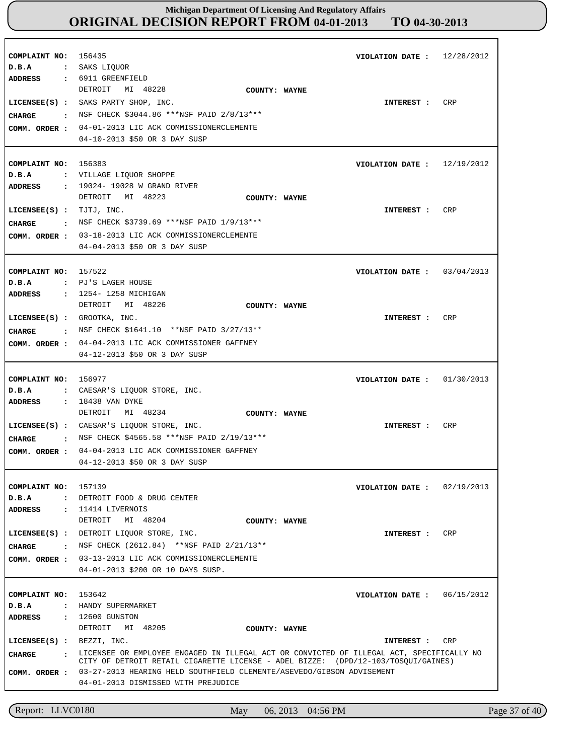# Michigan Department Of Licensing And Regulatory Affairs
## ORIGINAL DECISION REPORT FROM 04-01-2013 TO 04-30-2013

---

**COMPLAINT NO:** 156435 **VIOLATION DATE :** 12/28/2012
**D.B.A :** SAKS LIQUOR
**ADDRESS :** 6911 GREENFIELD
DETROIT MI 48228 **COUNTY: WAYNE**
**LICENSEE(S) :** SAKS PARTY SHOP, INC. **INTEREST :** CRP
**CHARGE :** NSF CHECK $3044.86 ***NSF PAID 2/8/13***
**COMM. ORDER :** 04-01-2013 LIC ACK COMMISSIONERCLEMENTE
04-10-2013 $50 OR 3 DAY SUSP

---

**COMPLAINT NO:** 156383 **VIOLATION DATE :** 12/19/2012
**D.B.A :** VILLAGE LIQUOR SHOPPE
**ADDRESS :** 19024- 19028 W GRAND RIVER
DETROIT MI 48223 **COUNTY: WAYNE**
**LICENSEE(S) :** TJTJ, INC. **INTEREST :** CRP
**CHARGE :** NSF CHECK $3739.69 ***NSF PAID 1/9/13***
**COMM. ORDER :** 03-18-2013 LIC ACK COMMISSIONERCLEMENTE
04-04-2013 $50 OR 3 DAY SUSP

---

**COMPLAINT NO:** 157522 **VIOLATION DATE :** 03/04/2013
**D.B.A :** PJ'S LAGER HOUSE
**ADDRESS :** 1254- 1258 MICHIGAN
DETROIT MI 48226 **COUNTY: WAYNE**
**LICENSEE(S) :** GROOTKA, INC. **INTEREST :** CRP
**CHARGE :** NSF CHECK $1641.10 **NSF PAID 3/27/13**
**COMM. ORDER :** 04-04-2013 LIC ACK COMMISSIONER GAFFNEY
04-12-2013 $50 OR 3 DAY SUSP

---

**COMPLAINT NO:** 156977 **VIOLATION DATE :** 01/30/2013
**D.B.A :** CAESAR'S LIQUOR STORE, INC.
**ADDRESS :** 18438 VAN DYKE
DETROIT MI 48234 **COUNTY: WAYNE**
**LICENSEE(S) :** CAESAR'S LIQUOR STORE, INC. **INTEREST :** CRP
**CHARGE :** NSF CHECK $4565.58 ***NSF PAID 2/19/13***
**COMM. ORDER :** 04-04-2013 LIC ACK COMMISSIONER GAFFNEY
04-12-2013 $50 OR 3 DAY SUSP

---

**COMPLAINT NO:** 157139 **VIOLATION DATE :** 02/19/2013
**D.B.A :** DETROIT FOOD & DRUG CENTER
**ADDRESS :** 11414 LIVERNOIS
DETROIT MI 48204 **COUNTY: WAYNE**
**LICENSEE(S) :** DETROIT LIQUOR STORE, INC. **INTEREST :** CRP
**CHARGE :** NSF CHECK (2612.84) **NSF PAID 2/21/13**
**COMM. ORDER :** 03-13-2013 LIC ACK COMMISSIONERCLEMENTE
04-01-2013 $200 OR 10 DAYS SUSP.

---

**COMPLAINT NO:** 153642 **VIOLATION DATE :** 06/15/2012
**D.B.A :** HANDY SUPERMARKET
**ADDRESS :** 12600 GUNSTON
DETROIT MI 48205 **COUNTY: WAYNE**
**LICENSEE(S) :** BEZZI, INC. **INTEREST :** CRP
**CHARGE :** LICENSEE OR EMPLOYEE ENGAGED IN ILLEGAL ACT OR CONVICTED OF ILLEGAL ACT, SPECIFICALLY NO CITY OF DETROIT RETAIL CIGARETTE LICENSE - ADEL BIZZE: (DPD/12-103/TOSQUI/GAINES)
**COMM. ORDER :** 03-27-2013 HEARING HELD SOUTHFIELD CLEMENTE/ASEVEDO/GIBSON ADVISEMENT
04-01-2013 DISMISSED WITH PREJUDICE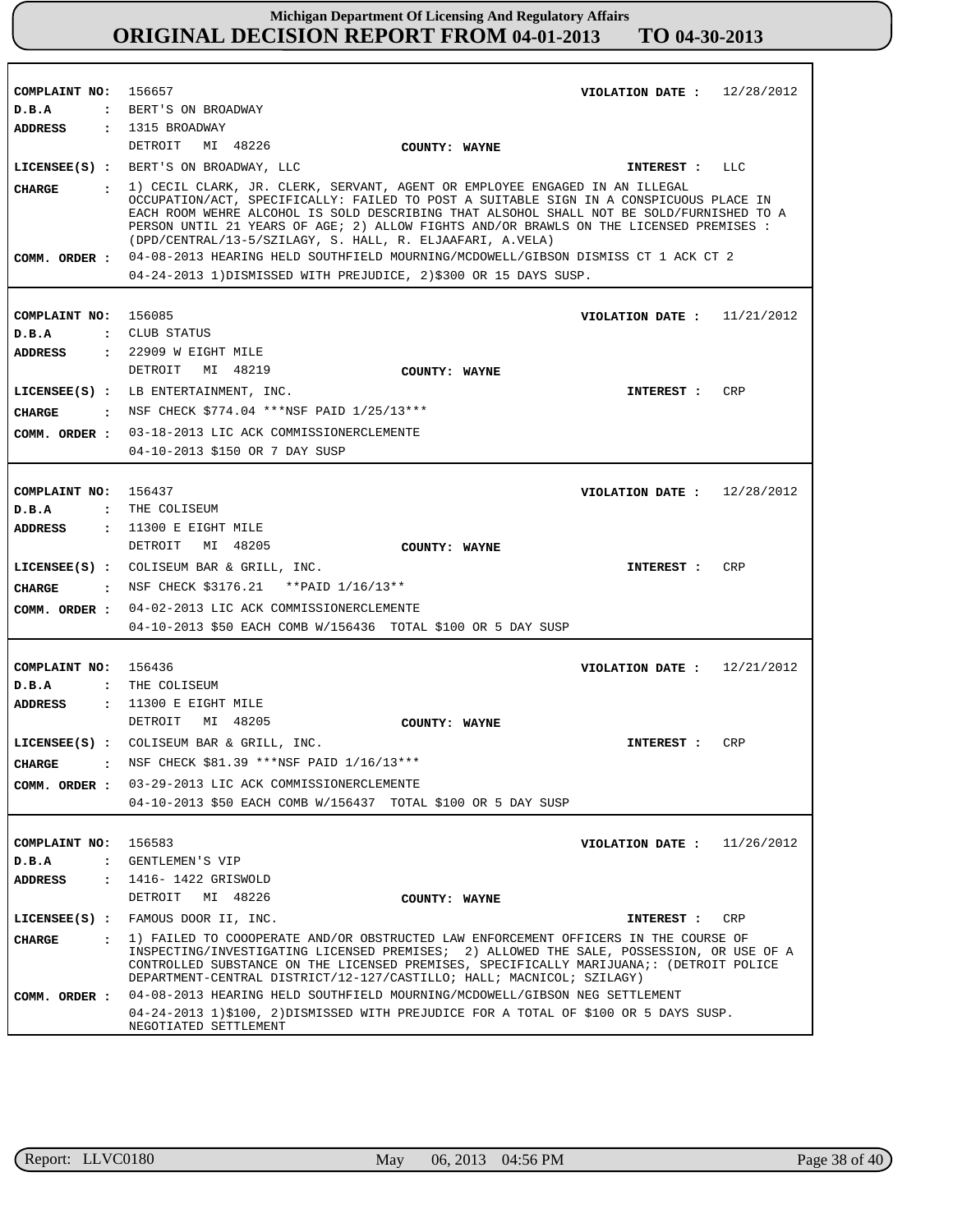# Michigan Department Of Licensing And Regulatory Affairs
## ORIGINAL DECISION REPORT FROM 04-01-2013 TO 04-30-2013

**COMPLAINT NO:** 156657 **VIOLATION DATE :** 12/28/2012
**D.B.A :** BERT'S ON BROADWAY
**ADDRESS :** 1315 BROADWAY
DETROIT MI 48226 **COUNTY: WAYNE**
**LICENSEE(S) :** BERT'S ON BROADWAY, LLC **INTEREST :** LLC
**CHARGE :** 1) CECIL CLARK, JR. CLERK, SERVANT, AGENT OR EMPLOYEE ENGAGED IN AN ILLEGAL OCCUPATION/ACT, SPECIFICALLY: FAILED TO POST A SUITABLE SIGN IN A CONSPICUOUS PLACE IN EACH ROOM WEHRE ALCOHOL IS SOLD DESCRIBING THAT ALSOHOL SHALL NOT BE SOLD/FURNISHED TO A PERSON UNTIL 21 YEARS OF AGE; 2) ALLOW FIGHTS AND/OR BRAWLS ON THE LICENSED PREMISES : (DPD/CENTRAL/13-5/SZILAGY, S. HALL, R. ELJAAFARI, A.VELA)
**COMM. ORDER :** 04-08-2013 HEARING HELD SOUTHFIELD MOURNING/MCDOWELL/GIBSON DISMISS CT 1 ACK CT 2
04-24-2013 1)DISMISSED WITH PREJUDICE, 2)$300 OR 15 DAYS SUSP.

---

**COMPLAINT NO:** 156085 **VIOLATION DATE :** 11/21/2012
**D.B.A :** CLUB STATUS
**ADDRESS :** 22909 W EIGHT MILE
DETROIT MI 48219 **COUNTY: WAYNE**
**LICENSEE(S) :** LB ENTERTAINMENT, INC. **INTEREST :** CRP
**CHARGE :** NSF CHECK $774.04 ***NSF PAID 1/25/13***
**COMM. ORDER :** 03-18-2013 LIC ACK COMMISSIONERCLEMENTE
04-10-2013 $150 OR 7 DAY SUSP

---

**COMPLAINT NO:** 156437 **VIOLATION DATE :** 12/28/2012
**D.B.A :** THE COLISEUM
**ADDRESS :** 11300 E EIGHT MILE
DETROIT MI 48205 **COUNTY: WAYNE**
**LICENSEE(S) :** COLISEUM BAR & GRILL, INC. **INTEREST :** CRP
**CHARGE :** NSF CHECK $3176.21 **PAID 1/16/13**
**COMM. ORDER :** 04-02-2013 LIC ACK COMMISSIONERCLEMENTE
04-10-2013 $50 EACH COMB W/156436 TOTAL $100 OR 5 DAY SUSP

---

**COMPLAINT NO:** 156436 **VIOLATION DATE :** 12/21/2012
**D.B.A :** THE COLISEUM
**ADDRESS :** 11300 E EIGHT MILE
DETROIT MI 48205 **COUNTY: WAYNE**
**LICENSEE(S) :** COLISEUM BAR & GRILL, INC. **INTEREST :** CRP
**CHARGE :** NSF CHECK $81.39 ***NSF PAID 1/16/13***
**COMM. ORDER :** 03-29-2013 LIC ACK COMMISSIONERCLEMENTE
04-10-2013 $50 EACH COMB W/156437 TOTAL $100 OR 5 DAY SUSP

---

**COMPLAINT NO:** 156583 **VIOLATION DATE :** 11/26/2012
**D.B.A :** GENTLEMEN'S VIP
**ADDRESS :** 1416- 1422 GRISWOLD
DETROIT MI 48226 **COUNTY: WAYNE**
**LICENSEE(S) :** FAMOUS DOOR II, INC. **INTEREST :** CRP
**CHARGE :** 1) FAILED TO COOOPERATE AND/OR OBSTRUCTED LAW ENFORCEMENT OFFICERS IN THE COURSE OF INSPECTING/INVESTIGATING LICENSED PREMISES; 2) ALLOWED THE SALE, POSSESSION, OR USE OF A CONTROLLED SUBSTANCE ON THE LICENSED PREMISES, SPECIFICALLY MARIJUANA;: (DETROIT POLICE DEPARTMENT-CENTRAL DISTRICT/12-127/CASTILLO; HALL; MACNICOL; SZILAGY)
**COMM. ORDER :** 04-08-2013 HEARING HELD SOUTHFIELD MOURNING/MCDOWELL/GIBSON NEG SETTLEMENT
04-24-2013 1)$100, 2)DISMISSED WITH PREJUDICE FOR A TOTAL OF $100 OR 5 DAYS SUSP. NEGOTIATED SETTLEMENT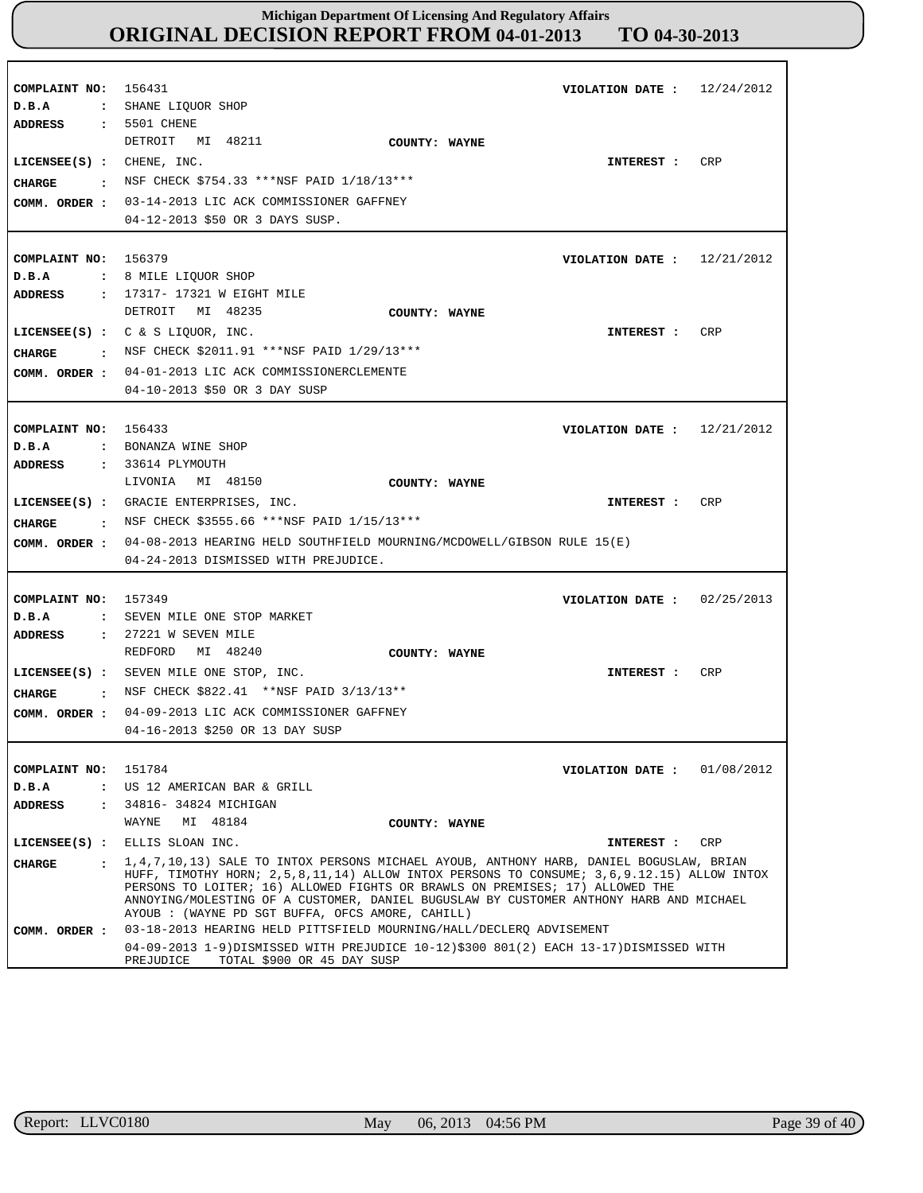**COMPLAINT NO:** 156431 **VIOLATION DATE :** 12/24/2012
**D.B.A :** SHANE LIQUOR SHOP
**ADDRESS :** 5501 CHENE
DETROIT MI 48211 **COUNTY: WAYNE**
**LICENSEE(S) :** CHENE, INC. **INTEREST :** CRP
**CHARGE :** NSF CHECK $754.33 ***NSF PAID 1/18/13***
**COMM. ORDER :** 03-14-2013 LIC ACK COMMISSIONER GAFFNEY
04-12-2013 $50 OR 3 DAYS SUSP.

---

**COMPLAINT NO:** 156379 **VIOLATION DATE :** 12/21/2012
**D.B.A :** 8 MILE LIQUOR SHOP
**ADDRESS :** 17317- 17321 W EIGHT MILE
DETROIT MI 48235 **COUNTY: WAYNE**
**LICENSEE(S) :** C & S LIQUOR, INC. **INTEREST :** CRP
**CHARGE :** NSF CHECK $2011.91 ***NSF PAID 1/29/13***
**COMM. ORDER :** 04-01-2013 LIC ACK COMMISSIONERCLEMENTE
04-10-2013 $50 OR 3 DAY SUSP

---

**COMPLAINT NO:** 156433 **VIOLATION DATE :** 12/21/2012
**D.B.A :** BONANZA WINE SHOP
**ADDRESS :** 33614 PLYMOUTH
LIVONIA MI 48150 **COUNTY: WAYNE**
**LICENSEE(S) :** GRACIE ENTERPRISES, INC. **INTEREST :** CRP
**CHARGE :** NSF CHECK $3555.66 ***NSF PAID 1/15/13***
**COMM. ORDER :** 04-08-2013 HEARING HELD SOUTHFIELD MOURNING/MCDOWELL/GIBSON RULE 15(E)
04-24-2013 DISMISSED WITH PREJUDICE.

---

**COMPLAINT NO:** 157349 **VIOLATION DATE :** 02/25/2013
**D.B.A :** SEVEN MILE ONE STOP MARKET
**ADDRESS :** 27221 W SEVEN MILE
REDFORD MI 48240 **COUNTY: WAYNE**
**LICENSEE(S) :** SEVEN MILE ONE STOP, INC. **INTEREST :** CRP
**CHARGE :** NSF CHECK $822.41 **NSF PAID 3/13/13**
**COMM. ORDER :** 04-09-2013 LIC ACK COMMISSIONER GAFFNEY
04-16-2013 $250 OR 13 DAY SUSP

---

**COMPLAINT NO:** 151784 **VIOLATION DATE :** 01/08/2012
**D.B.A :** US 12 AMERICAN BAR & GRILL
**ADDRESS :** 34816- 34824 MICHIGAN
WAYNE MI 48184 **COUNTY: WAYNE**
**LICENSEE(S) :** ELLIS SLOAN INC. **INTEREST :** CRP
**CHARGE :** 1,4,7,10,13) SALE TO INTOX PERSONS MICHAEL AYOUB, ANTHONY HARB, DANIEL BOGUSLAW, BRIAN HUFF, TIMOTHY HORN; 2,5,8,11,14) ALLOW INTOX PERSONS TO CONSUME; 3,6,9.12.15) ALLOW INTOX PERSONS TO LOITER; 16) ALLOWED FIGHTS OR BRAWLS ON PREMISES; 17) ALLOWED THE ANNOYING/MOLESTING OF A CUSTOMER, DANIEL BUGUSLAW BY CUSTOMER ANTHONY HARB AND MICHAEL AYOUB : (WAYNE PD SGT BUFFA, OFCS AMORE, CAHILL)
**COMM. ORDER :** 03-18-2013 HEARING HELD PITTSFIELD MOURNING/HALL/DECLERQ ADVISEMENT
04-09-2013 1-9)DISMISSED WITH PREJUDICE 10-12)$300 801(2) EACH 13-17)DISMISSED WITH PREJUDICE TOTAL $900 OR 45 DAY SUSP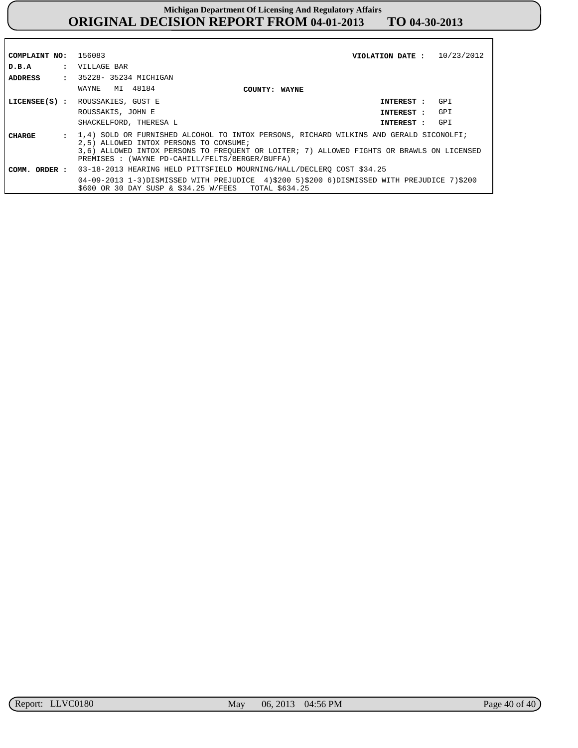**Michigan Department Of Licensing And Regulatory Affairs**

# ORIGINAL DECISION REPORT FROM 04-01-2013 TO 04-30-2013

| | | | |
|---|---|---|---|
| **COMPLAINT NO:** | 156083 | **VIOLATION DATE :** | 10/23/2012 |
| **D.B.A :** | VILLAGE BAR | | |
| **ADDRESS :** | 35228- 35234 MICHIGAN<br>WAYNE MI 48184 | **COUNTY: WAYNE** | |
| **LICENSEE(S) :** | ROUSSAKIES, GUST E | **INTEREST :** | GPI |
| | ROUSSAKIS, JOHN E | **INTEREST :** | GPI |
| | SHACKELFORD, THERESA L | **INTEREST :** | GPI |
| **CHARGE :** | 1,4) SOLD OR FURNISHED ALCOHOL TO INTOX PERSONS, RICHARD WILKINS AND GERALD SICONOLFI;<br>2,5) ALLOWED INTOX PERSONS TO CONSUME;<br>3,6) ALLOWED INTOX PERSONS TO FREQUENT OR LOITER; 7) ALLOWED FIGHTS OR BRAWLS ON LICENSED PREMISES : (WAYNE PD-CAHILL/FELTS/BERGER/BUFFA) | | |
| **COMM. ORDER :** | 03-18-2013 HEARING HELD PITTSFIELD MOURNING/HALL/DECLERQ COST $34.25<br>04-09-2013 1-3)DISMISSED WITH PREJUDICE 4)$200 5)$200 6)DISMISSED WITH PREJUDICE 7)$200 $600 OR 30 DAY SUSP & $34.25 W/FEES TOTAL $634.25 | | |

Report: LLVC0180 May 06, 2013 04:56 PM